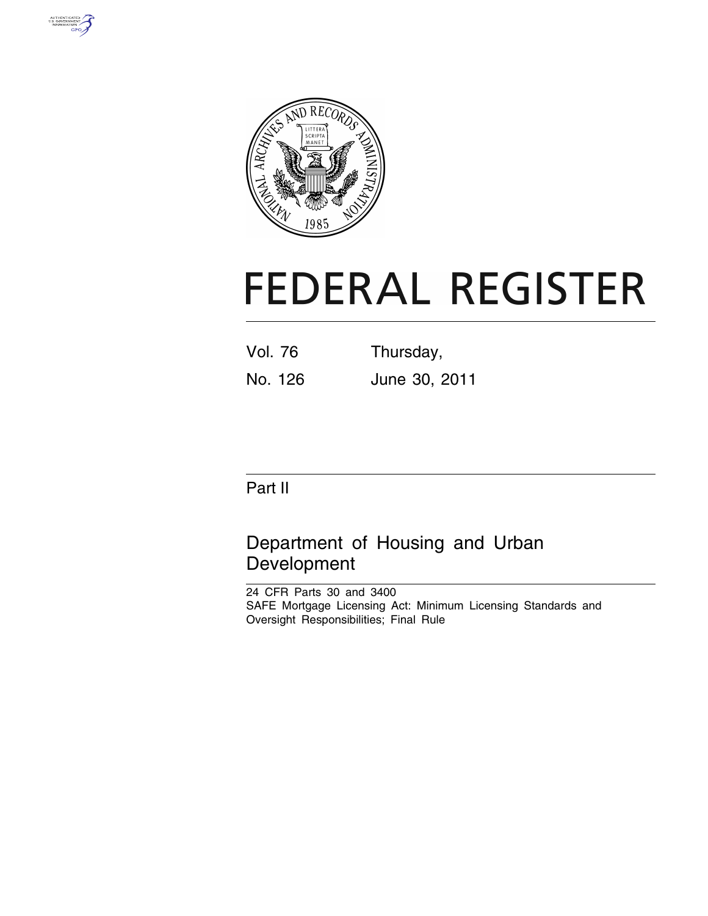# FEDERAL REGISTER

Vol. 76 Thursday,

No. 126 June 30, 2011

## Part II

## Department of Housing and Urban Development

24 CFR Parts 30 and 3400

SAFE Mortgage Licensing Act: Minimum Licensing Standards and Oversight Responsibilities; Final Rule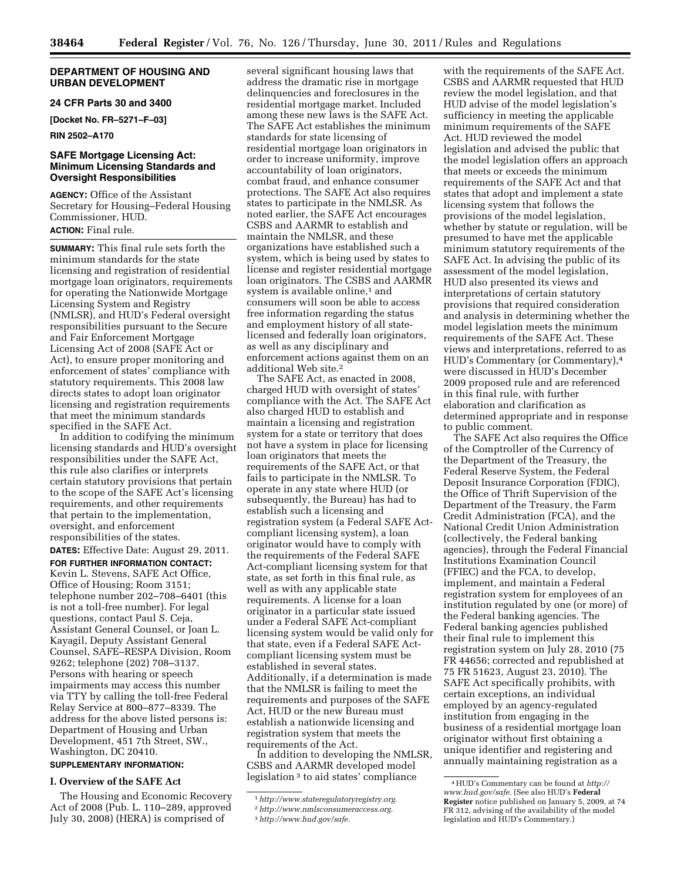**DEPARTMENT OF HOUSING AND URBAN DEVELOPMENT**

**24 CFR Parts 30 and 3400**

**[Docket No. FR–5271–F–03]**

**RIN 2502–A170**

## SAFE Mortgage Licensing Act: Minimum Licensing Standards and Oversight Responsibilities

**AGENCY:** Office of the Assistant Secretary for Housing–Federal Housing Commissioner, HUD.

**ACTION:** Final rule.

**SUMMARY:** This final rule sets forth the minimum standards for the state licensing and registration of residential mortgage loan originators, requirements for operating the Nationwide Mortgage Licensing System and Registry (NMLSR), and HUD's Federal oversight responsibilities pursuant to the Secure and Fair Enforcement Mortgage Licensing Act of 2008 (SAFE Act or Act), to ensure proper monitoring and enforcement of states' compliance with statutory requirements. This 2008 law directs states to adopt loan originator licensing and registration requirements that meet the minimum standards specified in the SAFE Act.

In addition to codifying the minimum licensing standards and HUD's oversight responsibilities under the SAFE Act, this rule also clarifies or interprets certain statutory provisions that pertain to the scope of the SAFE Act's licensing requirements, and other requirements that pertain to the implementation, oversight, and enforcement responsibilities of the states.

**DATES:** Effective Date: August 29, 2011.

**FOR FURTHER INFORMATION CONTACT:** Kevin L. Stevens, SAFE Act Office, Office of Housing; Room 3151; telephone number 202–708–6401 (this is not a toll-free number). For legal questions, contact Paul S. Ceja, Assistant General Counsel, or Joan L. Kayagil, Deputy Assistant General Counsel, SAFE–RESPA Division, Room 9262; telephone (202) 708–3137. Persons with hearing or speech impairments may access this number via TTY by calling the toll-free Federal Relay Service at 800–877–8339. The address for the above listed persons is: Department of Housing and Urban Development, 451 7th Street, SW., Washington, DC 20410.

**SUPPLEMENTARY INFORMATION:**

### I. Overview of the SAFE Act

The Housing and Economic Recovery Act of 2008 (Pub. L. 110–289, approved July 30, 2008) (HERA) is comprised of several significant housing laws that address the dramatic rise in mortgage delinquencies and foreclosures in the residential mortgage market. Included among these new laws is the SAFE Act. The SAFE Act establishes the minimum standards for state licensing of residential mortgage loan originators in order to increase uniformity, improve accountability of loan originators, combat fraud, and enhance consumer protections. The SAFE Act also requires states to participate in the NMLSR. As noted earlier, the SAFE Act encourages CSBS and AARMR to establish and maintain the NMLSR, and these organizations have established such a system, which is being used by states to license and register residential mortgage loan originators. The CSBS and AARMR system is available online,[1] and consumers will soon be able to access free information regarding the status and employment history of all state-licensed and federally loan originators, as well as any disciplinary and enforcement actions against them on an additional Web site.[2]

The SAFE Act, as enacted in 2008, charged HUD with oversight of states' compliance with the Act. The SAFE Act also charged HUD to establish and maintain a licensing and registration system for a state or territory that does not have a system in place for licensing loan originators that meets the requirements of the SAFE Act, or that fails to participate in the NMLSR. To operate in any state where HUD (or subsequently, the Bureau) has had to establish such a licensing and registration system (a Federal SAFE Act-compliant licensing system), a loan originator would have to comply with the requirements of the Federal SAFE Act-compliant licensing system for that state, as set forth in this final rule, as well as with any applicable state requirements. A license for a loan originator in a particular state issued under a Federal SAFE Act-compliant licensing system would be valid only for that state, even if a Federal SAFE Act-compliant licensing system must be established in several states. Additionally, if a determination is made that the NMLSR is failing to meet the requirements and purposes of the SAFE Act, HUD or the new Bureau must establish a nationwide licensing and registration system that meets the requirements of the Act.

In addition to developing the NMLSR, CSBS and AARMR developed model legislation[3] to aid states' compliance with the requirements of the SAFE Act. CSBS and AARMR requested that HUD review the model legislation, and that HUD advise of the model legislation's sufficiency in meeting the applicable minimum requirements of the SAFE Act. HUD reviewed the model legislation and advised the public that the model legislation offers an approach that meets or exceeds the minimum requirements of the SAFE Act and that states that adopt and implement a state licensing system that follows the provisions of the model legislation, whether by statute or regulation, will be presumed to have met the applicable minimum statutory requirements of the SAFE Act. In advising the public of its assessment of the model legislation, HUD also presented its views and interpretations of certain statutory provisions that required consideration and analysis in determining whether the model legislation meets the minimum requirements of the SAFE Act. These views and interpretations, referred to as HUD's Commentary (or Commentary),[4] were discussed in HUD's December 2009 proposed rule and are referenced in this final rule, with further elaboration and clarification as determined appropriate and in response to public comment.

The SAFE Act also requires the Office of the Comptroller of the Currency of the Department of the Treasury, the Federal Reserve System, the Federal Deposit Insurance Corporation (FDIC), the Office of Thrift Supervision of the Department of the Treasury, the Farm Credit Administration (FCA), and the National Credit Union Administration (collectively, the Federal banking agencies), through the Federal Financial Institutions Examination Council (FFIEC) and the FCA, to develop, implement, and maintain a Federal registration system for employees of an institution regulated by one (or more) of the Federal banking agencies. The Federal banking agencies published their final rule to implement this registration system on July 28, 2010 (75 FR 44656; corrected and republished at 75 FR 51623, August 23, 2010). The SAFE Act specifically prohibits, with certain exceptions, an individual employed by an agency-regulated institution from engaging in the business of a residential mortgage loan originator without first obtaining a unique identifier and registering and annually maintaining registration as a

---

[1] *http://www.stateregulatoryregistry.org.*

[2] *http://www.nmlsconsumeraccess.org.*

[3] *http://www.hud.gov/safe.*

[4] HUD's Commentary can be found at *http://www.hud.gov/safe.* (See also HUD's **Federal Register** notice published on January 5, 2009, at 74 FR 312, advising of the availability of the model legislation and HUD's Commentary.)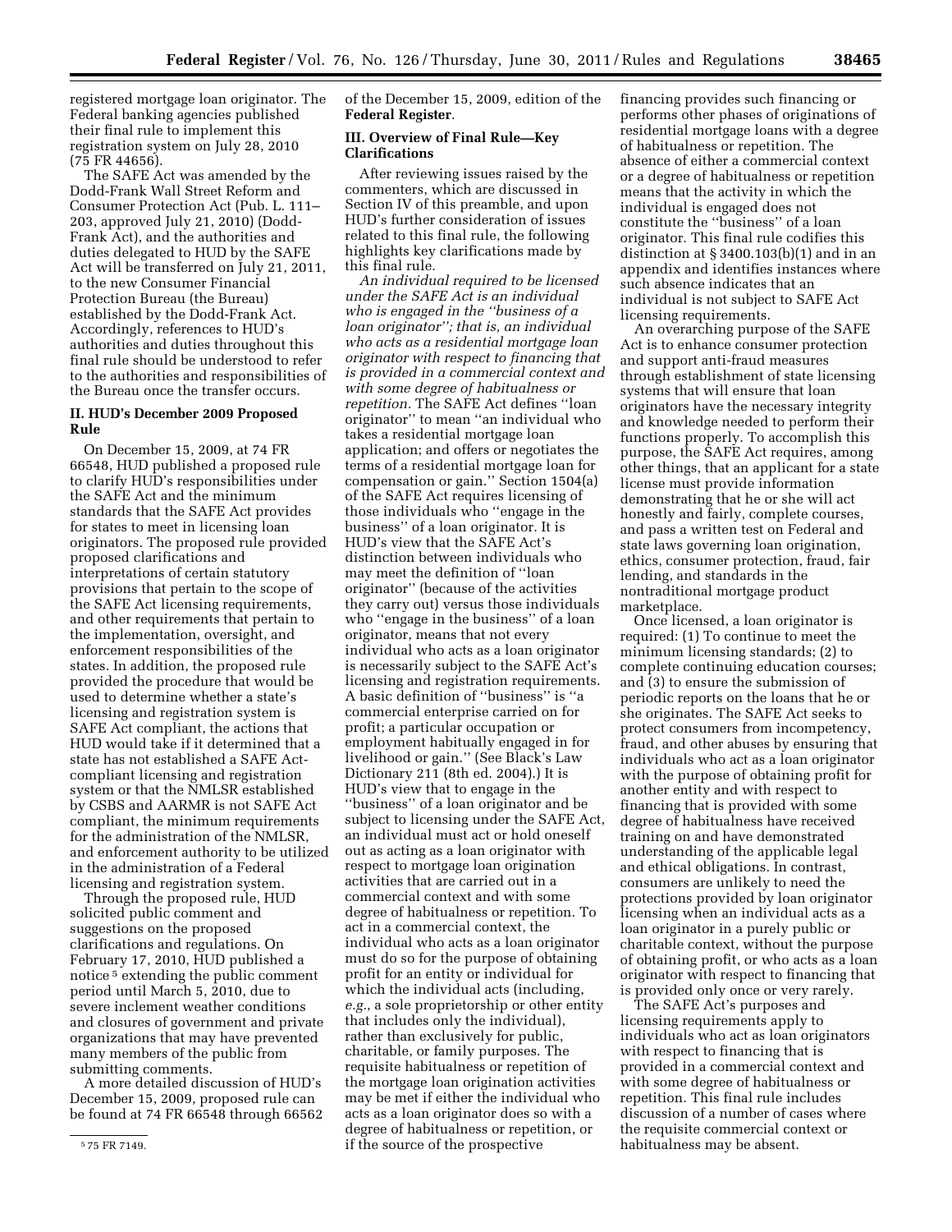registered mortgage loan originator. The Federal banking agencies published their final rule to implement this registration system on July 28, 2010 (75 FR 44656).

The SAFE Act was amended by the Dodd-Frank Wall Street Reform and Consumer Protection Act (Pub. L. 111–203, approved July 21, 2010) (Dodd-Frank Act), and the authorities and duties delegated to HUD by the SAFE Act will be transferred on July 21, 2011, to the new Consumer Financial Protection Bureau (the Bureau) established by the Dodd-Frank Act. Accordingly, references to HUD's authorities and duties throughout this final rule should be understood to refer to the authorities and responsibilities of the Bureau once the transfer occurs.

## II. HUD's December 2009 Proposed Rule

On December 15, 2009, at 74 FR 66548, HUD published a proposed rule to clarify HUD's responsibilities under the SAFE Act and the minimum standards that the SAFE Act provides for states to meet in licensing loan originators. The proposed rule provided proposed clarifications and interpretations of certain statutory provisions that pertain to the scope of the SAFE Act licensing requirements, and other requirements that pertain to the implementation, oversight, and enforcement responsibilities of the states. In addition, the proposed rule provided the procedure that would be used to determine whether a state's licensing and registration system is SAFE Act compliant, the actions that HUD would take if it determined that a state has not established a SAFE Act-compliant licensing and registration system or that the NMLSR established by CSBS and AARMR is not SAFE Act compliant, the minimum requirements for the administration of the NMLSR, and enforcement authority to be utilized in the administration of a Federal licensing and registration system.

Through the proposed rule, HUD solicited public comment and suggestions on the proposed clarifications and regulations. On February 17, 2010, HUD published a notice [5] extending the public comment period until March 5, 2010, due to severe inclement weather conditions and closures of government and private organizations that may have prevented many members of the public from submitting comments.

A more detailed discussion of HUD's December 15, 2009, proposed rule can be found at 74 FR 66548 through 66562 of the December 15, 2009, edition of the **Federal Register**.

[5] 75 FR 7149.

## III. Overview of Final Rule—Key Clarifications

After reviewing issues raised by the commenters, which are discussed in Section IV of this preamble, and upon HUD's further consideration of issues related to this final rule, the following highlights key clarifications made by this final rule.

*An individual required to be licensed under the SAFE Act is an individual who is engaged in the "business of a loan originator"; that is, an individual who acts as a residential mortgage loan originator with respect to financing that is provided in a commercial context and with some degree of habitualness or repetition.* The SAFE Act defines "loan originator" to mean "an individual who takes a residential mortgage loan application; and offers or negotiates the terms of a residential mortgage loan for compensation or gain." Section 1504(a) of the SAFE Act requires licensing of those individuals who "engage in the business" of a loan originator. It is HUD's view that the SAFE Act's distinction between individuals who may meet the definition of "loan originator" (because of the activities they carry out) versus those individuals who "engage in the business" of a loan originator, means that not every individual who acts as a loan originator is necessarily subject to the SAFE Act's licensing and registration requirements. A basic definition of "business" is "a commercial enterprise carried on for profit; a particular occupation or employment habitually engaged in for livelihood or gain." (See Black's Law Dictionary 211 (8th ed. 2004).) It is HUD's view that to engage in the "business" of a loan originator and be subject to licensing under the SAFE Act, an individual must act or hold oneself out as acting as a loan originator with respect to mortgage loan origination activities that are carried out in a commercial context and with some degree of habitualness or repetition. To act in a commercial context, the individual who acts as a loan originator must do so for the purpose of obtaining profit for an entity or individual for which the individual acts (including, *e.g.*, a sole proprietorship or other entity that includes only the individual), rather than exclusively for public, charitable, or family purposes. The requisite habitualness or repetition of the mortgage loan origination activities may be met if either the individual who acts as a loan originator does so with a degree of habitualness or repetition, or if the source of the prospective financing provides such financing or performs other phases of originations of residential mortgage loans with a degree of habitualness or repetition. The absence of either a commercial context or a degree of habitualness or repetition means that the activity in which the individual is engaged does not constitute the "business" of a loan originator. This final rule codifies this distinction at § 3400.103(b)(1) and in an appendix and identifies instances where such absence indicates that an individual is not subject to SAFE Act licensing requirements.

An overarching purpose of the SAFE Act is to enhance consumer protection and support anti-fraud measures through establishment of state licensing systems that will ensure that loan originators have the necessary integrity and knowledge needed to perform their functions properly. To accomplish this purpose, the SAFE Act requires, among other things, that an applicant for a state license must provide information demonstrating that he or she will act honestly and fairly, complete courses, and pass a written test on Federal and state laws governing loan origination, ethics, consumer protection, fraud, fair lending, and standards in the nontraditional mortgage product marketplace.

Once licensed, a loan originator is required: (1) To continue to meet the minimum licensing standards; (2) to complete continuing education courses; and (3) to ensure the submission of periodic reports on the loans that he or she originates. The SAFE Act seeks to protect consumers from incompetency, fraud, and other abuses by ensuring that individuals who act as a loan originator with the purpose of obtaining profit for another entity and with respect to financing that is provided with some degree of habitualness have received training on and have demonstrated understanding of the applicable legal and ethical obligations. In contrast, consumers are unlikely to need the protections provided by loan originator licensing when an individual acts as a loan originator in a purely public or charitable context, without the purpose of obtaining profit, or who acts as a loan originator with respect to financing that is provided only once or very rarely.

The SAFE Act's purposes and licensing requirements apply to individuals who act as loan originators with respect to financing that is provided in a commercial context and with some degree of habitualness or repetition. This final rule includes discussion of a number of cases where the requisite commercial context or habitualness may be absent.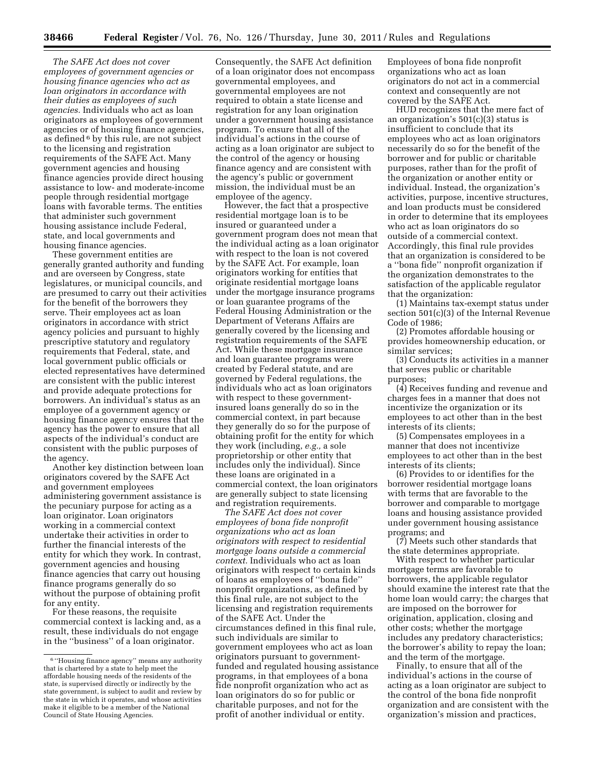*The SAFE Act does not cover employees of government agencies or housing finance agencies who act as loan originators in accordance with their duties as employees of such agencies.* Individuals who act as loan originators as employees of government agencies or of housing finance agencies, as defined [6] by this rule, are not subject to the licensing and registration requirements of the SAFE Act. Many government agencies and housing finance agencies provide direct housing assistance to low- and moderate-income people through residential mortgage loans with favorable terms. The entities that administer such government housing assistance include Federal, state, and local governments and housing finance agencies.

These government entities are generally granted authority and funding and are overseen by Congress, state legislatures, or municipal councils, and are presumed to carry out their activities for the benefit of the borrowers they serve. Their employees act as loan originators in accordance with strict agency policies and pursuant to highly prescriptive statutory and regulatory requirements that Federal, state, and local government public officials or elected representatives have determined are consistent with the public interest and provide adequate protections for borrowers. An individual's status as an employee of a government agency or housing finance agency ensures that the agency has the power to ensure that all aspects of the individual's conduct are consistent with the public purposes of the agency.

Another key distinction between loan originators covered by the SAFE Act and government employees administering government assistance is the pecuniary purpose for acting as a loan originator. Loan originators working in a commercial context undertake their activities in order to further the financial interests of the entity for which they work. In contrast, government agencies and housing finance agencies that carry out housing finance programs generally do so without the purpose of obtaining profit for any entity.

For these reasons, the requisite commercial context is lacking and, as a result, these individuals do not engage in the "business" of a loan originator. Consequently, the SAFE Act definition of a loan originator does not encompass governmental employees, and governmental employees are not required to obtain a state license and registration for any loan origination under a government housing assistance program. To ensure that all of the individual's actions in the course of acting as a loan originator are subject to the control of the agency or housing finance agency and are consistent with the agency's public or government mission, the individual must be an employee of the agency.

However, the fact that a prospective residential mortgage loan is to be insured or guaranteed under a government program does not mean that the individual acting as a loan originator with respect to the loan is not covered by the SAFE Act. For example, loan originators working for entities that originate residential mortgage loans under the mortgage insurance programs or loan guarantee programs of the Federal Housing Administration or the Department of Veterans Affairs are generally covered by the licensing and registration requirements of the SAFE Act. While these mortgage insurance and loan guarantee programs were created by Federal statute, and are governed by Federal regulations, the individuals who act as loan originators with respect to these government-insured loans generally do so in the commercial context, in part because they generally do so for the purpose of obtaining profit for the entity for which they work (including, *e.g.,* a sole proprietorship or other entity that includes only the individual). Since these loans are originated in a commercial context, the loan originators are generally subject to state licensing and registration requirements.

*The SAFE Act does not cover employees of bona fide nonprofit organizations who act as loan originators with respect to residential mortgage loans outside a commercial context.* Individuals who act as loan originators with respect to certain kinds of loans as employees of "bona fide" nonprofit organizations, as defined by this final rule, are not subject to the licensing and registration requirements of the SAFE Act. Under the circumstances defined in this final rule, such individuals are similar to government employees who act as loan originators pursuant to government-funded and regulated housing assistance programs, in that employees of a bona fide nonprofit organization who act as loan originators do so for public or charitable purposes, and not for the profit of another individual or entity. Employees of bona fide nonprofit organizations who act as loan originators do not act in a commercial context and consequently are not covered by the SAFE Act.

HUD recognizes that the mere fact of an organization's 501(c)(3) status is insufficient to conclude that its employees who act as loan originators necessarily do so for the benefit of the borrower and for public or charitable purposes, rather than for the profit of the organization or another entity or individual. Instead, the organization's activities, purpose, incentive structures, and loan products must be considered in order to determine that its employees who act as loan originators do so outside of a commercial context. Accordingly, this final rule provides that an organization is considered to be a "bona fide" nonprofit organization if the organization demonstrates to the satisfaction of the applicable regulator that the organization:

(1) Maintains tax-exempt status under section 501(c)(3) of the Internal Revenue Code of 1986;

(2) Promotes affordable housing or provides homeownership education, or similar services;

(3) Conducts its activities in a manner that serves public or charitable purposes;

(4) Receives funding and revenue and charges fees in a manner that does not incentivize the organization or its employees to act other than in the best interests of its clients;

(5) Compensates employees in a manner that does not incentivize employees to act other than in the best interests of its clients;

(6) Provides to or identifies for the borrower residential mortgage loans with terms that are favorable to the borrower and comparable to mortgage loans and housing assistance provided under government housing assistance programs; and

(7) Meets such other standards that the state determines appropriate.

With respect to whether particular mortgage terms are favorable to borrowers, the applicable regulator should examine the interest rate that the home loan would carry; the charges that are imposed on the borrower for origination, application, closing and other costs; whether the mortgage includes any predatory characteristics; the borrower's ability to repay the loan; and the term of the mortgage.

Finally, to ensure that all of the individual's actions in the course of acting as a loan originator are subject to the control of the bona fide nonprofit organization and are consistent with the organization's mission and practices,

[6] "Housing finance agency" means any authority that is chartered by a state to help meet the affordable housing needs of the residents of the state, is supervised directly or indirectly by the state government, is subject to audit and review by the state in which it operates, and whose activities make it eligible to be a member of the National Council of State Housing Agencies.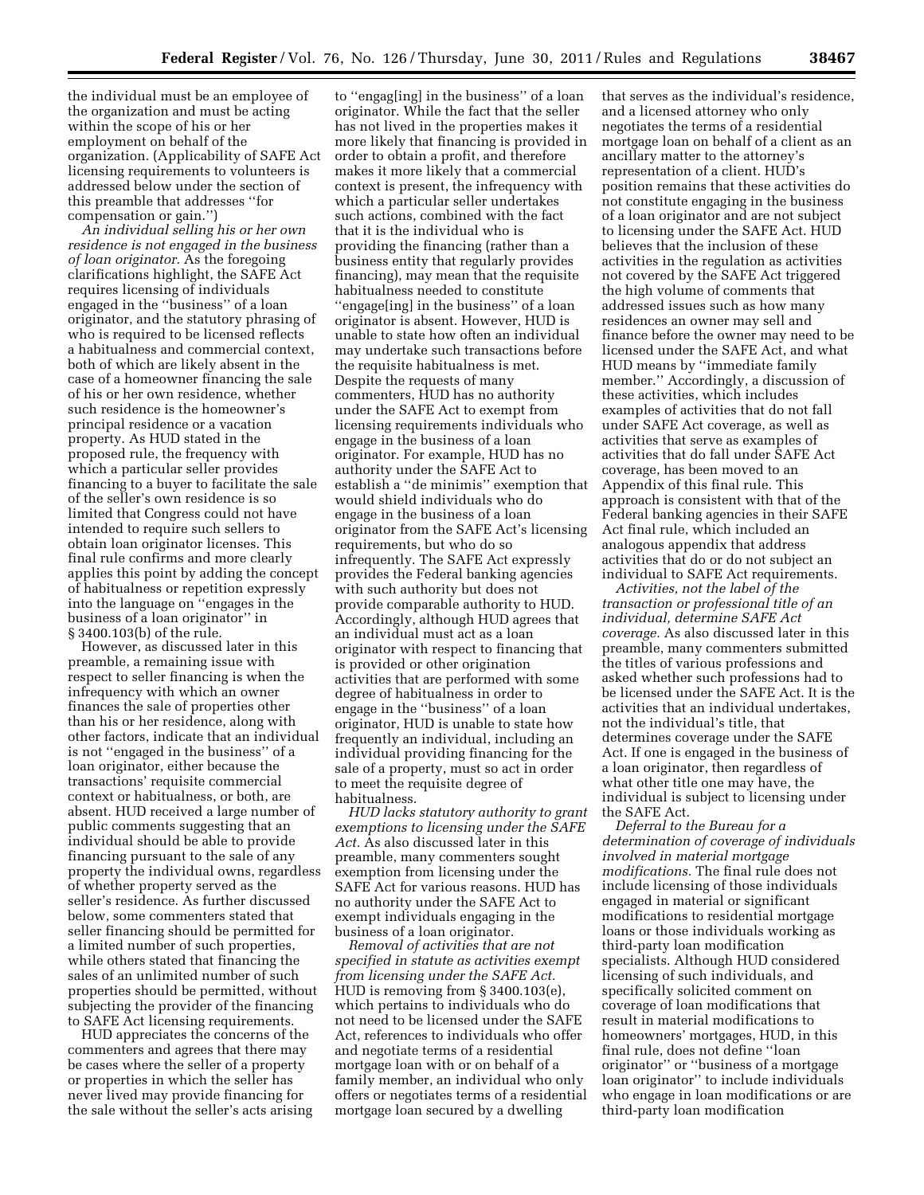the individual must be an employee of the organization and must be acting within the scope of his or her employment on behalf of the organization. (Applicability of SAFE Act licensing requirements to volunteers is addressed below under the section of this preamble that addresses ''for compensation or gain.'')

*An individual selling his or her own residence is not engaged in the business of loan originator.* As the foregoing clarifications highlight, the SAFE Act requires licensing of individuals engaged in the ''business'' of a loan originator, and the statutory phrasing of who is required to be licensed reflects a habitualness and commercial context, both of which are likely absent in the case of a homeowner financing the sale of his or her own residence, whether such residence is the homeowner's principal residence or a vacation property. As HUD stated in the proposed rule, the frequency with which a particular seller provides financing to a buyer to facilitate the sale of the seller's own residence is so limited that Congress could not have intended to require such sellers to obtain loan originator licenses. This final rule confirms and more clearly applies this point by adding the concept of habitualness or repetition expressly into the language on ''engages in the business of a loan originator'' in § 3400.103(b) of the rule.

However, as discussed later in this preamble, a remaining issue with respect to seller financing is when the infrequency with which an owner finances the sale of properties other than his or her residence, along with other factors, indicate that an individual is not ''engaged in the business'' of a loan originator, either because the transactions' requisite commercial context or habitualness, or both, are absent. HUD received a large number of public comments suggesting that an individual should be able to provide financing pursuant to the sale of any property the individual owns, regardless of whether property served as the seller's residence. As further discussed below, some commenters stated that seller financing should be permitted for a limited number of such properties, while others stated that financing the sales of an unlimited number of such properties should be permitted, without subjecting the provider of the financing to SAFE Act licensing requirements.

HUD appreciates the concerns of the commenters and agrees that there may be cases where the seller of a property or properties in which the seller has never lived may provide financing for the sale without the seller's acts arising to ''engag[ing] in the business'' of a loan originator. While the fact that the seller has not lived in the properties makes it more likely that financing is provided in order to obtain a profit, and therefore makes it more likely that a commercial context is present, the infrequency with which a particular seller undertakes such actions, combined with the fact that it is the individual who is providing the financing (rather than a business entity that regularly provides financing), may mean that the requisite habitualness needed to constitute ''engage[ing] in the business'' of a loan originator is absent. However, HUD is unable to state how often an individual may undertake such transactions before the requisite habitualness is met. Despite the requests of many commenters, HUD has no authority under the SAFE Act to exempt from licensing requirements individuals who engage in the business of a loan originator. For example, HUD has no authority under the SAFE Act to establish a ''de minimis'' exemption that would shield individuals who do engage in the business of a loan originator from the SAFE Act's licensing requirements, but who do so infrequently. The SAFE Act expressly provides the Federal banking agencies with such authority but does not provide comparable authority to HUD. Accordingly, although HUD agrees that an individual must act as a loan originator with respect to financing that is provided or other origination activities that are performed with some degree of habitualness in order to engage in the ''business'' of a loan originator, HUD is unable to state how frequently an individual, including an individual providing financing for the sale of a property, must so act in order to meet the requisite degree of habitualness.

*HUD lacks statutory authority to grant exemptions to licensing under the SAFE Act.* As also discussed later in this preamble, many commenters sought exemption from licensing under the SAFE Act for various reasons. HUD has no authority under the SAFE Act to exempt individuals engaging in the business of a loan originator.

*Removal of activities that are not specified in statute as activities exempt from licensing under the SAFE Act.* HUD is removing from § 3400.103(e), which pertains to individuals who do not need to be licensed under the SAFE Act, references to individuals who offer and negotiate terms of a residential mortgage loan with or on behalf of a family member, an individual who only offers or negotiates terms of a residential mortgage loan secured by a dwelling that serves as the individual's residence, and a licensed attorney who only negotiates the terms of a residential mortgage loan on behalf of a client as an ancillary matter to the attorney's representation of a client. HUD's position remains that these activities do not constitute engaging in the business of a loan originator and are not subject to licensing under the SAFE Act. HUD believes that the inclusion of these activities in the regulation as activities not covered by the SAFE Act triggered the high volume of comments that addressed issues such as how many residences an owner may sell and finance before the owner may need to be licensed under the SAFE Act, and what HUD means by ''immediate family member.'' Accordingly, a discussion of these activities, which includes examples of activities that do not fall under SAFE Act coverage, as well as activities that serve as examples of activities that do fall under SAFE Act coverage, has been moved to an Appendix of this final rule. This approach is consistent with that of the Federal banking agencies in their SAFE Act final rule, which included an analogous appendix that address activities that do or do not subject an individual to SAFE Act requirements.

*Activities, not the label of the transaction or professional title of an individual, determine SAFE Act coverage.* As also discussed later in this preamble, many commenters submitted the titles of various professions and asked whether such professions had to be licensed under the SAFE Act. It is the activities that an individual undertakes, not the individual's title, that determines coverage under the SAFE Act. If one is engaged in the business of a loan originator, then regardless of what other title one may have, the individual is subject to licensing under the SAFE Act.

*Deferral to the Bureau for a determination of coverage of individuals involved in material mortgage modifications.* The final rule does not include licensing of those individuals engaged in material or significant modifications to residential mortgage loans or those individuals working as third-party loan modification specialists. Although HUD considered licensing of such individuals, and specifically solicited comment on coverage of loan modifications that result in material modifications to homeowners' mortgages, HUD, in this final rule, does not define ''loan originator'' or ''business of a mortgage loan originator'' to include individuals who engage in loan modifications or are third-party loan modification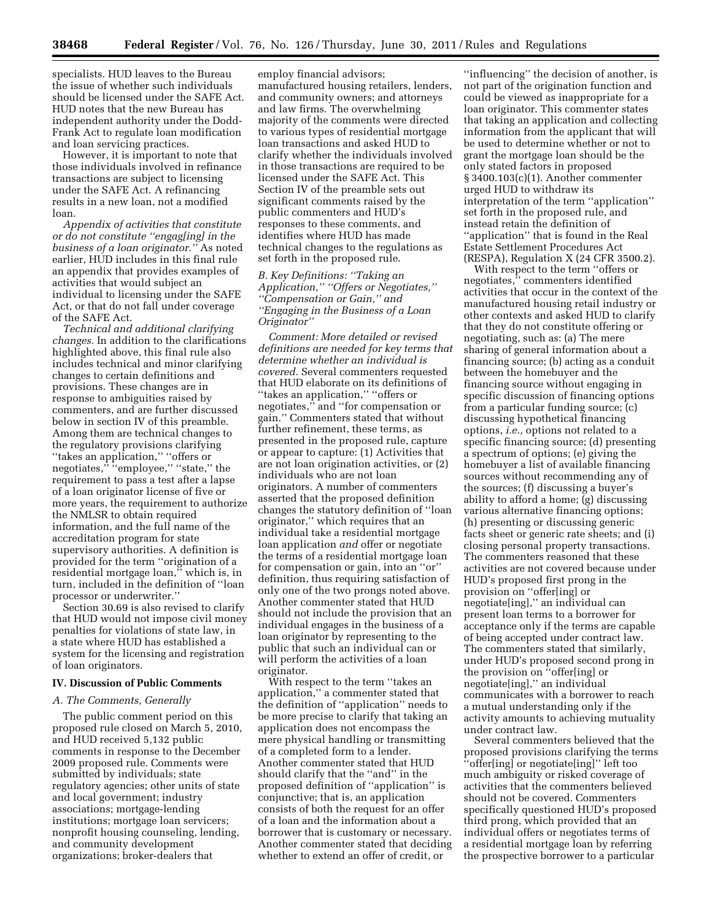specialists. HUD leaves to the Bureau the issue of whether such individuals should be licensed under the SAFE Act. HUD notes that the new Bureau has independent authority under the Dodd-Frank Act to regulate loan modification and loan servicing practices.

However, it is important to note that those individuals involved in refinance transactions are subject to licensing under the SAFE Act. A refinancing results in a new loan, not a modified loan.

*Appendix of activities that constitute or do not constitute "engag[ing] in the business of a loan originator."* As noted earlier, HUD includes in this final rule an appendix that provides examples of activities that would subject an individual to licensing under the SAFE Act, or that do not fall under coverage of the SAFE Act.

*Technical and additional clarifying changes.* In addition to the clarifications highlighted above, this final rule also includes technical and minor clarifying changes to certain definitions and provisions. These changes are in response to ambiguities raised by commenters, and are further discussed below in section IV of this preamble. Among them are technical changes to the regulatory provisions clarifying "takes an application," "offers or negotiates," "employee," "state," the requirement to pass a test after a lapse of a loan originator license of five or more years, the requirement to authorize the NMLSR to obtain required information, and the full name of the accreditation program for state supervisory authorities. A definition is provided for the term "origination of a residential mortgage loan," which is, in turn, included in the definition of "loan processor or underwriter."

Section 30.69 is also revised to clarify that HUD would not impose civil money penalties for violations of state law, in a state where HUD has established a system for the licensing and registration of loan originators.

## IV. Discussion of Public Comments

### A. The Comments, Generally

The public comment period on this proposed rule closed on March 5, 2010, and HUD received 5,132 public comments in response to the December 2009 proposed rule. Comments were submitted by individuals; state regulatory agencies; other units of state and local government; industry associations; mortgage-lending institutions; mortgage loan servicers; nonprofit housing counseling, lending, and community development organizations; broker-dealers that employ financial advisors; manufactured housing retailers, lenders, and community owners; and attorneys and law firms. The overwhelming majority of the comments were directed to various types of residential mortgage loan transactions and asked HUD to clarify whether the individuals involved in those transactions are required to be licensed under the SAFE Act. This Section IV of the preamble sets out significant comments raised by the public commenters and HUD's responses to these comments, and identifies where HUD has made technical changes to the regulations as set forth in the proposed rule.

### B. Key Definitions: "Taking an Application," "Offers or Negotiates," "Compensation or Gain," and "Engaging in the Business of a Loan Originator"

*Comment: More detailed or revised definitions are needed for key terms that determine whether an individual is covered.* Several commenters requested that HUD elaborate on its definitions of "takes an application," "offers or negotiates," and "for compensation or gain." Commenters stated that without further refinement, these terms, as presented in the proposed rule, capture or appear to capture: (1) Activities that are not loan origination activities, or (2) individuals who are not loan originators. A number of commenters asserted that the proposed definition changes the statutory definition of "loan originator," which requires that an individual take a residential mortgage loan application *and* offer or negotiate the terms of a residential mortgage loan for compensation or gain, into an "or" definition, thus requiring satisfaction of only one of the two prongs noted above. Another commenter stated that HUD should not include the provision that an individual engages in the business of a loan originator by representing to the public that such an individual can or will perform the activities of a loan originator.

With respect to the term "takes an application," a commenter stated that the definition of "application" needs to be more precise to clarify that taking an application does not encompass the mere physical handling or transmitting of a completed form to a lender. Another commenter stated that HUD should clarify that the "and" in the proposed definition of "application" is conjunctive; that is, an application consists of both the request for an offer of a loan and the information about a borrower that is customary or necessary. Another commenter stated that deciding whether to extend an offer of credit, or "influencing" the decision of another, is not part of the origination function and could be viewed as inappropriate for a loan originator. This commenter states that taking an application and collecting information from the applicant that will be used to determine whether or not to grant the mortgage loan should be the only stated factors in proposed § 3400.103(c)(1). Another commenter urged HUD to withdraw its interpretation of the term "application" set forth in the proposed rule, and instead retain the definition of "application" that is found in the Real Estate Settlement Procedures Act (RESPA), Regulation X (24 CFR 3500.2).

With respect to the term "offers or negotiates," commenters identified activities that occur in the context of the manufactured housing retail industry or other contexts and asked HUD to clarify that they do not constitute offering or negotiating, such as: (a) The mere sharing of general information about a financing source; (b) acting as a conduit between the homebuyer and the financing source without engaging in specific discussion of financing options from a particular funding source; (c) discussing hypothetical financing options, *i.e.,* options not related to a specific financing source; (d) presenting a spectrum of options; (e) giving the homebuyer a list of available financing sources without recommending any of the sources; (f) discussing a buyer's ability to afford a home; (g) discussing various alternative financing options; (h) presenting or discussing generic facts sheet or generic rate sheets; and (i) closing personal property transactions. The commenters reasoned that these activities are not covered because under HUD's proposed first prong in the provision on "offer[ing] or negotiate[ing]," an individual can present loan terms to a borrower for acceptance only if the terms are capable of being accepted under contract law. The commenters stated that similarly, under HUD's proposed second prong in the provision on "offer[ing] or negotiate[ing]," an individual communicates with a borrower to reach a mutual understanding only if the activity amounts to achieving mutuality under contract law.

Several commenters believed that the proposed provisions clarifying the terms "offer[ing] or negotiate[ing]" left too much ambiguity or risked coverage of activities that the commenters believed should not be covered. Commenters specifically questioned HUD's proposed third prong, which provided that an individual offers or negotiates terms of a residential mortgage loan by referring the prospective borrower to a particular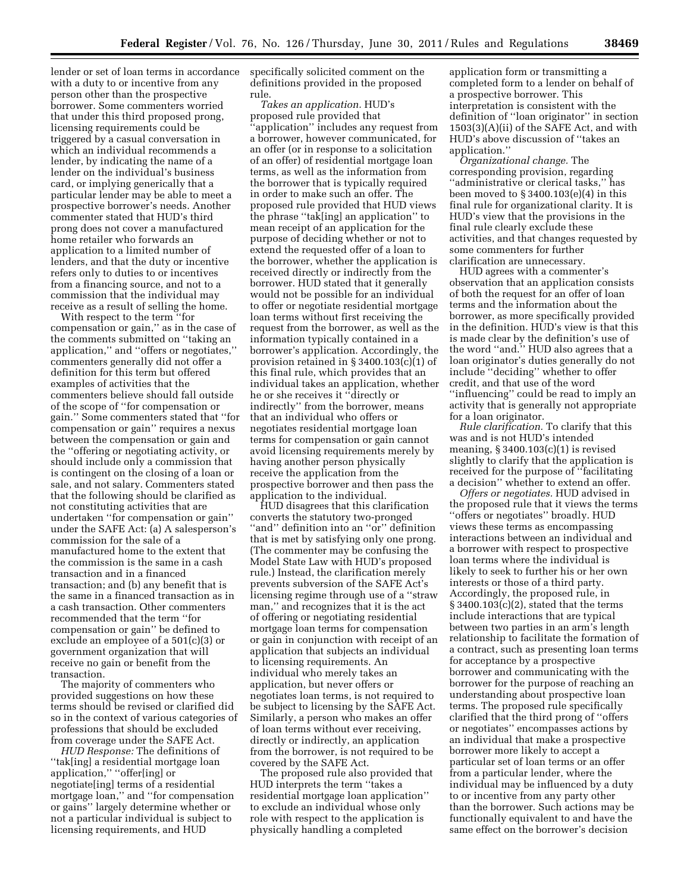lender or set of loan terms in accordance with a duty to or incentive from any person other than the prospective borrower. Some commenters worried that under this third proposed prong, licensing requirements could be triggered by a casual conversation in which an individual recommends a lender, by indicating the name of a lender on the individual's business card, or implying generically that a particular lender may be able to meet a prospective borrower's needs. Another commenter stated that HUD's third prong does not cover a manufactured home retailer who forwards an application to a limited number of lenders, and that the duty or incentive refers only to duties to or incentives from a financing source, and not to a commission that the individual may receive as a result of selling the home.

With respect to the term "for compensation or gain," as in the case of the comments submitted on "taking an application," and "offers or negotiates," commenters generally did not offer a definition for this term but offered examples of activities that the commenters believe should fall outside of the scope of "for compensation or gain." Some commenters stated that "for compensation or gain" requires a nexus between the compensation or gain and the "offering or negotiating activity, or should include only a commission that is contingent on the closing of a loan or sale, and not salary. Commenters stated that the following should be clarified as not constituting activities that are undertaken "for compensation or gain" under the SAFE Act: (a) A salesperson's commission for the sale of a manufactured home to the extent that the commission is the same in a cash transaction and in a financed transaction; and (b) any benefit that is the same in a financed transaction as in a cash transaction. Other commenters recommended that the term "for compensation or gain" be defined to exclude an employee of a 501(c)(3) or government organization that will receive no gain or benefit from the transaction.

The majority of commenters who provided suggestions on how these terms should be revised or clarified did so in the context of various categories of professions that should be excluded from coverage under the SAFE Act.

*HUD Response:* The definitions of "tak[ing] a residential mortgage loan application," "offer[ing] or negotiate[ing] terms of a residential mortgage loan," and "for compensation or gains" largely determine whether or not a particular individual is subject to licensing requirements, and HUD specifically solicited comment on the definitions provided in the proposed rule.

*Takes an application.* HUD's proposed rule provided that "application" includes any request from a borrower, however communicated, for an offer (or in response to a solicitation of an offer) of residential mortgage loan terms, as well as the information from the borrower that is typically required in order to make such an offer. The proposed rule provided that HUD views the phrase "tak[ing] an application" to mean receipt of an application for the purpose of deciding whether or not to extend the requested offer of a loan to the borrower, whether the application is received directly or indirectly from the borrower. HUD stated that it generally would not be possible for an individual to offer or negotiate residential mortgage loan terms without first receiving the request from the borrower, as well as the information typically contained in a borrower's application. Accordingly, the provision retained in § 3400.103(c)(1) of this final rule, which provides that an individual takes an application, whether he or she receives it "directly or indirectly" from the borrower, means that an individual who offers or negotiates residential mortgage loan terms for compensation or gain cannot avoid licensing requirements merely by having another person physically receive the application from the prospective borrower and then pass the application to the individual.

HUD disagrees that this clarification converts the statutory two-pronged "and" definition into an "or" definition that is met by satisfying only one prong. (The commenter may be confusing the Model State Law with HUD's proposed rule.) Instead, the clarification merely prevents subversion of the SAFE Act's licensing regime through use of a "straw man," and recognizes that it is the act of offering or negotiating residential mortgage loan terms for compensation or gain in conjunction with receipt of an application that subjects an individual to licensing requirements. An individual who merely takes an application, but never offers or negotiates loan terms, is not required to be subject to licensing by the SAFE Act. Similarly, a person who makes an offer of loan terms without ever receiving, directly or indirectly, an application from the borrower, is not required to be covered by the SAFE Act.

The proposed rule also provided that HUD interprets the term "takes a residential mortgage loan application" to exclude an individual whose only role with respect to the application is physically handling a completed application form or transmitting a completed form to a lender on behalf of a prospective borrower. This interpretation is consistent with the definition of "loan originator" in section 1503(3)(A)(ii) of the SAFE Act, and with HUD's above discussion of "takes an application."

*Organizational change.* The corresponding provision, regarding "administrative or clerical tasks," has been moved to § 3400.103(e)(4) in this final rule for organizational clarity. It is HUD's view that the provisions in the final rule clearly exclude these activities, and that changes requested by some commenters for further clarification are unnecessary.

HUD agrees with a commenter's observation that an application consists of both the request for an offer of loan terms and the information about the borrower, as more specifically provided in the definition. HUD's view is that this is made clear by the definition's use of the word "and." HUD also agrees that a loan originator's duties generally do not include "deciding" whether to offer credit, and that use of the word "influencing" could be read to imply an activity that is generally not appropriate for a loan originator.

*Rule clarification.* To clarify that this was and is not HUD's intended meaning, § 3400.103(c)(1) is revised slightly to clarify that the application is received for the purpose of "facilitating a decision" whether to extend an offer.

*Offers or negotiates.* HUD advised in the proposed rule that it views the terms "offers or negotiates" broadly. HUD views these terms as encompassing interactions between an individual and a borrower with respect to prospective loan terms where the individual is likely to seek to further his or her own interests or those of a third party. Accordingly, the proposed rule, in § 3400.103(c)(2), stated that the terms include interactions that are typical between two parties in an arm's length relationship to facilitate the formation of a contract, such as presenting loan terms for acceptance by a prospective borrower and communicating with the borrower for the purpose of reaching an understanding about prospective loan terms. The proposed rule specifically clarified that the third prong of "offers or negotiates" encompasses actions by an individual that make a prospective borrower more likely to accept a particular set of loan terms or an offer from a particular lender, where the individual may be influenced by a duty to or incentive from any party other than the borrower. Such actions may be functionally equivalent to and have the same effect on the borrower's decision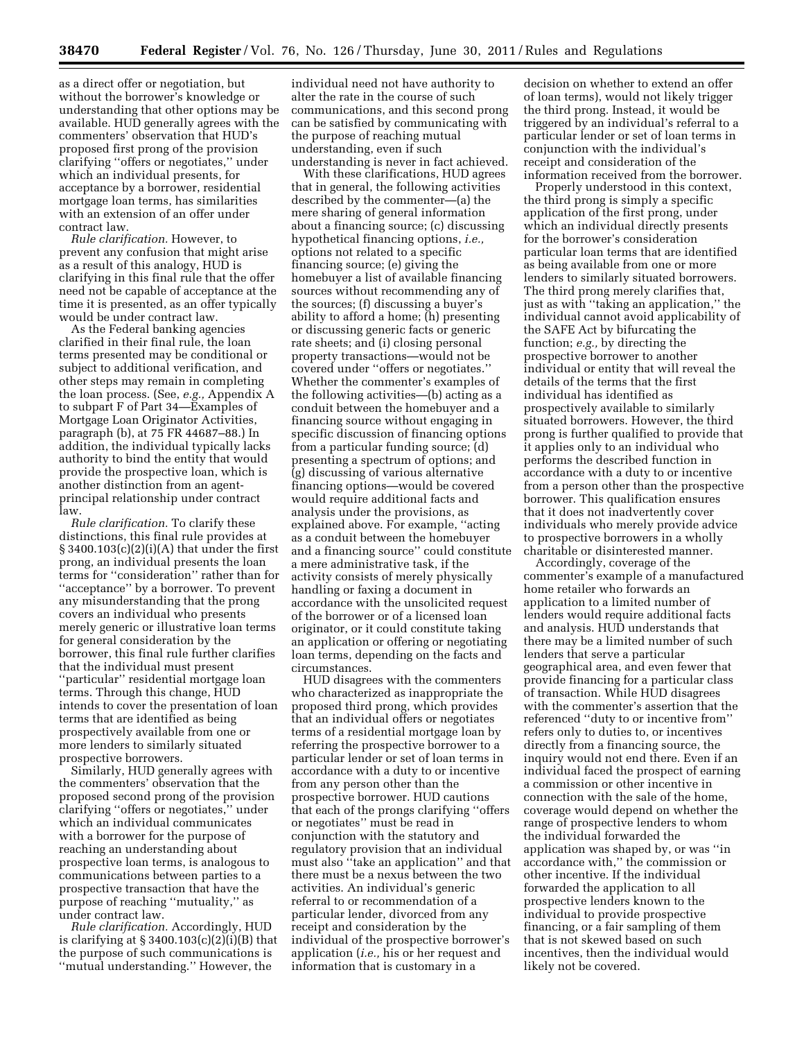as a direct offer or negotiation, but without the borrower's knowledge or understanding that other options may be available. HUD generally agrees with the commenters' observation that HUD's proposed first prong of the provision clarifying "offers or negotiates," under which an individual presents, for acceptance by a borrower, residential mortgage loan terms, has similarities with an extension of an offer under contract law.

*Rule clarification.* However, to prevent any confusion that might arise as a result of this analogy, HUD is clarifying in this final rule that the offer need not be capable of acceptance at the time it is presented, as an offer typically would be under contract law.

As the Federal banking agencies clarified in their final rule, the loan terms presented may be conditional or subject to additional verification, and other steps may remain in completing the loan process. (See, *e.g.,* Appendix A to subpart F of Part 34—Examples of Mortgage Loan Originator Activities, paragraph (b), at 75 FR 44687–88.) In addition, the individual typically lacks authority to bind the entity that would provide the prospective loan, which is another distinction from an agent-principal relationship under contract law.

*Rule clarification.* To clarify these distinctions, this final rule provides at § 3400.103(c)(2)(i)(A) that under the first prong, an individual presents the loan terms for "consideration" rather than for "acceptance" by a borrower. To prevent any misunderstanding that the prong covers an individual who presents merely generic or illustrative loan terms for general consideration by the borrower, this final rule further clarifies that the individual must present "particular" residential mortgage loan terms. Through this change, HUD intends to cover the presentation of loan terms that are identified as being prospectively available from one or more lenders to similarly situated prospective borrowers.

Similarly, HUD generally agrees with the commenters' observation that the proposed second prong of the provision clarifying "offers or negotiates," under which an individual communicates with a borrower for the purpose of reaching an understanding about prospective loan terms, is analogous to communications between parties to a prospective transaction that have the purpose of reaching "mutuality," as under contract law.

*Rule clarification.* Accordingly, HUD is clarifying at § 3400.103(c)(2)(i)(B) that the purpose of such communications is "mutual understanding." However, the individual need not have authority to alter the rate in the course of such communications, and this second prong can be satisfied by communicating with the purpose of reaching mutual understanding, even if such understanding is never in fact achieved.

With these clarifications, HUD agrees that in general, the following activities described by the commenter—(a) the mere sharing of general information about a financing source; (c) discussing hypothetical financing options, *i.e.,* options not related to a specific financing source; (e) giving the homebuyer a list of available financing sources without recommending any of the sources; (f) discussing a buyer's ability to afford a home; (h) presenting or discussing generic facts or generic rate sheets; and (i) closing personal property transactions—would not be covered under "offers or negotiates." Whether the commenter's examples of the following activities—(b) acting as a conduit between the homebuyer and a financing source without engaging in specific discussion of financing options from a particular funding source; (d) presenting a spectrum of options; and (g) discussing of various alternative financing options—would be covered would require additional facts and analysis under the provisions, as explained above. For example, "acting as a conduit between the homebuyer and a financing source" could constitute a mere administrative task, if the activity consists of merely physically handling or faxing a document in accordance with the unsolicited request of the borrower or of a licensed loan originator, or it could constitute taking an application or offering or negotiating loan terms, depending on the facts and circumstances.

HUD disagrees with the commenters who characterized as inappropriate the proposed third prong, which provides that an individual offers or negotiates terms of a residential mortgage loan by referring the prospective borrower to a particular lender or set of loan terms in accordance with a duty to or incentive from any person other than the prospective borrower. HUD cautions that each of the prongs clarifying "offers or negotiates" must be read in conjunction with the statutory and regulatory provision that an individual must also "take an application" and that there must be a nexus between the two activities. An individual's generic referral to or recommendation of a particular lender, divorced from any receipt and consideration by the individual of the prospective borrower's application (*i.e.,* his or her request and information that is customary in a decision on whether to extend an offer of loan terms), would not likely trigger the third prong. Instead, it would be triggered by an individual's referral to a particular lender or set of loan terms in conjunction with the individual's receipt and consideration of the information received from the borrower.

Properly understood in this context, the third prong is simply a specific application of the first prong, under which an individual directly presents for the borrower's consideration particular loan terms that are identified as being available from one or more lenders to similarly situated borrowers. The third prong merely clarifies that, just as with "taking an application," the individual cannot avoid applicability of the SAFE Act by bifurcating the function; *e.g.,* by directing the prospective borrower to another individual or entity that will reveal the details of the terms that the first individual has identified as prospectively available to similarly situated borrowers. However, the third prong is further qualified to provide that it applies only to an individual who performs the described function in accordance with a duty to or incentive from a person other than the prospective borrower. This qualification ensures that it does not inadvertently cover individuals who merely provide advice to prospective borrowers in a wholly charitable or disinterested manner.

Accordingly, coverage of the commenter's example of a manufactured home retailer who forwards an application to a limited number of lenders would require additional facts and analysis. HUD understands that there may be a limited number of such lenders that serve a particular geographical area, and even fewer that provide financing for a particular class of transaction. While HUD disagrees with the commenter's assertion that the referenced "duty to or incentive from" refers only to duties to, or incentives directly from a financing source, the inquiry would not end there. Even if an individual faced the prospect of earning a commission or other incentive in connection with the sale of the home, coverage would depend on whether the range of prospective lenders to whom the individual forwarded the application was shaped by, or was "in accordance with," the commission or other incentive. If the individual forwarded the application to all prospective lenders known to the individual to provide prospective financing, or a fair sampling of them that is not skewed based on such incentives, then the individual would likely not be covered.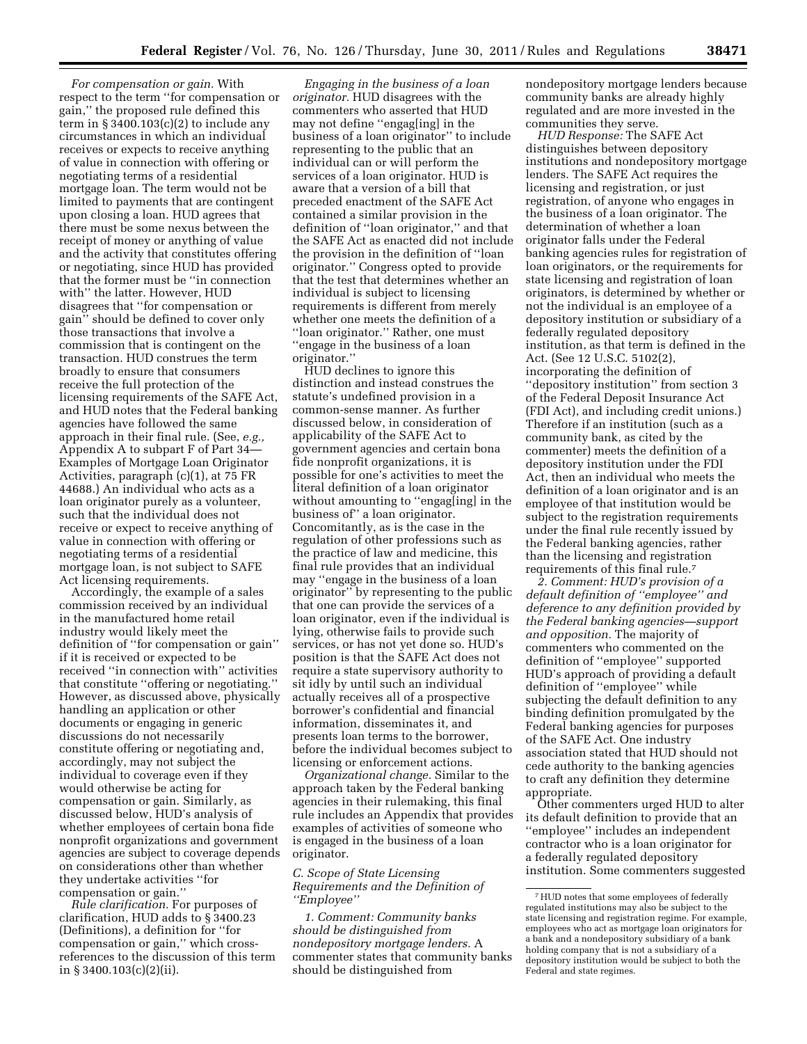*For compensation or gain.* With respect to the term ''for compensation or gain,'' the proposed rule defined this term in § 3400.103(c)(2) to include any circumstances in which an individual receives or expects to receive anything of value in connection with offering or negotiating terms of a residential mortgage loan. The term would not be limited to payments that are contingent upon closing a loan. HUD agrees that there must be some nexus between the receipt of money or anything of value and the activity that constitutes offering or negotiating, since HUD has provided that the former must be ''in connection with'' the latter. However, HUD disagrees that ''for compensation or gain'' should be defined to cover only those transactions that involve a commission that is contingent on the transaction. HUD construes the term broadly to ensure that consumers receive the full protection of the licensing requirements of the SAFE Act, and HUD notes that the Federal banking agencies have followed the same approach in their final rule. (See, *e.g.,* Appendix A to subpart F of Part 34—Examples of Mortgage Loan Originator Activities, paragraph (c)(1), at 75 FR 44688.) An individual who acts as a loan originator purely as a volunteer, such that the individual does not receive or expect to receive anything of value in connection with offering or negotiating terms of a residential mortgage loan, is not subject to SAFE Act licensing requirements.

Accordingly, the example of a sales commission received by an individual in the manufactured home retail industry would likely meet the definition of ''for compensation or gain'' if it is received or expected to be received ''in connection with'' activities that constitute ''offering or negotiating.'' However, as discussed above, physically handling an application or other documents or engaging in generic discussions do not necessarily constitute offering or negotiating and, accordingly, may not subject the individual to coverage even if they would otherwise be acting for compensation or gain. Similarly, as discussed below, HUD's analysis of whether employees of certain bona fide nonprofit organizations and government agencies are subject to coverage depends on considerations other than whether they undertake activities ''for compensation or gain.''

*Rule clarification.* For purposes of clarification, HUD adds to § 3400.23 (Definitions), a definition for ''for compensation or gain,'' which cross-references to the discussion of this term in § 3400.103(c)(2)(ii).

*Engaging in the business of a loan originator.* HUD disagrees with the commenters who asserted that HUD may not define ''engag[ing] in the business of a loan originator'' to include representing to the public that an individual can or will perform the services of a loan originator. HUD is aware that a version of a bill that preceded enactment of the SAFE Act contained a similar provision in the definition of ''loan originator,'' and that the SAFE Act as enacted did not include the provision in the definition of ''loan originator.'' Congress opted to provide that the test that determines whether an individual is subject to licensing requirements is different from merely whether one meets the definition of a ''loan originator.'' Rather, one must ''engage in the business of a loan originator.''

HUD declines to ignore this distinction and instead construes the statute's undefined provision in a common-sense manner. As further discussed below, in consideration of applicability of the SAFE Act to government agencies and certain bona fide nonprofit organizations, it is possible for one's activities to meet the literal definition of a loan originator without amounting to ''engag[ing] in the business of'' a loan originator. Concomitantly, as is the case in the regulation of other professions such as the practice of law and medicine, this final rule provides that an individual may ''engage in the business of a loan originator'' by representing to the public that one can provide the services of a loan originator, even if the individual is lying, otherwise fails to provide such services, or has not yet done so. HUD's position is that the SAFE Act does not require a state supervisory authority to sit idly by until such an individual actually receives all of a prospective borrower's confidential and financial information, disseminates it, and presents loan terms to the borrower, before the individual becomes subject to licensing or enforcement actions.

*Organizational change.* Similar to the approach taken by the Federal banking agencies in their rulemaking, this final rule includes an Appendix that provides examples of activities of someone who is engaged in the business of a loan originator.

### *C. Scope of State Licensing Requirements and the Definition of ''Employee''*

*1. Comment: Community banks should be distinguished from nondepository mortgage lenders.* A commenter states that community banks should be distinguished from nondepository mortgage lenders because community banks are already highly regulated and are more invested in the communities they serve.

*HUD Response:* The SAFE Act distinguishes between depository institutions and nondepository mortgage lenders. The SAFE Act requires the licensing and registration, or just registration, of anyone who engages in the business of a loan originator. The determination of whether a loan originator falls under the Federal banking agencies rules for registration of loan originators, or the requirements for state licensing and registration of loan originators, is determined by whether or not the individual is an employee of a depository institution or subsidiary of a federally regulated depository institution, as that term is defined in the Act. (See 12 U.S.C. 5102(2), incorporating the definition of ''depository institution'' from section 3 of the Federal Deposit Insurance Act (FDI Act), and including credit unions.) Therefore if an institution (such as a community bank, as cited by the commenter) meets the definition of a depository institution under the FDI Act, then an individual who meets the definition of a loan originator and is an employee of that institution would be subject to the registration requirements under the final rule recently issued by the Federal banking agencies, rather than the licensing and registration requirements of this final rule.[7]

*2. Comment: HUD's provision of a default definition of ''employee'' and deference to any definition provided by the Federal banking agencies—support and opposition.* The majority of commenters who commented on the definition of ''employee'' supported HUD's approach of providing a default definition of ''employee'' while subjecting the default definition to any binding definition promulgated by the Federal banking agencies for purposes of the SAFE Act. One industry association stated that HUD should not cede authority to the banking agencies to craft any definition they determine appropriate.

Other commenters urged HUD to alter its default definition to provide that an ''employee'' includes an independent contractor who is a loan originator for a federally regulated depository institution. Some commenters suggested

[7] HUD notes that some employees of federally regulated institutions may also be subject to the state licensing and registration regime. For example, employees who act as mortgage loan originators for a bank and a nondepository subsidiary of a bank holding company that is not a subsidiary of a depository institution would be subject to both the Federal and state regimes.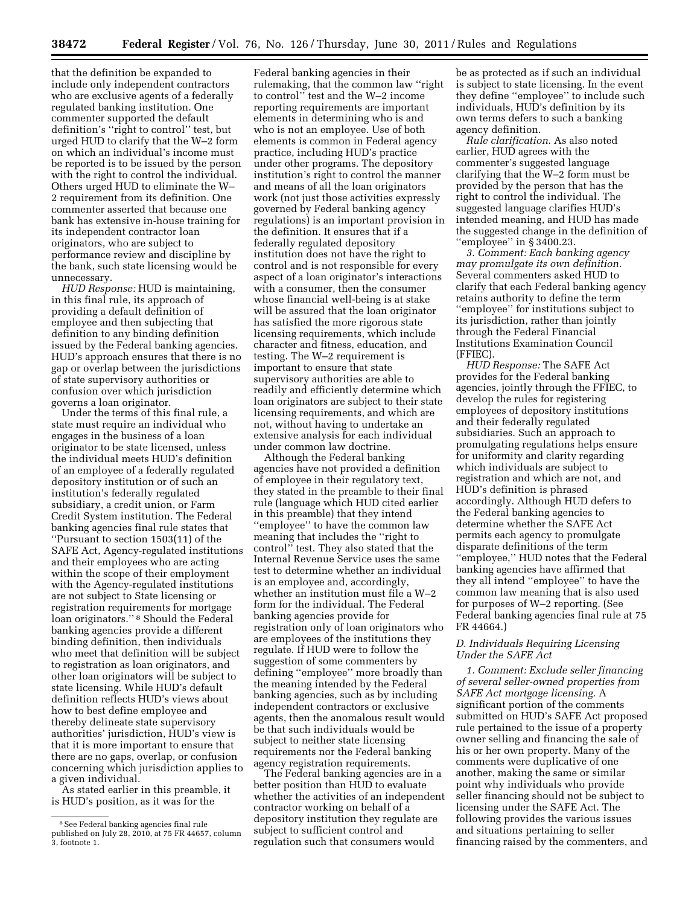that the definition be expanded to include only independent contractors who are exclusive agents of a federally regulated banking institution. One commenter supported the default definition's ''right to control'' test, but urged HUD to clarify that the W–2 form on which an individual's income must be reported is to be issued by the person with the right to control the individual. Others urged HUD to eliminate the W–2 requirement from its definition. One commenter asserted that because one bank has extensive in-house training for its independent contractor loan originators, who are subject to performance review and discipline by the bank, such state licensing would be unnecessary.

*HUD Response:* HUD is maintaining, in this final rule, its approach of providing a default definition of employee and then subjecting that definition to any binding definition issued by the Federal banking agencies. HUD's approach ensures that there is no gap or overlap between the jurisdictions of state supervisory authorities or confusion over which jurisdiction governs a loan originator.

Under the terms of this final rule, a state must require an individual who engages in the business of a loan originator to be state licensed, unless the individual meets HUD's definition of an employee of a federally regulated depository institution or of such an institution's federally regulated subsidiary, a credit union, or Farm Credit System institution. The Federal banking agencies final rule states that ''Pursuant to section 1503(11) of the SAFE Act, Agency-regulated institutions and their employees who are acting within the scope of their employment with the Agency-regulated institutions are not subject to State licensing or registration requirements for mortgage loan originators.'' [8] Should the Federal banking agencies provide a different binding definition, then individuals who meet that definition will be subject to registration as loan originators, and other loan originators will be subject to state licensing. While HUD's default definition reflects HUD's views about how to best define employee and thereby delineate state supervisory authorities' jurisdiction, HUD's view is that it is more important to ensure that there are no gaps, overlap, or confusion concerning which jurisdiction applies to a given individual.

As stated earlier in this preamble, it is HUD's position, as it was for the Federal banking agencies in their rulemaking, that the common law ''right to control'' test and the W–2 income reporting requirements are important elements in determining who is and who is not an employee. Use of both elements is common in Federal agency practice, including HUD's practice under other programs. The depository institution's right to control the manner and means of all the loan originators work (not just those activities expressly governed by Federal banking agency regulations) is an important provision in the definition. It ensures that if a federally regulated depository institution does not have the right to control and is not responsible for every aspect of a loan originator's interactions with a consumer, then the consumer whose financial well-being is at stake will be assured that the loan originator has satisfied the more rigorous state licensing requirements, which include character and fitness, education, and testing. The W–2 requirement is important to ensure that state supervisory authorities are able to readily and efficiently determine which loan originators are subject to their state licensing requirements, and which are not, without having to undertake an extensive analysis for each individual under common law doctrine.

Although the Federal banking agencies have not provided a definition of employee in their regulatory text, they stated in the preamble to their final rule (language which HUD cited earlier in this preamble) that they intend ''employee'' to have the common law meaning that includes the ''right to control'' test. They also stated that the Internal Revenue Service uses the same test to determine whether an individual is an employee and, accordingly, whether an institution must file a W–2 form for the individual. The Federal banking agencies provide for registration only of loan originators who are employees of the institutions they regulate. If HUD were to follow the suggestion of some commenters by defining ''employee'' more broadly than the meaning intended by the Federal banking agencies, such as by including independent contractors or exclusive agents, then the anomalous result would be that such individuals would be subject to neither state licensing requirements nor the Federal banking agency registration requirements.

The Federal banking agencies are in a better position than HUD to evaluate whether the activities of an independent contractor working on behalf of a depository institution they regulate are subject to sufficient control and regulation such that consumers would be as protected as if such an individual is subject to state licensing. In the event they define ''employee'' to include such individuals, HUD's definition by its own terms defers to such a banking agency definition.

*Rule clarification.* As also noted earlier, HUD agrees with the commenter's suggested language clarifying that the W–2 form must be provided by the person that has the right to control the individual. The suggested language clarifies HUD's intended meaning, and HUD has made the suggested change in the definition of ''employee'' in § 3400.23.

*3. Comment: Each banking agency may promulgate its own definition.* Several commenters asked HUD to clarify that each Federal banking agency retains authority to define the term ''employee'' for institutions subject to its jurisdiction, rather than jointly through the Federal Financial Institutions Examination Council (FFIEC).

*HUD Response:* The SAFE Act provides for the Federal banking agencies, jointly through the FFIEC, to develop the rules for registering employees of depository institutions and their federally regulated subsidiaries. Such an approach to promulgating regulations helps ensure for uniformity and clarity regarding which individuals are subject to registration and which are not, and HUD's definition is phrased accordingly. Although HUD defers to the Federal banking agencies to determine whether the SAFE Act permits each agency to promulgate disparate definitions of the term ''employee,'' HUD notes that the Federal banking agencies have affirmed that they all intend ''employee'' to have the common law meaning that is also used for purposes of W–2 reporting. (See Federal banking agencies final rule at 75 FR 44664.)

### *D. Individuals Requiring Licensing Under the SAFE Act*

*1. Comment: Exclude seller financing of several seller-owned properties from SAFE Act mortgage licensing.* A significant portion of the comments submitted on HUD's SAFE Act proposed rule pertained to the issue of a property owner selling and financing the sale of his or her own property. Many of the comments were duplicative of one another, making the same or similar point why individuals who provide seller financing should not be subject to licensing under the SAFE Act. The following provides the various issues and situations pertaining to seller financing raised by the commenters, and

[8] See Federal banking agencies final rule published on July 28, 2010, at 75 FR 44657, column 3, footnote 1.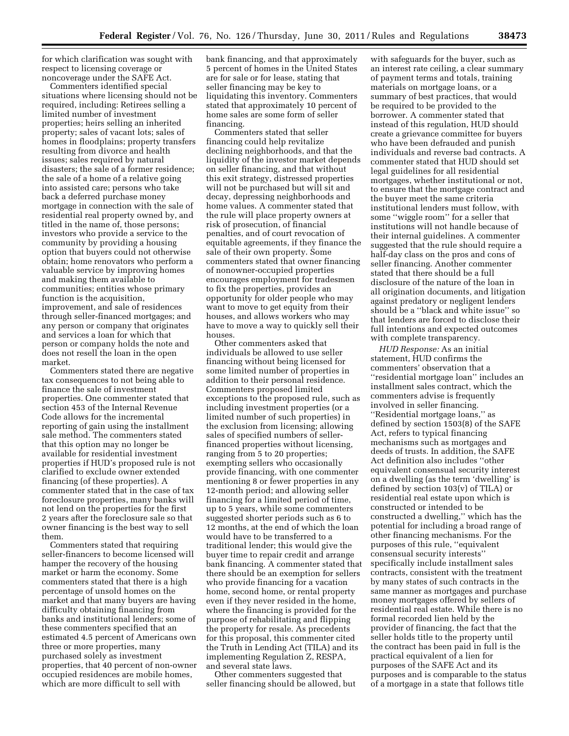for which clarification was sought with respect to licensing coverage or noncoverage under the SAFE Act.

Commenters identified special situations where licensing should not be required, including: Retirees selling a limited number of investment properties; heirs selling an inherited property; sales of vacant lots; sales of homes in floodplains; property transfers resulting from divorce and health issues; sales required by natural disasters; the sale of a former residence; the sale of a home of a relative going into assisted care; persons who take back a deferred purchase money mortgage in connection with the sale of residential real property owned by, and titled in the name of, those persons; investors who provide a service to the community by providing a housing option that buyers could not otherwise obtain; home renovators who perform a valuable service by improving homes and making them available to communities; entities whose primary function is the acquisition, improvement, and sale of residences through seller-financed mortgages; and any person or company that originates and services a loan for which that person or company holds the note and does not resell the loan in the open market.

Commenters stated there are negative tax consequences to not being able to finance the sale of investment properties. One commenter stated that section 453 of the Internal Revenue Code allows for the incremental reporting of gain using the installment sale method. The commenters stated that this option may no longer be available for residential investment properties if HUD's proposed rule is not clarified to exclude owner extended financing (of these properties). A commenter stated that in the case of tax foreclosure properties, many banks will not lend on the properties for the first 2 years after the foreclosure sale so that owner financing is the best way to sell them.

Commenters stated that requiring seller-financers to become licensed will hamper the recovery of the housing market or harm the economy. Some commenters stated that there is a high percentage of unsold homes on the market and that many buyers are having difficulty obtaining financing from banks and institutional lenders; some of these commenters specified that an estimated 4.5 percent of Americans own three or more properties, many purchased solely as investment properties, that 40 percent of non-owner occupied residences are mobile homes, which are more difficult to sell with bank financing, and that approximately 5 percent of homes in the United States are for sale or for lease, stating that seller financing may be key to liquidating this inventory. Commenters stated that approximately 10 percent of home sales are some form of seller financing.

Commenters stated that seller financing could help revitalize declining neighborhoods, and that the liquidity of the investor market depends on seller financing, and that without this exit strategy, distressed properties will not be purchased but will sit and decay, depressing neighborhoods and home values. A commenter stated that the rule will place property owners at risk of prosecution, of financial penalties, and of court revocation of equitable agreements, if they finance the sale of their own property. Some commenters stated that owner financing of nonowner-occupied properties encourages employment for tradesmen to fix the properties, provides an opportunity for older people who may want to move to get equity from their houses, and allows workers who may have to move a way to quickly sell their houses.

Other commenters asked that individuals be allowed to use seller financing without being licensed for some limited number of properties in addition to their personal residence. Commenters proposed limited exceptions to the proposed rule, such as including investment properties (or a limited number of such properties) in the exclusion from licensing; allowing sales of specified numbers of seller-financed properties without licensing, ranging from 5 to 20 properties; exempting sellers who occasionally provide financing, with one commenter mentioning 8 or fewer properties in any 12-month period; and allowing seller financing for a limited period of time, up to 5 years, while some commenters suggested shorter periods such as 6 to 12 months, at the end of which the loan would have to be transferred to a traditional lender; this would give the buyer time to repair credit and arrange bank financing. A commenter stated that there should be an exemption for sellers who provide financing for a vacation home, second home, or rental property even if they never resided in the home, where the financing is provided for the purpose of rehabilitating and flipping the property for resale. As precedents for this proposal, this commenter cited the Truth in Lending Act (TILA) and its implementing Regulation Z, RESPA, and several state laws.

Other commenters suggested that seller financing should be allowed, but with safeguards for the buyer, such as an interest rate ceiling, a clear summary of payment terms and totals, training materials on mortgage loans, or a summary of best practices, that would be required to be provided to the borrower. A commenter stated that instead of this regulation, HUD should create a grievance committee for buyers who have been defrauded and punish individuals and reverse bad contracts. A commenter stated that HUD should set legal guidelines for all residential mortgages, whether institutional or not, to ensure that the mortgage contract and the buyer meet the same criteria institutional lenders must follow, with some "wiggle room" for a seller that institutions will not handle because of their internal guidelines. A commenter suggested that the rule should require a half-day class on the pros and cons of seller financing. Another commenter stated that there should be a full disclosure of the nature of the loan in all origination documents, and litigation against predatory or negligent lenders should be a "black and white issue" so that lenders are forced to disclose their full intentions and expected outcomes with complete transparency.

*HUD Response:* As an initial statement, HUD confirms the commenters' observation that a "residential mortgage loan" includes an installment sales contract, which the commenters advise is frequently involved in seller financing. "Residential mortgage loans," as defined by section 1503(8) of the SAFE Act, refers to typical financing mechanisms such as mortgages and deeds of trusts. In addition, the SAFE Act definition also includes "other equivalent consensual security interest on a dwelling (as the term 'dwelling' is defined by section 103(v) of TILA) or residential real estate upon which is constructed or intended to be constructed a dwelling," which has the potential for including a broad range of other financing mechanisms. For the purposes of this rule, "equivalent consensual security interests" specifically include installment sales contracts, consistent with the treatment by many states of such contracts in the same manner as mortgages and purchase money mortgages offered by sellers of residential real estate. While there is no formal recorded lien held by the provider of financing, the fact that the seller holds title to the property until the contract has been paid in full is the practical equivalent of a lien for purposes of the SAFE Act and its purposes and is comparable to the status of a mortgage in a state that follows title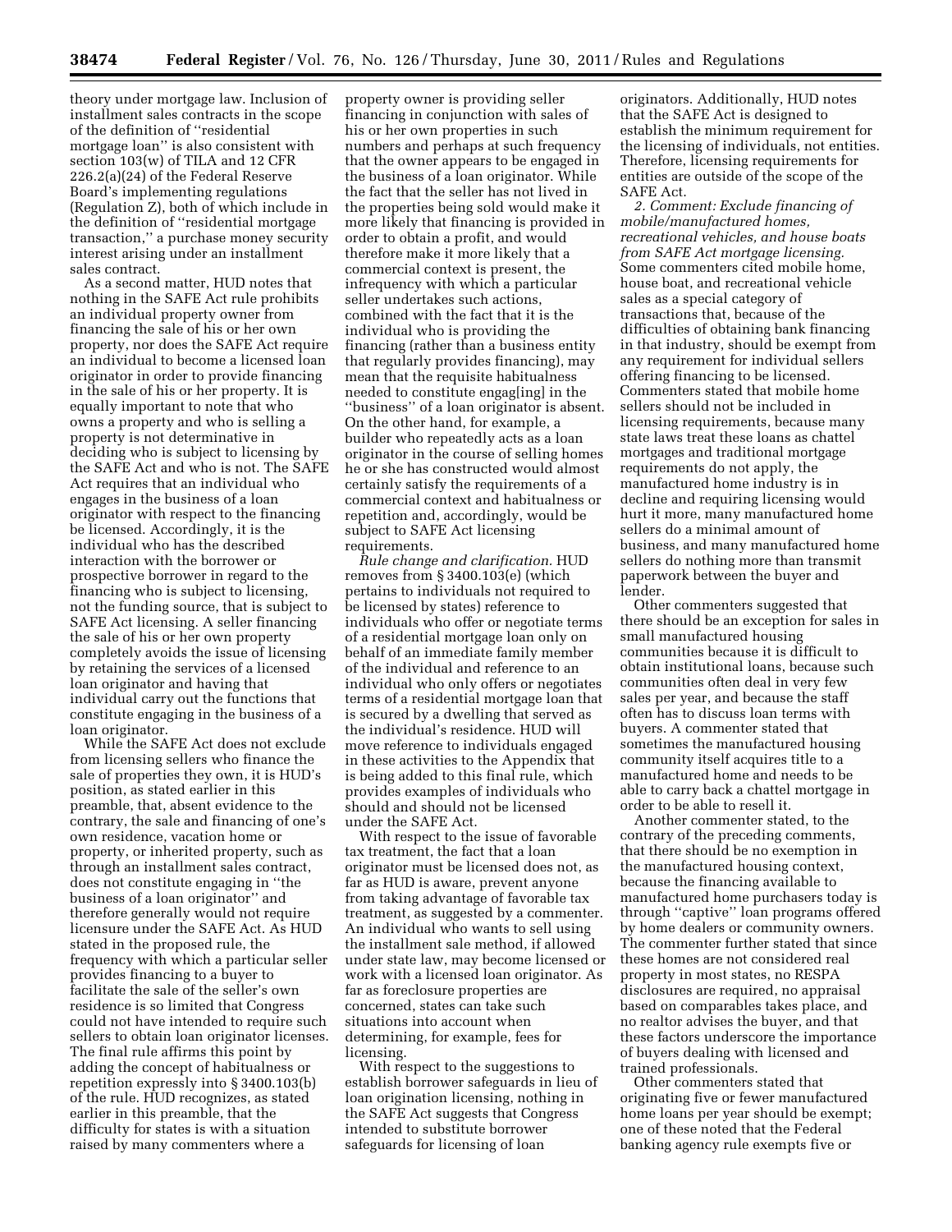theory under mortgage law. Inclusion of installment sales contracts in the scope of the definition of "residential mortgage loan" is also consistent with section 103(w) of TILA and 12 CFR 226.2(a)(24) of the Federal Reserve Board's implementing regulations (Regulation Z), both of which include in the definition of "residential mortgage transaction," a purchase money security interest arising under an installment sales contract.

As a second matter, HUD notes that nothing in the SAFE Act rule prohibits an individual property owner from financing the sale of his or her own property, nor does the SAFE Act require an individual to become a licensed loan originator in order to provide financing in the sale of his or her property. It is equally important to note that who owns a property and who is selling a property is not determinative in deciding who is subject to licensing by the SAFE Act and who is not. The SAFE Act requires that an individual who engages in the business of a loan originator with respect to the financing be licensed. Accordingly, it is the individual who has the described interaction with the borrower or prospective borrower in regard to the financing who is subject to licensing, not the funding source, that is subject to SAFE Act licensing. A seller financing the sale of his or her own property completely avoids the issue of licensing by retaining the services of a licensed loan originator and having that individual carry out the functions that constitute engaging in the business of a loan originator.

While the SAFE Act does not exclude from licensing sellers who finance the sale of properties they own, it is HUD's position, as stated earlier in this preamble, that, absent evidence to the contrary, the sale and financing of one's own residence, vacation home or property, or inherited property, such as through an installment sales contract, does not constitute engaging in "the business of a loan originator" and therefore generally would not require licensure under the SAFE Act. As HUD stated in the proposed rule, the frequency with which a particular seller provides financing to a buyer to facilitate the sale of the seller's own residence is so limited that Congress could not have intended to require such sellers to obtain loan originator licenses. The final rule affirms this point by adding the concept of habitualness or repetition expressly into § 3400.103(b) of the rule. HUD recognizes, as stated earlier in this preamble, that the difficulty for states is with a situation raised by many commenters where a property owner is providing seller financing in conjunction with sales of his or her own properties in such numbers and perhaps at such frequency that the owner appears to be engaged in the business of a loan originator. While the fact that the seller has not lived in the properties being sold would make it more likely that financing is provided in order to obtain a profit, and would therefore make it more likely that a commercial context is present, the infrequency with which a particular seller undertakes such actions, combined with the fact that it is the individual who is providing the financing (rather than a business entity that regularly provides financing), may mean that the requisite habitualness needed to constitute engag[ing] in the "business" of a loan originator is absent. On the other hand, for example, a builder who repeatedly acts as a loan originator in the course of selling homes he or she has constructed would almost certainly satisfy the requirements of a commercial context and habitualness or repetition and, accordingly, would be subject to SAFE Act licensing requirements.

*Rule change and clarification.* HUD removes from § 3400.103(e) (which pertains to individuals not required to be licensed by states) reference to individuals who offer or negotiate terms of a residential mortgage loan only on behalf of an immediate family member of the individual and reference to an individual who only offers or negotiates terms of a residential mortgage loan that is secured by a dwelling that served as the individual's residence. HUD will move reference to individuals engaged in these activities to the Appendix that is being added to this final rule, which provides examples of individuals who should and should not be licensed under the SAFE Act.

With respect to the issue of favorable tax treatment, the fact that a loan originator must be licensed does not, as far as HUD is aware, prevent anyone from taking advantage of favorable tax treatment, as suggested by a commenter. An individual who wants to sell using the installment sale method, if allowed under state law, may become licensed or work with a licensed loan originator. As far as foreclosure properties are concerned, states can take such situations into account when determining, for example, fees for licensing.

With respect to the suggestions to establish borrower safeguards in lieu of loan origination licensing, nothing in the SAFE Act suggests that Congress intended to substitute borrower safeguards for licensing of loan originators. Additionally, HUD notes that the SAFE Act is designed to establish the minimum requirement for the licensing of individuals, not entities. Therefore, licensing requirements for entities are outside of the scope of the SAFE Act.

*2. Comment: Exclude financing of mobile/manufactured homes, recreational vehicles, and house boats from SAFE Act mortgage licensing.* Some commenters cited mobile home, house boat, and recreational vehicle sales as a special category of transactions that, because of the difficulties of obtaining bank financing in that industry, should be exempt from any requirement for individual sellers offering financing to be licensed. Commenters stated that mobile home sellers should not be included in licensing requirements, because many state laws treat these loans as chattel mortgages and traditional mortgage requirements do not apply, the manufactured home industry is in decline and requiring licensing would hurt it more, many manufactured home sellers do a minimal amount of business, and many manufactured home sellers do nothing more than transmit paperwork between the buyer and lender.

Other commenters suggested that there should be an exception for sales in small manufactured housing communities because it is difficult to obtain institutional loans, because such communities often deal in very few sales per year, and because the staff often has to discuss loan terms with buyers. A commenter stated that sometimes the manufactured housing community itself acquires title to a manufactured home and needs to be able to carry back a chattel mortgage in order to be able to resell it.

Another commenter stated, to the contrary of the preceding comments, that there should be no exemption in the manufactured housing context, because the financing available to manufactured home purchasers today is through "captive" loan programs offered by home dealers or community owners. The commenter further stated that since these homes are not considered real property in most states, no RESPA disclosures are required, no appraisal based on comparables takes place, and no realtor advises the buyer, and that these factors underscore the importance of buyers dealing with licensed and trained professionals.

Other commenters stated that originating five or fewer manufactured home loans per year should be exempt; one of these noted that the Federal banking agency rule exempts five or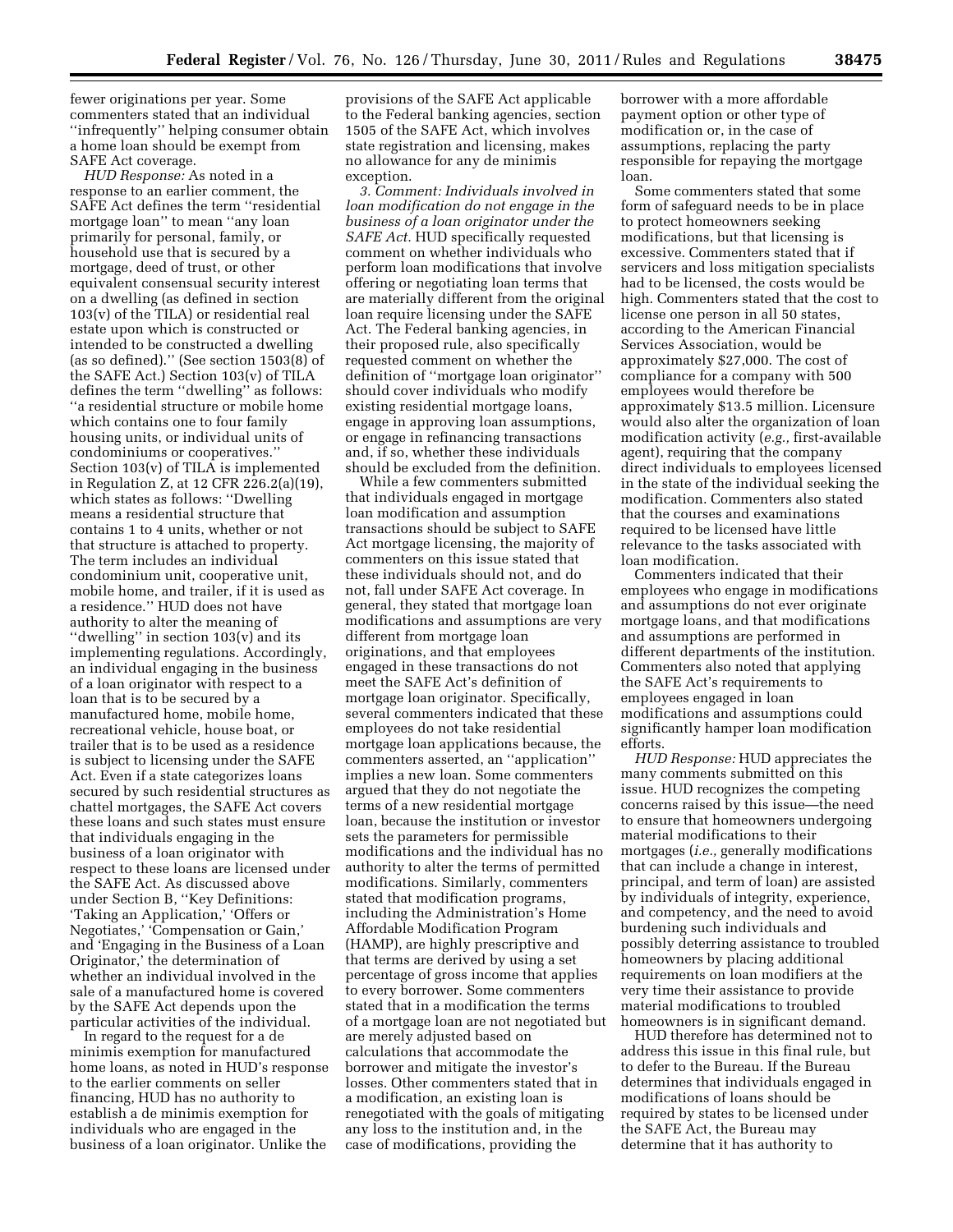fewer originations per year. Some commenters stated that an individual ''infrequently'' helping consumer obtain a home loan should be exempt from SAFE Act coverage.

*HUD Response:* As noted in a response to an earlier comment, the SAFE Act defines the term ''residential mortgage loan'' to mean ''any loan primarily for personal, family, or household use that is secured by a mortgage, deed of trust, or other equivalent consensual security interest on a dwelling (as defined in section 103(v) of the TILA) or residential real estate upon which is constructed or intended to be constructed a dwelling (as so defined).'' (See section 1503(8) of the SAFE Act.) Section 103(v) of TILA defines the term ''dwelling'' as follows: ''a residential structure or mobile home which contains one to four family housing units, or individual units of condominiums or cooperatives.'' Section 103(v) of TILA is implemented in Regulation Z, at 12 CFR 226.2(a)(19), which states as follows: ''Dwelling means a residential structure that contains 1 to 4 units, whether or not that structure is attached to property. The term includes an individual condominium unit, cooperative unit, mobile home, and trailer, if it is used as a residence.'' HUD does not have authority to alter the meaning of ''dwelling'' in section 103(v) and its implementing regulations. Accordingly, an individual engaging in the business of a loan originator with respect to a loan that is to be secured by a manufactured home, mobile home, recreational vehicle, house boat, or trailer that is to be used as a residence is subject to licensing under the SAFE Act. Even if a state categorizes loans secured by such residential structures as chattel mortgages, the SAFE Act covers these loans and such states must ensure that individuals engaging in the business of a loan originator with respect to these loans are licensed under the SAFE Act. As discussed above under Section B, ''Key Definitions: 'Taking an Application,' 'Offers or Negotiates,' 'Compensation or Gain,' and 'Engaging in the Business of a Loan Originator,' the determination of whether an individual involved in the sale of a manufactured home is covered by the SAFE Act depends upon the particular activities of the individual.

In regard to the request for a de minimis exemption for manufactured home loans, as noted in HUD's response to the earlier comments on seller financing, HUD has no authority to establish a de minimis exemption for individuals who are engaged in the business of a loan originator. Unlike the provisions of the SAFE Act applicable to the Federal banking agencies, section 1505 of the SAFE Act, which involves state registration and licensing, makes no allowance for any de minimis exception.

*3. Comment: Individuals involved in loan modification do not engage in the business of a loan originator under the SAFE Act.* HUD specifically requested comment on whether individuals who perform loan modifications that involve offering or negotiating loan terms that are materially different from the original loan require licensing under the SAFE Act. The Federal banking agencies, in their proposed rule, also specifically requested comment on whether the definition of ''mortgage loan originator'' should cover individuals who modify existing residential mortgage loans, engage in approving loan assumptions, or engage in refinancing transactions and, if so, whether these individuals should be excluded from the definition.

While a few commenters submitted that individuals engaged in mortgage loan modification and assumption transactions should be subject to SAFE Act mortgage licensing, the majority of commenters on this issue stated that these individuals should not, and do not, fall under SAFE Act coverage. In general, they stated that mortgage loan modifications and assumptions are very different from mortgage loan originations, and that employees engaged in these transactions do not meet the SAFE Act's definition of mortgage loan originator. Specifically, several commenters indicated that these employees do not take residential mortgage loan applications because, the commenters asserted, an ''application'' implies a new loan. Some commenters argued that they do not negotiate the terms of a new residential mortgage loan, because the institution or investor sets the parameters for permissible modifications and the individual has no authority to alter the terms of permitted modifications. Similarly, commenters stated that modification programs, including the Administration's Home Affordable Modification Program (HAMP), are highly prescriptive and that terms are derived by using a set percentage of gross income that applies to every borrower. Some commenters stated that in a modification the terms of a mortgage loan are not negotiated but are merely adjusted based on calculations that accommodate the borrower and mitigate the investor's losses. Other commenters stated that in a modification, an existing loan is renegotiated with the goals of mitigating any loss to the institution and, in the case of modifications, providing the borrower with a more affordable payment option or other type of modification or, in the case of assumptions, replacing the party responsible for repaying the mortgage loan.

Some commenters stated that some form of safeguard needs to be in place to protect homeowners seeking modifications, but that licensing is excessive. Commenters stated that if servicers and loss mitigation specialists had to be licensed, the costs would be high. Commenters stated that the cost to license one person in all 50 states, according to the American Financial Services Association, would be approximately $27,000. The cost of compliance for a company with 500 employees would therefore be approximately $13.5 million. Licensure would also alter the organization of loan modification activity (*e.g.,* first-available agent), requiring that the company direct individuals to employees licensed in the state of the individual seeking the modification. Commenters also stated that the courses and examinations required to be licensed have little relevance to the tasks associated with loan modification.

Commenters indicated that their employees who engage in modifications and assumptions do not ever originate mortgage loans, and that modifications and assumptions are performed in different departments of the institution. Commenters also noted that applying the SAFE Act's requirements to employees engaged in loan modifications and assumptions could significantly hamper loan modification efforts.

*HUD Response:* HUD appreciates the many comments submitted on this issue. HUD recognizes the competing concerns raised by this issue—the need to ensure that homeowners undergoing material modifications to their mortgages (*i.e.,* generally modifications that can include a change in interest, principal, and term of loan) are assisted by individuals of integrity, experience, and competency, and the need to avoid burdening such individuals and possibly deterring assistance to troubled homeowners by placing additional requirements on loan modifiers at the very time their assistance to provide material modifications to troubled homeowners is in significant demand.

HUD therefore has determined not to address this issue in this final rule, but to defer to the Bureau. If the Bureau determines that individuals engaged in modifications of loans should be required by states to be licensed under the SAFE Act, the Bureau may determine that it has authority to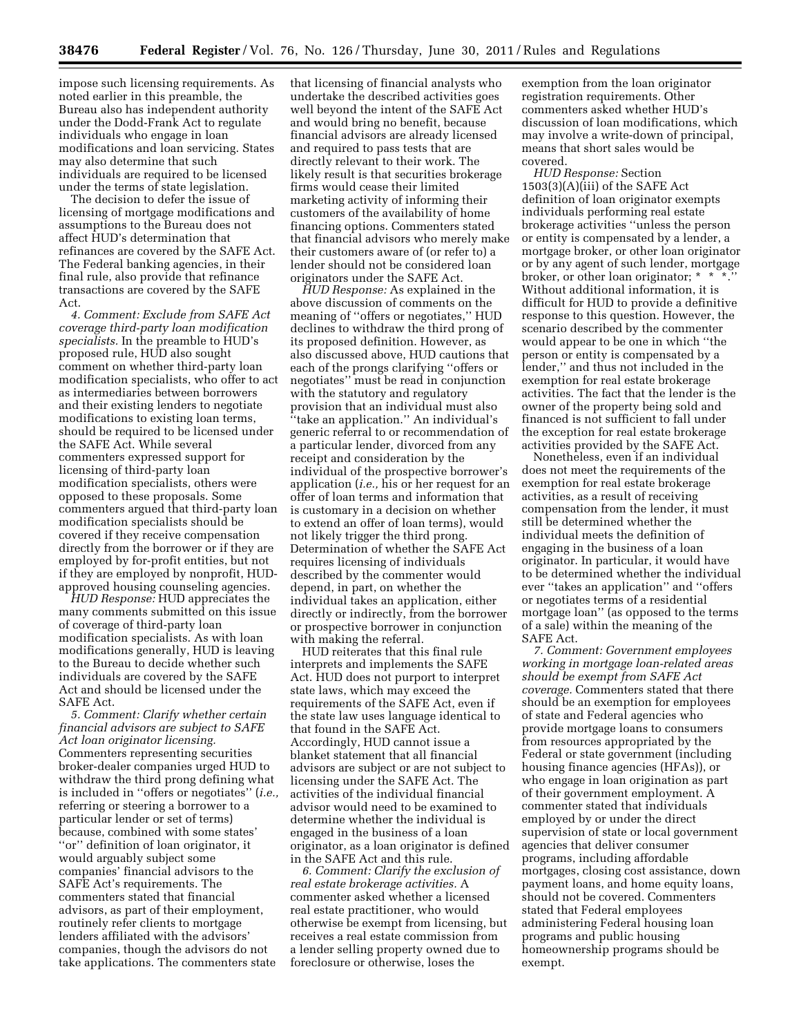impose such licensing requirements. As noted earlier in this preamble, the Bureau also has independent authority under the Dodd-Frank Act to regulate individuals who engage in loan modifications and loan servicing. States may also determine that such individuals are required to be licensed under the terms of state legislation.

The decision to defer the issue of licensing of mortgage modifications and assumptions to the Bureau does not affect HUD's determination that refinances are covered by the SAFE Act. The Federal banking agencies, in their final rule, also provide that refinance transactions are covered by the SAFE Act.

*4. Comment: Exclude from SAFE Act coverage third-party loan modification specialists.* In the preamble to HUD's proposed rule, HUD also sought comment on whether third-party loan modification specialists, who offer to act as intermediaries between borrowers and their existing lenders to negotiate modifications to existing loan terms, should be required to be licensed under the SAFE Act. While several commenters expressed support for licensing of third-party loan modification specialists, others were opposed to these proposals. Some commenters argued that third-party loan modification specialists should be covered if they receive compensation directly from the borrower or if they are employed by for-profit entities, but not if they are employed by nonprofit, HUD-approved housing counseling agencies.

*HUD Response:* HUD appreciates the many comments submitted on this issue of coverage of third-party loan modification specialists. As with loan modifications generally, HUD is leaving to the Bureau to decide whether such individuals are covered by the SAFE Act and should be licensed under the SAFE Act.

*5. Comment: Clarify whether certain financial advisors are subject to SAFE Act loan originator licensing.* Commenters representing securities broker-dealer companies urged HUD to withdraw the third prong defining what is included in ''offers or negotiates'' (*i.e.,* referring or steering a borrower to a particular lender or set of terms) because, combined with some states' ''or'' definition of loan originator, it would arguably subject some companies' financial advisors to the SAFE Act's requirements. The commenters stated that financial advisors, as part of their employment, routinely refer clients to mortgage lenders affiliated with the advisors' companies, though the advisors do not take applications. The commenters state that licensing of financial analysts who undertake the described activities goes well beyond the intent of the SAFE Act and would bring no benefit, because financial advisors are already licensed and required to pass tests that are directly relevant to their work. The likely result is that securities brokerage firms would cease their limited marketing activity of informing their customers of the availability of home financing options. Commenters stated that financial advisors who merely make their customers aware of (or refer to) a lender should not be considered loan originators under the SAFE Act.

*HUD Response:* As explained in the above discussion of comments on the meaning of ''offers or negotiates,'' HUD declines to withdraw the third prong of its proposed definition. However, as also discussed above, HUD cautions that each of the prongs clarifying ''offers or negotiates'' must be read in conjunction with the statutory and regulatory provision that an individual must also ''take an application.'' An individual's generic referral to or recommendation of a particular lender, divorced from any receipt and consideration by the individual of the prospective borrower's application (*i.e.,* his or her request for an offer of loan terms and information that is customary in a decision on whether to extend an offer of loan terms), would not likely trigger the third prong. Determination of whether the SAFE Act requires licensing of individuals described by the commenter would depend, in part, on whether the individual takes an application, either directly or indirectly, from the borrower or prospective borrower in conjunction with making the referral.

HUD reiterates that this final rule interprets and implements the SAFE Act. HUD does not purport to interpret state laws, which may exceed the requirements of the SAFE Act, even if the state law uses language identical to that found in the SAFE Act. Accordingly, HUD cannot issue a blanket statement that all financial advisors are subject or are not subject to licensing under the SAFE Act. The activities of the individual financial advisor would need to be examined to determine whether the individual is engaged in the business of a loan originator, as a loan originator is defined in the SAFE Act and this rule.

*6. Comment: Clarify the exclusion of real estate brokerage activities.* A commenter asked whether a licensed real estate practitioner, who would otherwise be exempt from licensing, but receives a real estate commission from a lender selling property owned due to foreclosure or otherwise, loses the exemption from the loan originator registration requirements. Other commenters asked whether HUD's discussion of loan modifications, which may involve a write-down of principal, means that short sales would be covered.

*HUD Response:* Section 1503(3)(A)(iii) of the SAFE Act definition of loan originator exempts individuals performing real estate brokerage activities ''unless the person or entity is compensated by a lender, a mortgage broker, or other loan originator or by any agent of such lender, mortgage broker, or other loan originator; * * *.'' Without additional information, it is difficult for HUD to provide a definitive response to this question. However, the scenario described by the commenter would appear to be one in which ''the person or entity is compensated by a lender,'' and thus not included in the exemption for real estate brokerage activities. The fact that the lender is the owner of the property being sold and financed is not sufficient to fall under the exception for real estate brokerage activities provided by the SAFE Act.

Nonetheless, even if an individual does not meet the requirements of the exemption for real estate brokerage activities, as a result of receiving compensation from the lender, it must still be determined whether the individual meets the definition of engaging in the business of a loan originator. In particular, it would have to be determined whether the individual ever ''takes an application'' and ''offers or negotiates terms of a residential mortgage loan'' (as opposed to the terms of a sale) within the meaning of the SAFE Act.

*7. Comment: Government employees working in mortgage loan-related areas should be exempt from SAFE Act coverage.* Commenters stated that there should be an exemption for employees of state and Federal agencies who provide mortgage loans to consumers from resources appropriated by the Federal or state government (including housing finance agencies (HFAs)), or who engage in loan origination as part of their government employment. A commenter stated that individuals employed by or under the direct supervision of state or local government agencies that deliver consumer programs, including affordable mortgages, closing cost assistance, down payment loans, and home equity loans, should not be covered. Commenters stated that Federal employees administering Federal housing loan programs and public housing homeownership programs should be exempt.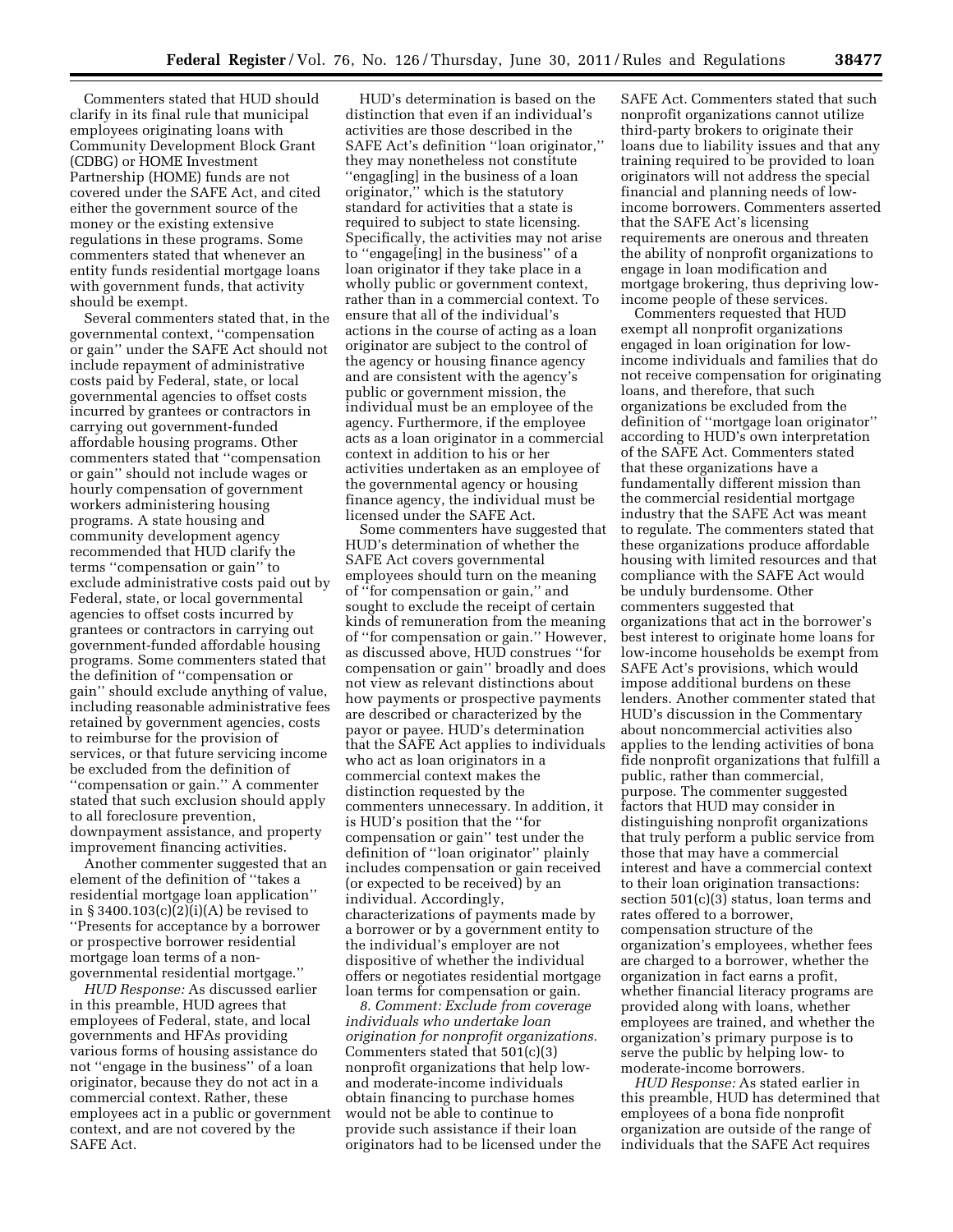Commenters stated that HUD should clarify in its final rule that municipal employees originating loans with Community Development Block Grant (CDBG) or HOME Investment Partnership (HOME) funds are not covered under the SAFE Act, and cited either the government source of the money or the existing extensive regulations in these programs. Some commenters stated that whenever an entity funds residential mortgage loans with government funds, that activity should be exempt.

Several commenters stated that, in the governmental context, ''compensation or gain'' under the SAFE Act should not include repayment of administrative costs paid by Federal, state, or local governmental agencies to offset costs incurred by grantees or contractors in carrying out government-funded affordable housing programs. Other commenters stated that ''compensation or gain'' should not include wages or hourly compensation of government workers administering housing programs. A state housing and community development agency recommended that HUD clarify the terms ''compensation or gain'' to exclude administrative costs paid out by Federal, state, or local governmental agencies to offset costs incurred by grantees or contractors in carrying out government-funded affordable housing programs. Some commenters stated that the definition of ''compensation or gain'' should exclude anything of value, including reasonable administrative fees retained by government agencies, costs to reimburse for the provision of services, or that future servicing income be excluded from the definition of ''compensation or gain.'' A commenter stated that such exclusion should apply to all foreclosure prevention, downpayment assistance, and property improvement financing activities.

Another commenter suggested that an element of the definition of ''takes a residential mortgage loan application'' in § 3400.103(c)(2)(i)(A) be revised to ''Presents for acceptance by a borrower or prospective borrower residential mortgage loan terms of a non-governmental residential mortgage.''

*HUD Response:* As discussed earlier in this preamble, HUD agrees that employees of Federal, state, and local governments and HFAs providing various forms of housing assistance do not ''engage in the business'' of a loan originator, because they do not act in a commercial context. Rather, these employees act in a public or government context, and are not covered by the SAFE Act.

HUD's determination is based on the distinction that even if an individual's activities are those described in the SAFE Act's definition ''loan originator,'' they may nonetheless not constitute ''engag[ing] in the business of a loan originator,'' which is the statutory standard for activities that a state is required to subject to state licensing. Specifically, the activities may not arise to ''engage[ing] in the business'' of a loan originator if they take place in a wholly public or government context, rather than in a commercial context. To ensure that all of the individual's actions in the course of acting as a loan originator are subject to the control of the agency or housing finance agency and are consistent with the agency's public or government mission, the individual must be an employee of the agency. Furthermore, if the employee acts as a loan originator in a commercial context in addition to his or her activities undertaken as an employee of the governmental agency or housing finance agency, the individual must be licensed under the SAFE Act.

Some commenters have suggested that HUD's determination of whether the SAFE Act covers governmental employees should turn on the meaning of ''for compensation or gain,'' and sought to exclude the receipt of certain kinds of remuneration from the meaning of ''for compensation or gain.'' However, as discussed above, HUD construes ''for compensation or gain'' broadly and does not view as relevant distinctions about how payments or prospective payments are described or characterized by the payor or payee. HUD's determination that the SAFE Act applies to individuals who act as loan originators in a commercial context makes the distinction requested by the commenters unnecessary. In addition, it is HUD's position that the ''for compensation or gain'' test under the definition of ''loan originator'' plainly includes compensation or gain received (or expected to be received) by an individual. Accordingly, characterizations of payments made by a borrower or by a government entity to the individual's employer are not dispositive of whether the individual offers or negotiates residential mortgage loan terms for compensation or gain.

*8. Comment: Exclude from coverage individuals who undertake loan origination for nonprofit organizations.* Commenters stated that 501(c)(3) nonprofit organizations that help low- and moderate-income individuals obtain financing to purchase homes would not be able to continue to provide such assistance if their loan originators had to be licensed under the SAFE Act. Commenters stated that such nonprofit organizations cannot utilize third-party brokers to originate their loans due to liability issues and that any training required to be provided to loan originators will not address the special financial and planning needs of low-income borrowers. Commenters asserted that the SAFE Act's licensing requirements are onerous and threaten the ability of nonprofit organizations to engage in loan modification and mortgage brokering, thus depriving low-income people of these services.

Commenters requested that HUD exempt all nonprofit organizations engaged in loan origination for low-income individuals and families that do not receive compensation for originating loans, and therefore, that such organizations be excluded from the definition of ''mortgage loan originator'' according to HUD's own interpretation of the SAFE Act. Commenters stated that these organizations have a fundamentally different mission than the commercial residential mortgage industry that the SAFE Act was meant to regulate. The commenters stated that these organizations produce affordable housing with limited resources and that compliance with the SAFE Act would be unduly burdensome. Other commenters suggested that organizations that act in the borrower's best interest to originate home loans for low-income households be exempt from SAFE Act's provisions, which would impose additional burdens on these lenders. Another commenter stated that HUD's discussion in the Commentary about noncommercial activities also applies to the lending activities of bona fide nonprofit organizations that fulfill a public, rather than commercial, purpose. The commenter suggested factors that HUD may consider in distinguishing nonprofit organizations that truly perform a public service from those that may have a commercial interest and have a commercial context to their loan origination transactions: section 501(c)(3) status, loan terms and rates offered to a borrower, compensation structure of the organization's employees, whether fees are charged to a borrower, whether the organization in fact earns a profit, whether financial literacy programs are provided along with loans, whether employees are trained, and whether the organization's primary purpose is to serve the public by helping low- to moderate-income borrowers.

*HUD Response:* As stated earlier in this preamble, HUD has determined that employees of a bona fide nonprofit organization are outside of the range of individuals that the SAFE Act requires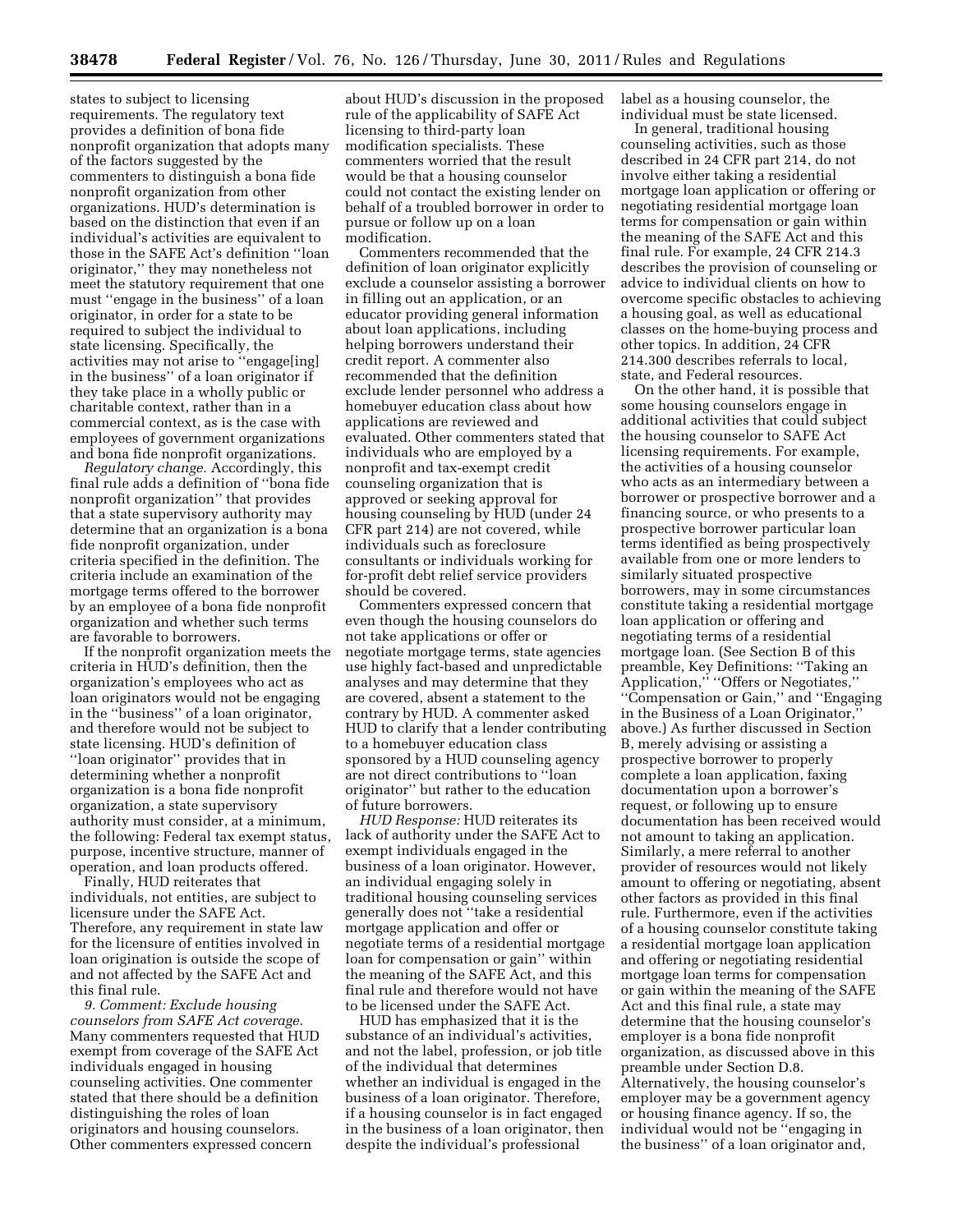states to subject to licensing requirements. The regulatory text provides a definition of bona fide nonprofit organization that adopts many of the factors suggested by the commenters to distinguish a bona fide nonprofit organization from other organizations. HUD's determination is based on the distinction that even if an individual's activities are equivalent to those in the SAFE Act's definition "loan originator," they may nonetheless not meet the statutory requirement that one must "engage in the business" of a loan originator, in order for a state to be required to subject the individual to state licensing. Specifically, the activities may not arise to "engage[ing] in the business" of a loan originator if they take place in a wholly public or charitable context, rather than in a commercial context, as is the case with employees of government organizations and bona fide nonprofit organizations.

*Regulatory change.* Accordingly, this final rule adds a definition of "bona fide nonprofit organization" that provides that a state supervisory authority may determine that an organization is a bona fide nonprofit organization, under criteria specified in the definition. The criteria include an examination of the mortgage terms offered to the borrower by an employee of a bona fide nonprofit organization and whether such terms are favorable to borrowers.

If the nonprofit organization meets the criteria in HUD's definition, then the organization's employees who act as loan originators would not be engaging in the "business" of a loan originator, and therefore would not be subject to state licensing. HUD's definition of "loan originator" provides that in determining whether a nonprofit organization is a bona fide nonprofit organization, a state supervisory authority must consider, at a minimum, the following: Federal tax exempt status, purpose, incentive structure, manner of operation, and loan products offered.

Finally, HUD reiterates that individuals, not entities, are subject to licensure under the SAFE Act. Therefore, any requirement in state law for the licensure of entities involved in loan origination is outside the scope of and not affected by the SAFE Act and this final rule.

*9. Comment: Exclude housing counselors from SAFE Act coverage.* Many commenters requested that HUD exempt from coverage of the SAFE Act individuals engaged in housing counseling activities. One commenter stated that there should be a definition distinguishing the roles of loan originators and housing counselors. Other commenters expressed concern about HUD's discussion in the proposed rule of the applicability of SAFE Act licensing to third-party loan modification specialists. These commenters worried that the result would be that a housing counselor could not contact the existing lender on behalf of a troubled borrower in order to pursue or follow up on a loan modification.

Commenters recommended that the definition of loan originator explicitly exclude a counselor assisting a borrower in filling out an application, or an educator providing general information about loan applications, including helping borrowers understand their credit report. A commenter also recommended that the definition exclude lender personnel who address a homebuyer education class about how applications are reviewed and evaluated. Other commenters stated that individuals who are employed by a nonprofit and tax-exempt credit counseling organization that is approved or seeking approval for housing counseling by HUD (under 24 CFR part 214) are not covered, while individuals such as foreclosure consultants or individuals working for for-profit debt relief service providers should be covered.

Commenters expressed concern that even though the housing counselors do not take applications or offer or negotiate mortgage terms, state agencies use highly fact-based and unpredictable analyses and may determine that they are covered, absent a statement to the contrary by HUD. A commenter asked HUD to clarify that a lender contributing to a homebuyer education class sponsored by a HUD counseling agency are not direct contributions to "loan originator" but rather to the education of future borrowers.

*HUD Response:* HUD reiterates its lack of authority under the SAFE Act to exempt individuals engaged in the business of a loan originator. However, an individual engaging solely in traditional housing counseling services generally does not "take a residential mortgage application and offer or negotiate terms of a residential mortgage loan for compensation or gain" within the meaning of the SAFE Act, and this final rule and therefore would not have to be licensed under the SAFE Act.

HUD has emphasized that it is the substance of an individual's activities, and not the label, profession, or job title of the individual that determines whether an individual is engaged in the business of a loan originator. Therefore, if a housing counselor is in fact engaged in the business of a loan originator, then despite the individual's professional label as a housing counselor, the individual must be state licensed.

In general, traditional housing counseling activities, such as those described in 24 CFR part 214, do not involve either taking a residential mortgage loan application or offering or negotiating residential mortgage loan terms for compensation or gain within the meaning of the SAFE Act and this final rule. For example, 24 CFR 214.3 describes the provision of counseling or advice to individual clients on how to overcome specific obstacles to achieving a housing goal, as well as educational classes on the home-buying process and other topics. In addition, 24 CFR 214.300 describes referrals to local, state, and Federal resources.

On the other hand, it is possible that some housing counselors engage in additional activities that could subject the housing counselor to SAFE Act licensing requirements. For example, the activities of a housing counselor who acts as an intermediary between a borrower or prospective borrower and a financing source, or who presents to a prospective borrower particular loan terms identified as being prospectively available from one or more lenders to similarly situated prospective borrowers, may in some circumstances constitute taking a residential mortgage loan application or offering and negotiating terms of a residential mortgage loan. (See Section B of this preamble, Key Definitions: "Taking an Application," "Offers or Negotiates," "Compensation or Gain," and "Engaging in the Business of a Loan Originator," above.) As further discussed in Section B, merely advising or assisting a prospective borrower to properly complete a loan application, faxing documentation upon a borrower's request, or following up to ensure documentation has been received would not amount to taking an application. Similarly, a mere referral to another provider of resources would not likely amount to offering or negotiating, absent other factors as provided in this final rule. Furthermore, even if the activities of a housing counselor constitute taking a residential mortgage loan application and offering or negotiating residential mortgage loan terms for compensation or gain within the meaning of the SAFE Act and this final rule, a state may determine that the housing counselor's employer is a bona fide nonprofit organization, as discussed above in this preamble under Section D.8. Alternatively, the housing counselor's employer may be a government agency or housing finance agency. If so, the individual would not be "engaging in the business" of a loan originator and,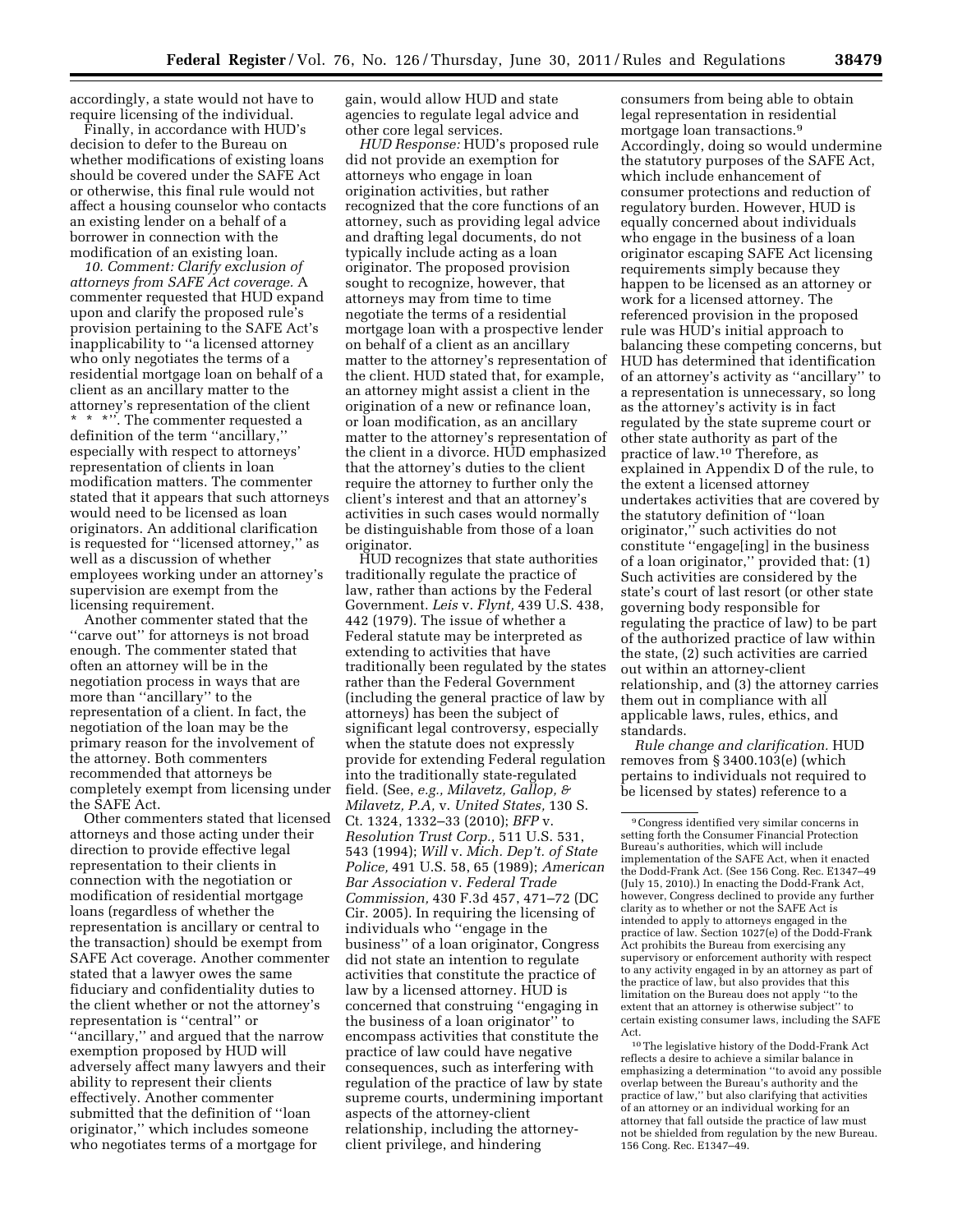accordingly, a state would not have to require licensing of the individual.

Finally, in accordance with HUD's decision to defer to the Bureau on whether modifications of existing loans should be covered under the SAFE Act or otherwise, this final rule would not affect a housing counselor who contacts an existing lender on behalf of a borrower in connection with the modification of an existing loan.

*10. Comment: Clarify exclusion of attorneys from SAFE Act coverage.* A commenter requested that HUD expand upon and clarify the proposed rule's provision pertaining to the SAFE Act's inapplicability to ''a licensed attorney who only negotiates the terms of a residential mortgage loan on behalf of a client as an ancillary matter to the attorney's representation of the client * * *''. The commenter requested a definition of the term ''ancillary,'' especially with respect to attorneys' representation of clients in loan modification matters. The commenter stated that it appears that such attorneys would need to be licensed as loan originators. An additional clarification is requested for ''licensed attorney,'' as well as a discussion of whether employees working under an attorney's supervision are exempt from the licensing requirement.

Another commenter stated that the ''carve out'' for attorneys is not broad enough. The commenter stated that often an attorney will be in the negotiation process in ways that are more than ''ancillary'' to the representation of a client. In fact, the negotiation of the loan may be the primary reason for the involvement of the attorney. Both commenters recommended that attorneys be completely exempt from licensing under the SAFE Act.

Other commenters stated that licensed attorneys and those acting under their direction to provide effective legal representation to their clients in connection with the negotiation or modification of residential mortgage loans (regardless of whether the representation is ancillary or central to the transaction) should be exempt from SAFE Act coverage. Another commenter stated that a lawyer owes the same fiduciary and confidentiality duties to the client whether or not the attorney's representation is ''central'' or ''ancillary,'' and argued that the narrow exemption proposed by HUD will adversely affect many lawyers and their ability to represent their clients effectively. Another commenter submitted that the definition of ''loan originator,'' which includes someone who negotiates terms of a mortgage for gain, would allow HUD and state agencies to regulate legal advice and other core legal services.

*HUD Response:* HUD's proposed rule did not provide an exemption for attorneys who engage in loan origination activities, but rather recognized that the core functions of an attorney, such as providing legal advice and drafting legal documents, do not typically include acting as a loan originator. The proposed provision sought to recognize, however, that attorneys may from time to time negotiate the terms of a residential mortgage loan with a prospective lender on behalf of a client as an ancillary matter to the attorney's representation of the client. HUD stated that, for example, an attorney might assist a client in the origination of a new or refinance loan, or loan modification, as an ancillary matter to the attorney's representation of the client in a divorce. HUD emphasized that the attorney's duties to the client require the attorney to further only the client's interest and that an attorney's activities in such cases would normally be distinguishable from those of a loan originator.

HUD recognizes that state authorities traditionally regulate the practice of law, rather than actions by the Federal Government. *Leis* v. *Flynt,* 439 U.S. 438, 442 (1979). The issue of whether a Federal statute may be interpreted as extending to activities that have traditionally been regulated by the states rather than the Federal Government (including the general practice of law by attorneys) has been the subject of significant legal controversy, especially when the statute does not expressly provide for extending Federal regulation into the traditionally state-regulated field. (See, *e.g., Milavetz, Gallop, & Milavetz, P.A,* v. *United States,* 130 S. Ct. 1324, 1332–33 (2010); *BFP* v. *Resolution Trust Corp.,* 511 U.S. 531, 543 (1994); *Will* v. *Mich. Dep't. of State Police,* 491 U.S. 58, 65 (1989); *American Bar Association* v. *Federal Trade Commission,* 430 F.3d 457, 471–72 (DC Cir. 2005). In requiring the licensing of individuals who ''engage in the business'' of a loan originator, Congress did not state an intention to regulate activities that constitute the practice of law by a licensed attorney. HUD is concerned that construing ''engaging in the business of a loan originator'' to encompass activities that constitute the practice of law could have negative consequences, such as interfering with regulation of the practice of law by state supreme courts, undermining important aspects of the attorney-client relationship, including the attorney-client privilege, and hindering consumers from being able to obtain legal representation in residential mortgage loan transactions.[9] Accordingly, doing so would undermine the statutory purposes of the SAFE Act, which include enhancement of consumer protections and reduction of regulatory burden. However, HUD is equally concerned about individuals who engage in the business of a loan originator escaping SAFE Act licensing requirements simply because they happen to be licensed as an attorney or work for a licensed attorney. The referenced provision in the proposed rule was HUD's initial approach to balancing these competing concerns, but HUD has determined that identification of an attorney's activity as ''ancillary'' to a representation is unnecessary, so long as the attorney's activity is in fact regulated by the state supreme court or other state authority as part of the practice of law.[10] Therefore, as explained in Appendix D of the rule, to the extent a licensed attorney undertakes activities that are covered by the statutory definition of ''loan originator,'' such activities do not constitute ''engage[ing] in the business of a loan originator,'' provided that: (1) Such activities are considered by the state's court of last resort (or other state governing body responsible for regulating the practice of law) to be part of the authorized practice of law within the state, (2) such activities are carried out within an attorney-client relationship, and (3) the attorney carries them out in compliance with all applicable laws, rules, ethics, and standards.

*Rule change and clarification.* HUD removes from § 3400.103(e) (which pertains to individuals not required to be licensed by states) reference to a

[9] Congress identified very similar concerns in setting forth the Consumer Financial Protection Bureau's authorities, which will include implementation of the SAFE Act, when it enacted the Dodd-Frank Act. (See 156 Cong. Rec. E1347–49 (July 15, 2010).) In enacting the Dodd-Frank Act, however, Congress declined to provide any further clarity as to whether or not the SAFE Act is intended to apply to attorneys engaged in the practice of law. Section 1027(e) of the Dodd-Frank Act prohibits the Bureau from exercising any supervisory or enforcement authority with respect to any activity engaged in by an attorney as part of the practice of law, but also provides that this limitation on the Bureau does not apply ''to the extent that an attorney is otherwise subject'' to certain existing consumer laws, including the SAFE Act.

[10] The legislative history of the Dodd-Frank Act reflects a desire to achieve a similar balance in emphasizing a determination ''to avoid any possible overlap between the Bureau's authority and the practice of law,'' but also clarifying that activities of an attorney or an individual working for an attorney that fall outside the practice of law must not be shielded from regulation by the new Bureau. 156 Cong. Rec. E1347–49.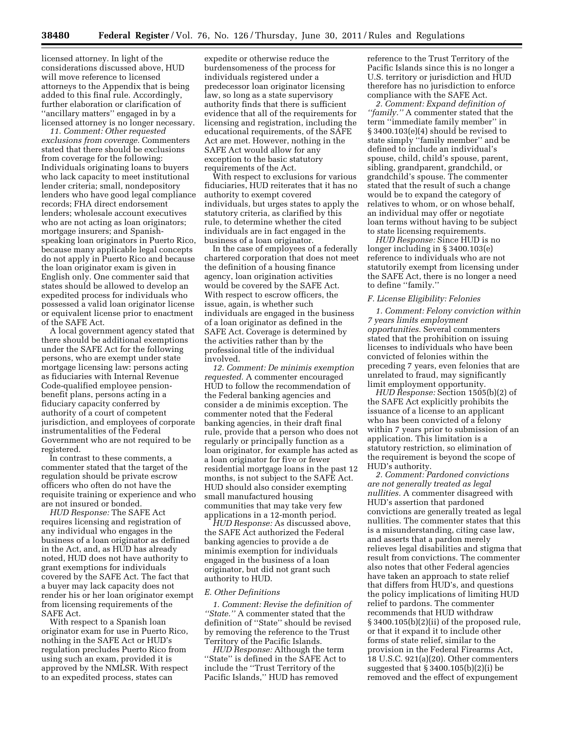licensed attorney. In light of the considerations discussed above, HUD will move reference to licensed attorneys to the Appendix that is being added to this final rule. Accordingly, further elaboration or clarification of ''ancillary matters'' engaged in by a licensed attorney is no longer necessary.

*11. Comment: Other requested exclusions from coverage.* Commenters stated that there should be exclusions from coverage for the following: Individuals originating loans to buyers who lack capacity to meet institutional lender criteria; small, nondepository lenders who have good legal compliance records; FHA direct endorsement lenders; wholesale account executives who are not acting as loan originators; mortgage insurers; and Spanish-speaking loan originators in Puerto Rico, because many applicable legal concepts do not apply in Puerto Rico and because the loan originator exam is given in English only. One commenter said that states should be allowed to develop an expedited process for individuals who possessed a valid loan originator license or equivalent license prior to enactment of the SAFE Act.

A local government agency stated that there should be additional exemptions under the SAFE Act for the following persons, who are exempt under state mortgage licensing law: persons acting as fiduciaries with Internal Revenue Code-qualified employee pension-benefit plans, persons acting in a fiduciary capacity conferred by authority of a court of competent jurisdiction, and employees of corporate instrumentalities of the Federal Government who are not required to be registered.

In contrast to these comments, a commenter stated that the target of the regulation should be private escrow officers who often do not have the requisite training or experience and who are not insured or bonded.

*HUD Response:* The SAFE Act requires licensing and registration of any individual who engages in the business of a loan originator as defined in the Act, and, as HUD has already noted, HUD does not have authority to grant exemptions for individuals covered by the SAFE Act. The fact that a buyer may lack capacity does not render his or her loan originator exempt from licensing requirements of the SAFE Act.

With respect to a Spanish loan originator exam for use in Puerto Rico, nothing in the SAFE Act or HUD's regulation precludes Puerto Rico from using such an exam, provided it is approved by the NMLSR. With respect to an expedited process, states can expedite or otherwise reduce the burdensomeness of the process for individuals registered under a predecessor loan originator licensing law, so long as a state supervisory authority finds that there is sufficient evidence that all of the requirements for licensing and registration, including the educational requirements, of the SAFE Act are met. However, nothing in the SAFE Act would allow for any exception to the basic statutory requirements of the Act.

With respect to exclusions for various fiduciaries, HUD reiterates that it has no authority to exempt covered individuals, but urges states to apply the statutory criteria, as clarified by this rule, to determine whether the cited individuals are in fact engaged in the business of a loan originator.

In the case of employees of a federally chartered corporation that does not meet the definition of a housing finance agency, loan origination activities would be covered by the SAFE Act. With respect to escrow officers, the issue, again, is whether such individuals are engaged in the business of a loan originator as defined in the SAFE Act. Coverage is determined by the activities rather than by the professional title of the individual involved.

*12. Comment: De minimis exemption requested.* A commenter encouraged HUD to follow the recommendation of the Federal banking agencies and consider a de minimis exception. The commenter noted that the Federal banking agencies, in their draft final rule, provide that a person who does not regularly or principally function as a loan originator, for example has acted as a loan originator for five or fewer residential mortgage loans in the past 12 months, is not subject to the SAFE Act. HUD should also consider exempting small manufactured housing communities that may take very few applications in a 12-month period.

*HUD Response:* As discussed above, the SAFE Act authorized the Federal banking agencies to provide a de minimis exemption for individuals engaged in the business of a loan originator, but did not grant such authority to HUD.

*E. Other Definitions*

*1. Comment: Revise the definition of ''State.''* A commenter stated that the definition of ''State'' should be revised by removing the reference to the Trust Territory of the Pacific Islands.

*HUD Response:* Although the term ''State'' is defined in the SAFE Act to include the ''Trust Territory of the Pacific Islands,'' HUD has removed reference to the Trust Territory of the Pacific Islands since this is no longer a U.S. territory or jurisdiction and HUD therefore has no jurisdiction to enforce compliance with the SAFE Act.

*2. Comment: Expand definition of ''family.''* A commenter stated that the term ''immediate family member'' in § 3400.103(e)(4) should be revised to state simply ''family member'' and be defined to include an individual's spouse, child, child's spouse, parent, sibling, grandparent, grandchild, or grandchild's spouse. The commenter stated that the result of such a change would be to expand the category of relatives to whom, or on whose behalf, an individual may offer or negotiate loan terms without having to be subject to state licensing requirements.

*HUD Response:* Since HUD is no longer including in § 3400.103(e) reference to individuals who are not statutorily exempt from licensing under the SAFE Act, there is no longer a need to define ''family.''

*F. License Eligibility: Felonies*

*1. Comment: Felony conviction within 7 years limits employment opportunities.* Several commenters stated that the prohibition on issuing licenses to individuals who have been convicted of felonies within the preceding 7 years, even felonies that are unrelated to fraud, may significantly limit employment opportunity.

*HUD Response:* Section 1505(b)(2) of the SAFE Act explicitly prohibits the issuance of a license to an applicant who has been convicted of a felony within 7 years prior to submission of an application. This limitation is a statutory restriction, so elimination of the requirement is beyond the scope of HUD's authority.

*2. Comment: Pardoned convictions are not generally treated as legal nullities.* A commenter disagreed with HUD's assertion that pardoned convictions are generally treated as legal nullities. The commenter states that this is a misunderstanding, citing case law, and asserts that a pardon merely relieves legal disabilities and stigma that result from convictions. The commenter also notes that other Federal agencies have taken an approach to state relief that differs from HUD's, and questions the policy implications of limiting HUD relief to pardons. The commenter recommends that HUD withdraw § 3400.105(b)(2)(ii) of the proposed rule, or that it expand it to include other forms of state relief, similar to the provision in the Federal Firearms Act, 18 U.S.C. 921(a)(20). Other commenters suggested that § 3400.105(b)(2)(i) be removed and the effect of expungement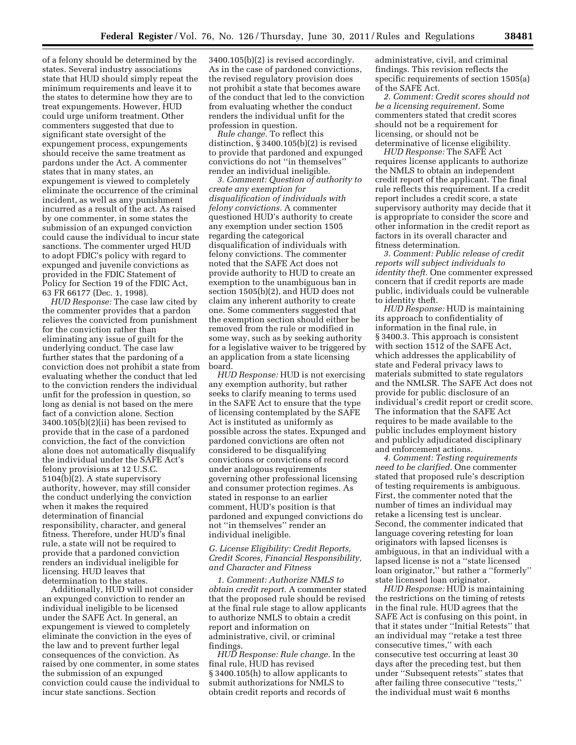of a felony should be determined by the states. Several industry associations state that HUD should simply repeat the minimum requirements and leave it to the states to determine how they are to treat expungements. However, HUD could urge uniform treatment. Other commenters suggested that due to significant state oversight of the expungement process, expungements should receive the same treatment as pardons under the Act. A commenter states that in many states, an expungement is viewed to completely eliminate the occurrence of the criminal incident, as well as any punishment incurred as a result of the act. As raised by one commenter, in some states the submission of an expunged conviction could cause the individual to incur state sanctions. The commenter urged HUD to adopt FDIC's policy with regard to expunged and juvenile convictions as provided in the FDIC Statement of Policy for Section 19 of the FDIC Act, 63 FR 66177 (Dec. 1, 1998).

*HUD Response:* The case law cited by the commenter provides that a pardon relieves the convicted from punishment for the conviction rather than eliminating any issue of guilt for the underlying conduct. The case law further states that the pardoning of a conviction does not prohibit a state from evaluating whether the conduct that led to the conviction renders the individual unfit for the profession in question, so long as denial is not based on the mere fact of a conviction alone. Section 3400.105(b)(2)(ii) has been revised to provide that in the case of a pardoned conviction, the fact of the conviction alone does not automatically disqualify the individual under the SAFE Act's felony provisions at 12 U.S.C. 5104(b)(2). A state supervisory authority, however, may still consider the conduct underlying the conviction when it makes the required determination of financial responsibility, character, and general fitness. Therefore, under HUD's final rule, a state will not be required to provide that a pardoned conviction renders an individual ineligible for licensing. HUD leaves that determination to the states.

Additionally, HUD will not consider an expunged conviction to render an individual ineligible to be licensed under the SAFE Act. In general, an expungement is viewed to completely eliminate the conviction in the eyes of the law and to prevent further legal consequences of the conviction. As raised by one commenter, in some states the submission of an expunged conviction could cause the individual to incur state sanctions. Section 3400.105(b)(2) is revised accordingly. As in the case of pardoned convictions, the revised regulatory provision does not prohibit a state that becomes aware of the conduct that led to the conviction from evaluating whether the conduct renders the individual unfit for the profession in question.

*Rule change.* To reflect this distinction, § 3400.105(b)(2) is revised to provide that pardoned and expunged convictions do not "in themselves" render an individual ineligible.

*3. Comment: Question of authority to create any exemption for disqualification of individuals with felony convictions.* A commenter questioned HUD's authority to create any exemption under section 1505 regarding the categorical disqualification of individuals with felony convictions. The commenter noted that the SAFE Act does not provide authority to HUD to create an exemption to the unambiguous ban in section 1505(b)(2), and HUD does not claim any inherent authority to create one. Some commenters suggested that the exemption section should either be removed from the rule or modified in some way, such as by seeking authority for a legislative waiver to be triggered by an application from a state licensing board.

*HUD Response:* HUD is not exercising any exemption authority, but rather seeks to clarify meaning to terms used in the SAFE Act to ensure that the type of licensing contemplated by the SAFE Act is instituted as uniformly as possible across the states. Expunged and pardoned convictions are often not considered to be disqualifying convictions or convictions of record under analogous requirements governing other professional licensing and consumer protection regimes. As stated in response to an earlier comment, HUD's position is that pardoned and expunged convictions do not "in themselves" render an individual ineligible.

### G. License Eligibility: Credit Reports, Credit Scores, Financial Responsibility, and Character and Fitness

*1. Comment: Authorize NMLS to obtain credit report.* A commenter stated that the proposed rule should be revised at the final rule stage to allow applicants to authorize NMLS to obtain a credit report and information on administrative, civil, or criminal findings.

*HUD Response: Rule change.* In the final rule, HUD has revised § 3400.105(h) to allow applicants to submit authorizations for NMLS to obtain credit reports and records of administrative, civil, and criminal findings. This revision reflects the specific requirements of section 1505(a) of the SAFE Act.

*2. Comment: Credit scores should not be a licensing requirement.* Some commenters stated that credit scores should not be a requirement for licensing, or should not be determinative of license eligibility.

*HUD Response:* The SAFE Act requires license applicants to authorize the NMLS to obtain an independent credit report of the applicant. The final rule reflects this requirement. If a credit report includes a credit score, a state supervisory authority may decide that it is appropriate to consider the score and other information in the credit report as factors in its overall character and fitness determination.

*3. Comment: Public release of credit reports will subject individuals to identity theft.* One commenter expressed concern that if credit reports are made public, individuals could be vulnerable to identity theft.

*HUD Response:* HUD is maintaining its approach to confidentiality of information in the final rule, in § 3400.3. This approach is consistent with section 1512 of the SAFE Act, which addresses the applicability of state and Federal privacy laws to materials submitted to state regulators and the NMLSR. The SAFE Act does not provide for public disclosure of an individual's credit report or credit score. The information that the SAFE Act requires to be made available to the public includes employment history and publicly adjudicated disciplinary and enforcement actions.

*4. Comment: Testing requirements need to be clarified.* One commenter stated that proposed rule's description of testing requirements is ambiguous. First, the commenter noted that the number of times an individual may retake a licensing test is unclear. Second, the commenter indicated that language covering retesting for loan originators with lapsed licenses is ambiguous, in that an individual with a lapsed license is not a "state licensed loan originator," but rather a "formerly" state licensed loan originator.

*HUD Response:* HUD is maintaining the restrictions on the timing of retests in the final rule. HUD agrees that the SAFE Act is confusing on this point, in that it states under "Initial Retests" that an individual may "retake a test three consecutive times," with each consecutive test occurring at least 30 days after the preceding test, but then under "Subsequent retests" states that after failing three consecutive "tests," the individual must wait 6 months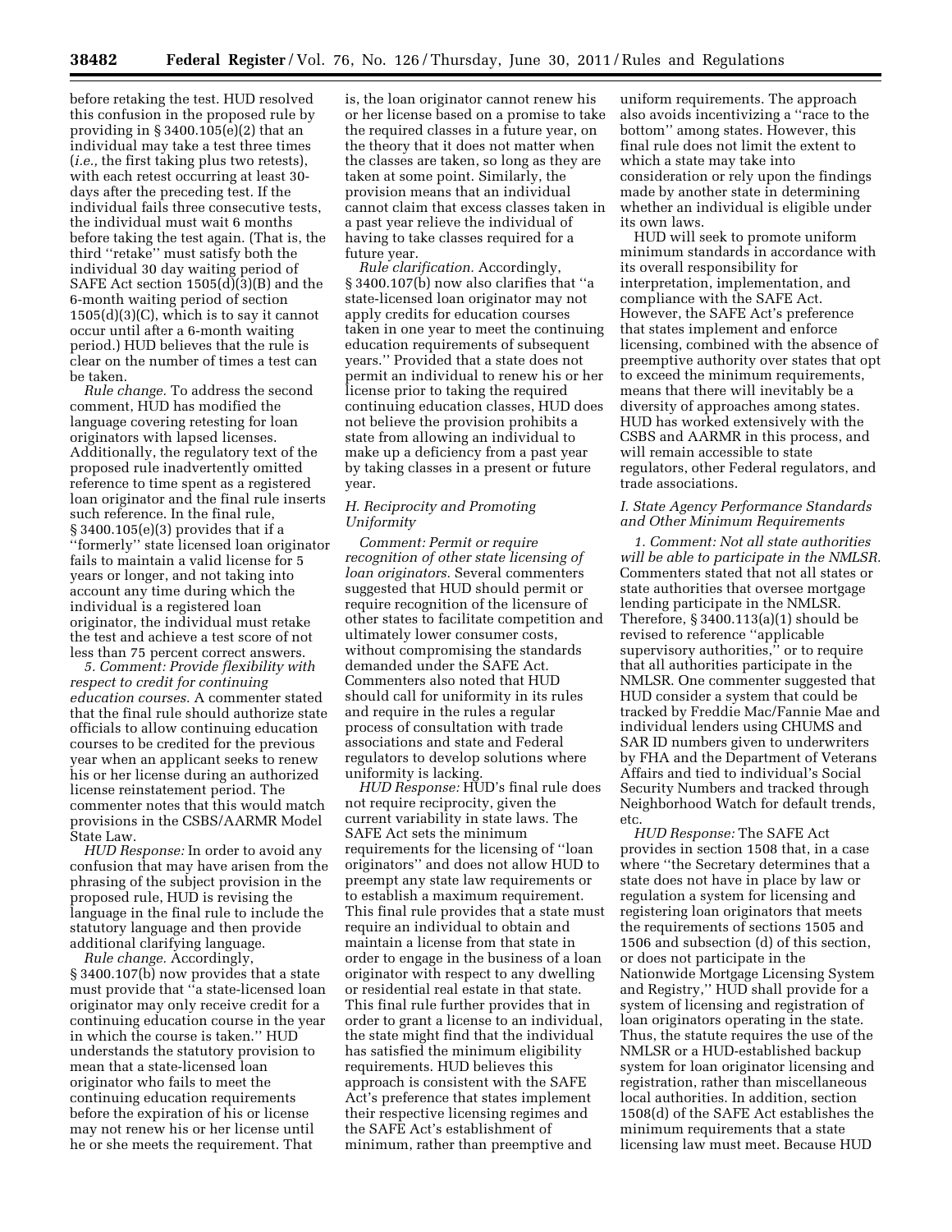before retaking the test. HUD resolved this confusion in the proposed rule by providing in § 3400.105(e)(2) that an individual may take a test three times (*i.e.,* the first taking plus two retests), with each retest occurring at least 30-days after the preceding test. If the individual fails three consecutive tests, the individual must wait 6 months before taking the test again. (That is, the third ''retake'' must satisfy both the individual 30 day waiting period of SAFE Act section 1505(d)(3)(B) and the 6-month waiting period of section 1505(d)(3)(C), which is to say it cannot occur until after a 6-month waiting period.) HUD believes that the rule is clear on the number of times a test can be taken.

*Rule change.* To address the second comment, HUD has modified the language covering retesting for loan originators with lapsed licenses. Additionally, the regulatory text of the proposed rule inadvertently omitted reference to time spent as a registered loan originator and the final rule inserts such reference. In the final rule, § 3400.105(e)(3) provides that if a ''formerly'' state licensed loan originator fails to maintain a valid license for 5 years or longer, and not taking into account any time during which the individual is a registered loan originator, the individual must retake the test and achieve a test score of not less than 75 percent correct answers.

*5. Comment: Provide flexibility with respect to credit for continuing education courses.* A commenter stated that the final rule should authorize state officials to allow continuing education courses to be credited for the previous year when an applicant seeks to renew his or her license during an authorized license reinstatement period. The commenter notes that this would match provisions in the CSBS/AARMR Model State Law.

*HUD Response:* In order to avoid any confusion that may have arisen from the phrasing of the subject provision in the proposed rule, HUD is revising the language in the final rule to include the statutory language and then provide additional clarifying language.

*Rule change.* Accordingly, § 3400.107(b) now provides that a state must provide that ''a state-licensed loan originator may only receive credit for a continuing education course in the year in which the course is taken.'' HUD understands the statutory provision to mean that a state-licensed loan originator who fails to meet the continuing education requirements before the expiration of his or license may not renew his or her license until he or she meets the requirement. That is, the loan originator cannot renew his or her license based on a promise to take the required classes in a future year, on the theory that it does not matter when the classes are taken, so long as they are taken at some point. Similarly, the provision means that an individual cannot claim that excess classes taken in a past year relieve the individual of having to take classes required for a future year.

*Rule clarification.* Accordingly, § 3400.107(b) now also clarifies that ''a state-licensed loan originator may not apply credits for education courses taken in one year to meet the continuing education requirements of subsequent years.'' Provided that a state does not permit an individual to renew his or her license prior to taking the required continuing education classes, HUD does not believe the provision prohibits a state from allowing an individual to make up a deficiency from a past year by taking classes in a present or future year.

### *H. Reciprocity and Promoting Uniformity*

*Comment: Permit or require recognition of other state licensing of loan originators.* Several commenters suggested that HUD should permit or require recognition of the licensure of other states to facilitate competition and ultimately lower consumer costs, without compromising the standards demanded under the SAFE Act. Commenters also noted that HUD should call for uniformity in its rules and require in the rules a regular process of consultation with trade associations and state and Federal regulators to develop solutions where uniformity is lacking.

*HUD Response:* HUD's final rule does not require reciprocity, given the current variability in state laws. The SAFE Act sets the minimum requirements for the licensing of ''loan originators'' and does not allow HUD to preempt any state law requirements or to establish a maximum requirement. This final rule provides that a state must require an individual to obtain and maintain a license from that state in order to engage in the business of a loan originator with respect to any dwelling or residential real estate in that state. This final rule further provides that in order to grant a license to an individual, the state might find that the individual has satisfied the minimum eligibility requirements. HUD believes this approach is consistent with the SAFE Act's preference that states implement their respective licensing regimes and the SAFE Act's establishment of minimum, rather than preemptive and uniform requirements. The approach also avoids incentivizing a ''race to the bottom'' among states. However, this final rule does not limit the extent to which a state may take into consideration or rely upon the findings made by another state in determining whether an individual is eligible under its own laws.

HUD will seek to promote uniform minimum standards in accordance with its overall responsibility for interpretation, implementation, and compliance with the SAFE Act. However, the SAFE Act's preference that states implement and enforce licensing, combined with the absence of preemptive authority over states that opt to exceed the minimum requirements, means that there will inevitably be a diversity of approaches among states. HUD has worked extensively with the CSBS and AARMR in this process, and will remain accessible to state regulators, other Federal regulators, and trade associations.

### *I. State Agency Performance Standards and Other Minimum Requirements*

*1. Comment: Not all state authorities will be able to participate in the NMLSR.* Commenters stated that not all states or state authorities that oversee mortgage lending participate in the NMLSR. Therefore, § 3400.113(a)(1) should be revised to reference ''applicable supervisory authorities,'' or to require that all authorities participate in the NMLSR. One commenter suggested that HUD consider a system that could be tracked by Freddie Mac/Fannie Mae and individual lenders using CHUMS and SAR ID numbers given to underwriters by FHA and the Department of Veterans Affairs and tied to individual's Social Security Numbers and tracked through Neighborhood Watch for default trends, etc.

*HUD Response:* The SAFE Act provides in section 1508 that, in a case where ''the Secretary determines that a state does not have in place by law or regulation a system for licensing and registering loan originators that meets the requirements of sections 1505 and 1506 and subsection (d) of this section, or does not participate in the Nationwide Mortgage Licensing System and Registry,'' HUD shall provide for a system of licensing and registration of loan originators operating in the state. Thus, the statute requires the use of the NMLSR or a HUD-established backup system for loan originator licensing and registration, rather than miscellaneous local authorities. In addition, section 1508(d) of the SAFE Act establishes the minimum requirements that a state licensing law must meet. Because HUD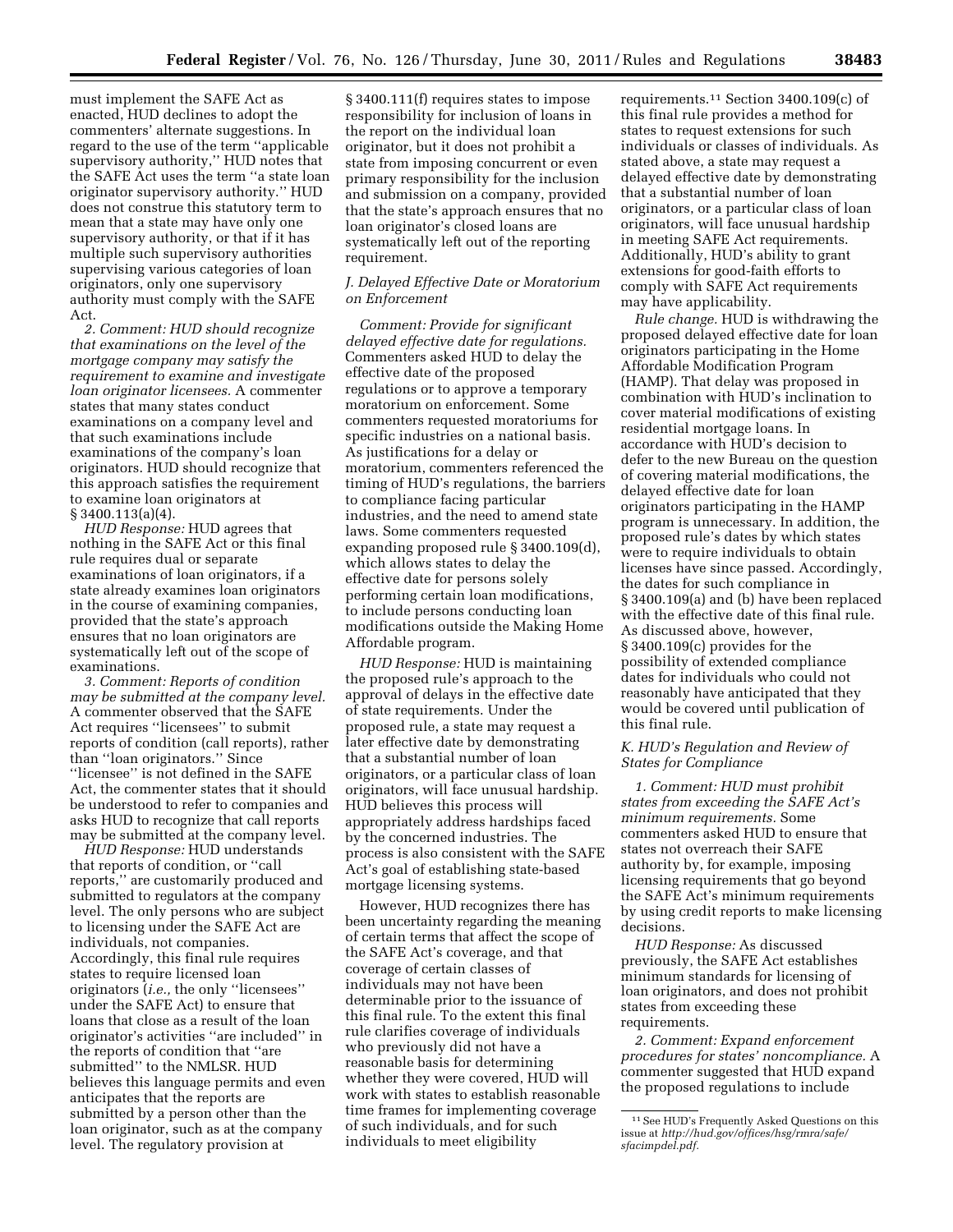must implement the SAFE Act as enacted, HUD declines to adopt the commenters' alternate suggestions. In regard to the use of the term ''applicable supervisory authority,'' HUD notes that the SAFE Act uses the term ''a state loan originator supervisory authority.'' HUD does not construe this statutory term to mean that a state may have only one supervisory authority, or that if it has multiple such supervisory authorities supervising various categories of loan originators, only one supervisory authority must comply with the SAFE Act.

*2. Comment: HUD should recognize that examinations on the level of the mortgage company may satisfy the requirement to examine and investigate loan originator licensees.* A commenter states that many states conduct examinations on a company level and that such examinations include examinations of the company's loan originators. HUD should recognize that this approach satisfies the requirement to examine loan originators at § 3400.113(a)(4).

*HUD Response:* HUD agrees that nothing in the SAFE Act or this final rule requires dual or separate examinations of loan originators, if a state already examines loan originators in the course of examining companies, provided that the state's approach ensures that no loan originators are systematically left out of the scope of examinations.

*3. Comment: Reports of condition may be submitted at the company level.* A commenter observed that the SAFE Act requires ''licensees'' to submit reports of condition (call reports), rather than ''loan originators.'' Since ''licensee'' is not defined in the SAFE Act, the commenter states that it should be understood to refer to companies and asks HUD to recognize that call reports may be submitted at the company level.

*HUD Response:* HUD understands that reports of condition, or ''call reports,'' are customarily produced and submitted to regulators at the company level. The only persons who are subject to licensing under the SAFE Act are individuals, not companies. Accordingly, this final rule requires states to require licensed loan originators (*i.e.,* the only ''licensees'' under the SAFE Act) to ensure that loans that close as a result of the loan originator's activities ''are included'' in the reports of condition that ''are submitted'' to the NMLSR. HUD believes this language permits and even anticipates that the reports are submitted by a person other than the loan originator, such as at the company level. The regulatory provision at § 3400.111(f) requires states to impose responsibility for inclusion of loans in the report on the individual loan originator, but it does not prohibit a state from imposing concurrent or even primary responsibility for the inclusion and submission on a company, provided that the state's approach ensures that no loan originator's closed loans are systematically left out of the reporting requirement.

### *J. Delayed Effective Date or Moratorium on Enforcement*

*Comment: Provide for significant delayed effective date for regulations.* Commenters asked HUD to delay the effective date of the proposed regulations or to approve a temporary moratorium on enforcement. Some commenters requested moratoriums for specific industries on a national basis. As justifications for a delay or moratorium, commenters referenced the timing of HUD's regulations, the barriers to compliance facing particular industries, and the need to amend state laws. Some commenters requested expanding proposed rule § 3400.109(d), which allows states to delay the effective date for persons solely performing certain loan modifications, to include persons conducting loan modifications outside the Making Home Affordable program.

*HUD Response:* HUD is maintaining the proposed rule's approach to the approval of delays in the effective date of state requirements. Under the proposed rule, a state may request a later effective date by demonstrating that a substantial number of loan originators, or a particular class of loan originators, will face unusual hardship. HUD believes this process will appropriately address hardships faced by the concerned industries. The process is also consistent with the SAFE Act's goal of establishing state-based mortgage licensing systems.

However, HUD recognizes there has been uncertainty regarding the meaning of certain terms that affect the scope of the SAFE Act's coverage, and that coverage of certain classes of individuals may not have been determinable prior to the issuance of this final rule. To the extent this final rule clarifies coverage of individuals who previously did not have a reasonable basis for determining whether they were covered, HUD will work with states to establish reasonable time frames for implementing coverage of such individuals, and for such individuals to meet eligibility requirements.[11] Section 3400.109(c) of this final rule provides a method for states to request extensions for such individuals or classes of individuals. As stated above, a state may request a delayed effective date by demonstrating that a substantial number of loan originators, or a particular class of loan originators, will face unusual hardship in meeting SAFE Act requirements. Additionally, HUD's ability to grant extensions for good-faith efforts to comply with SAFE Act requirements may have applicability.

*Rule change.* HUD is withdrawing the proposed delayed effective date for loan originators participating in the Home Affordable Modification Program (HAMP). That delay was proposed in combination with HUD's inclination to cover material modifications of existing residential mortgage loans. In accordance with HUD's decision to defer to the new Bureau on the question of covering material modifications, the delayed effective date for loan originators participating in the HAMP program is unnecessary. In addition, the proposed rule's dates by which states were to require individuals to obtain licenses have since passed. Accordingly, the dates for such compliance in § 3400.109(a) and (b) have been replaced with the effective date of this final rule. As discussed above, however, § 3400.109(c) provides for the possibility of extended compliance dates for individuals who could not reasonably have anticipated that they would be covered until publication of this final rule.

### *K. HUD's Regulation and Review of States for Compliance*

*1. Comment: HUD must prohibit states from exceeding the SAFE Act's minimum requirements.* Some commenters asked HUD to ensure that states not overreach their SAFE authority by, for example, imposing licensing requirements that go beyond the SAFE Act's minimum requirements by using credit reports to make licensing decisions.

*HUD Response:* As discussed previously, the SAFE Act establishes minimum standards for licensing of loan originators, and does not prohibit states from exceeding these requirements.

*2. Comment: Expand enforcement procedures for states' noncompliance.* A commenter suggested that HUD expand the proposed regulations to include

[11] See HUD's Frequently Asked Questions on this issue at *http://hud.gov/offices/hsg/rmra/safe/sfacimpdel.pdf.*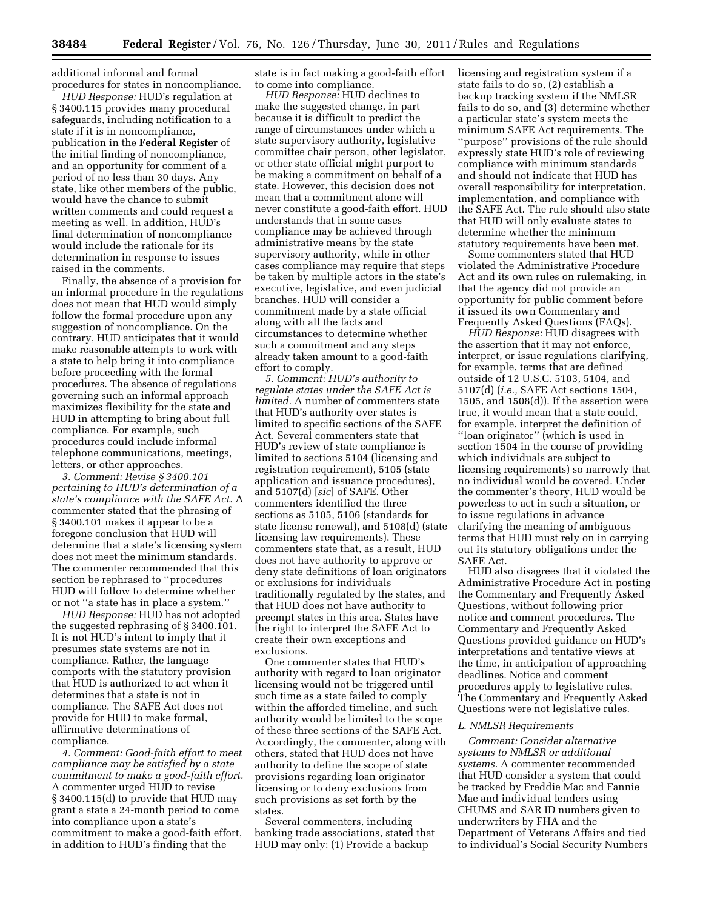additional informal and formal procedures for states in noncompliance.

*HUD Response:* HUD's regulation at § 3400.115 provides many procedural safeguards, including notification to a state if it is in noncompliance, publication in the **Federal Register** of the initial finding of noncompliance, and an opportunity for comment of a period of no less than 30 days. Any state, like other members of the public, would have the chance to submit written comments and could request a meeting as well. In addition, HUD's final determination of noncompliance would include the rationale for its determination in response to issues raised in the comments.

Finally, the absence of a provision for an informal procedure in the regulations does not mean that HUD would simply follow the formal procedure upon any suggestion of noncompliance. On the contrary, HUD anticipates that it would make reasonable attempts to work with a state to help bring it into compliance before proceeding with the formal procedures. The absence of regulations governing such an informal approach maximizes flexibility for the state and HUD in attempting to bring about full compliance. For example, such procedures could include informal telephone communications, meetings, letters, or other approaches.

*3. Comment: Revise § 3400.101 pertaining to HUD's determination of a state's compliance with the SAFE Act.* A commenter stated that the phrasing of § 3400.101 makes it appear to be a foregone conclusion that HUD will determine that a state's licensing system does not meet the minimum standards. The commenter recommended that this section be rephrased to ''procedures HUD will follow to determine whether or not ''a state has in place a system.''

*HUD Response:* HUD has not adopted the suggested rephrasing of § 3400.101. It is not HUD's intent to imply that it presumes state systems are not in compliance. Rather, the language comports with the statutory provision that HUD is authorized to act when it determines that a state is not in compliance. The SAFE Act does not provide for HUD to make formal, affirmative determinations of compliance.

*4. Comment: Good-faith effort to meet compliance may be satisfied by a state commitment to make a good-faith effort.* A commenter urged HUD to revise § 3400.115(d) to provide that HUD may grant a state a 24-month period to come into compliance upon a state's commitment to make a good-faith effort, in addition to HUD's finding that the state is in fact making a good-faith effort to come into compliance.

*HUD Response:* HUD declines to make the suggested change, in part because it is difficult to predict the range of circumstances under which a state supervisory authority, legislative committee chair person, other legislator, or other state official might purport to be making a commitment on behalf of a state. However, this decision does not mean that a commitment alone will never constitute a good-faith effort. HUD understands that in some cases compliance may be achieved through administrative means by the state supervisory authority, while in other cases compliance may require that steps be taken by multiple actors in the state's executive, legislative, and even judicial branches. HUD will consider a commitment made by a state official along with all the facts and circumstances to determine whether such a commitment and any steps already taken amount to a good-faith effort to comply.

*5. Comment: HUD's authority to regulate states under the SAFE Act is limited.* A number of commenters state that HUD's authority over states is limited to specific sections of the SAFE Act. Several commenters state that HUD's review of state compliance is limited to sections 5104 (licensing and registration requirement), 5105 (state application and issuance procedures), and 5107(d) [*sic*] of SAFE. Other commenters identified the three sections as 5105, 5106 (standards for state license renewal), and 5108(d) (state licensing law requirements). These commenters state that, as a result, HUD does not have authority to approve or deny state definitions of loan originators or exclusions for individuals traditionally regulated by the states, and that HUD does not have authority to preempt states in this area. States have the right to interpret the SAFE Act to create their own exceptions and exclusions.

One commenter states that HUD's authority with regard to loan originator licensing would not be triggered until such time as a state failed to comply within the afforded timeline, and such authority would be limited to the scope of these three sections of the SAFE Act. Accordingly, the commenter, along with others, stated that HUD does not have authority to define the scope of state provisions regarding loan originator licensing or to deny exclusions from such provisions as set forth by the states.

Several commenters, including banking trade associations, stated that HUD may only: (1) Provide a backup licensing and registration system if a state fails to do so, (2) establish a backup tracking system if the NMLSR fails to do so, and (3) determine whether a particular state's system meets the minimum SAFE Act requirements. The ''purpose'' provisions of the rule should expressly state HUD's role of reviewing compliance with minimum standards and should not indicate that HUD has overall responsibility for interpretation, implementation, and compliance with the SAFE Act. The rule should also state that HUD will only evaluate states to determine whether the minimum statutory requirements have been met.

Some commenters stated that HUD violated the Administrative Procedure Act and its own rules on rulemaking, in that the agency did not provide an opportunity for public comment before it issued its own Commentary and Frequently Asked Questions (FAQs).

*HUD Response:* HUD disagrees with the assertion that it may not enforce, interpret, or issue regulations clarifying, for example, terms that are defined outside of 12 U.S.C. 5103, 5104, and 5107(d) (*i.e.,* SAFE Act sections 1504, 1505, and 1508(d)). If the assertion were true, it would mean that a state could, for example, interpret the definition of ''loan originator'' (which is used in section 1504 in the course of providing which individuals are subject to licensing requirements) so narrowly that no individual would be covered. Under the commenter's theory, HUD would be powerless to act in such a situation, or to issue regulations in advance clarifying the meaning of ambiguous terms that HUD must rely on in carrying out its statutory obligations under the SAFE Act.

HUD also disagrees that it violated the Administrative Procedure Act in posting the Commentary and Frequently Asked Questions, without following prior notice and comment procedures. The Commentary and Frequently Asked Questions provided guidance on HUD's interpretations and tentative views at the time, in anticipation of approaching deadlines. Notice and comment procedures apply to legislative rules. The Commentary and Frequently Asked Questions were not legislative rules.

*L. NMLSR Requirements*

*Comment: Consider alternative systems to NMLSR or additional systems.* A commenter recommended that HUD consider a system that could be tracked by Freddie Mac and Fannie Mae and individual lenders using CHUMS and SAR ID numbers given to underwriters by FHA and the Department of Veterans Affairs and tied to individual's Social Security Numbers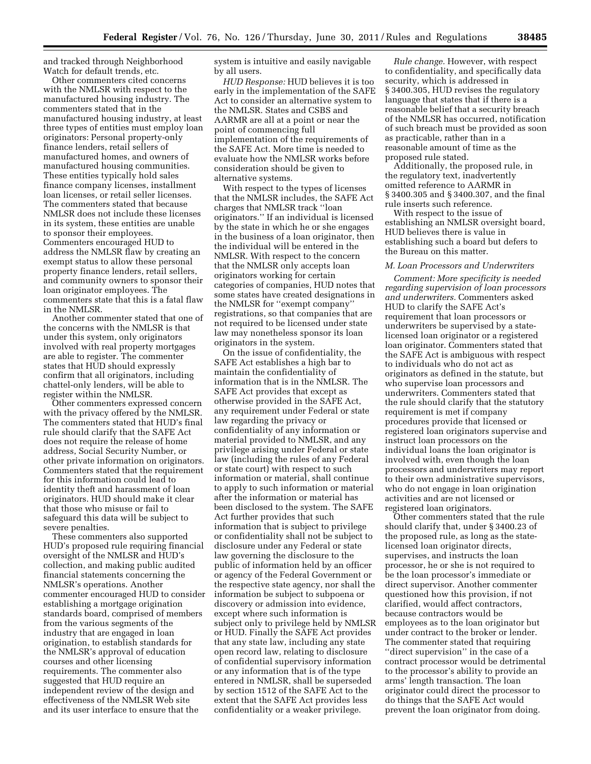and tracked through Neighborhood Watch for default trends, etc.

Other commenters cited concerns with the NMLSR with respect to the manufactured housing industry. The commenters stated that in the manufactured housing industry, at least three types of entities must employ loan originators: Personal property-only finance lenders, retail sellers of manufactured homes, and owners of manufactured housing communities. These entities typically hold sales finance company licenses, installment loan licenses, or retail seller licenses. The commenters stated that because NMLSR does not include these licenses in its system, these entities are unable to sponsor their employees. Commenters encouraged HUD to address the NMLSR flaw by creating an exempt status to allow these personal property finance lenders, retail sellers, and community owners to sponsor their loan originator employees. The commenters state that this is a fatal flaw in the NMLSR.

Another commenter stated that one of the concerns with the NMLSR is that under this system, only originators involved with real property mortgages are able to register. The commenter states that HUD should expressly confirm that all originators, including chattel-only lenders, will be able to register within the NMLSR.

Other commenters expressed concern with the privacy offered by the NMLSR. The commenters stated that HUD's final rule should clarify that the SAFE Act does not require the release of home address, Social Security Number, or other private information on originators. Commenters stated that the requirement for this information could lead to identity theft and harassment of loan originators. HUD should make it clear that those who misuse or fail to safeguard this data will be subject to severe penalties.

These commenters also supported HUD's proposed rule requiring financial oversight of the NMLSR and HUD's collection, and making public audited financial statements concerning the NMLSR's operations. Another commenter encouraged HUD to consider establishing a mortgage origination standards board, comprised of members from the various segments of the industry that are engaged in loan origination, to establish standards for the NMLSR's approval of education courses and other licensing requirements. The commenter also suggested that HUD require an independent review of the design and effectiveness of the NMLSR Web site and its user interface to ensure that the system is intuitive and easily navigable by all users.

*HUD Response:* HUD believes it is too early in the implementation of the SAFE Act to consider an alternative system to the NMLSR. States and CSBS and AARMR are all at a point or near the point of commencing full implementation of the requirements of the SAFE Act. More time is needed to evaluate how the NMLSR works before consideration should be given to alternative systems.

With respect to the types of licenses that the NMLSR includes, the SAFE Act charges that NMLSR track ''loan originators.'' If an individual is licensed by the state in which he or she engages in the business of a loan originator, then the individual will be entered in the NMLSR. With respect to the concern that the NMLSR only accepts loan originators working for certain categories of companies, HUD notes that some states have created designations in the NMLSR for ''exempt company'' registrations, so that companies that are not required to be licensed under state law may nonetheless sponsor its loan originators in the system.

On the issue of confidentiality, the SAFE Act establishes a high bar to maintain the confidentiality of information that is in the NMLSR. The SAFE Act provides that except as otherwise provided in the SAFE Act, any requirement under Federal or state law regarding the privacy or confidentiality of any information or material provided to NMLSR, and any privilege arising under Federal or state law (including the rules of any Federal or state court) with respect to such information or material, shall continue to apply to such information or material after the information or material has been disclosed to the system. The SAFE Act further provides that such information that is subject to privilege or confidentiality shall not be subject to disclosure under any Federal or state law governing the disclosure to the public of information held by an officer or agency of the Federal Government or the respective state agency, nor shall the information be subject to subpoena or discovery or admission into evidence, except where such information is subject only to privilege held by NMLSR or HUD. Finally the SAFE Act provides that any state law, including any state open record law, relating to disclosure of confidential supervisory information or any information that is of the type entered in NMLSR, shall be superseded by section 1512 of the SAFE Act to the extent that the SAFE Act provides less confidentiality or a weaker privilege.

*Rule change.* However, with respect to confidentiality, and specifically data security, which is addressed in § 3400.305, HUD revises the regulatory language that states that if there is a reasonable belief that a security breach of the NMLSR has occurred, notification of such breach must be provided as soon as practicable, rather than in a reasonable amount of time as the proposed rule stated.

Additionally, the proposed rule, in the regulatory text, inadvertently omitted reference to AARMR in § 3400.305 and § 3400.307, and the final rule inserts such reference.

With respect to the issue of establishing an NMLSR oversight board, HUD believes there is value in establishing such a board but defers to the Bureau on this matter.

### *M. Loan Processors and Underwriters*

*Comment: More specificity is needed regarding supervision of loan processors and underwriters.* Commenters asked HUD to clarify the SAFE Act's requirement that loan processors or underwriters be supervised by a state-licensed loan originator or a registered loan originator. Commenters stated that the SAFE Act is ambiguous with respect to individuals who do not act as originators as defined in the statute, but who supervise loan processors and underwriters. Commenters stated that the rule should clarify that the statutory requirement is met if company procedures provide that licensed or registered loan originators supervise and instruct loan processors on the individual loans the loan originator is involved with, even though the loan processors and underwriters may report to their own administrative supervisors, who do not engage in loan origination activities and are not licensed or registered loan originators.

Other commenters stated that the rule should clarify that, under § 3400.23 of the proposed rule, as long as the state-licensed loan originator directs, supervises, and instructs the loan processor, he or she is not required to be the loan processor's immediate or direct supervisor. Another commenter questioned how this provision, if not clarified, would affect contractors, because contractors would be employees as to the loan originator but under contract to the broker or lender. The commenter stated that requiring ''direct supervision'' in the case of a contract processor would be detrimental to the processor's ability to provide an arms' length transaction. The loan originator could direct the processor to do things that the SAFE Act would prevent the loan originator from doing.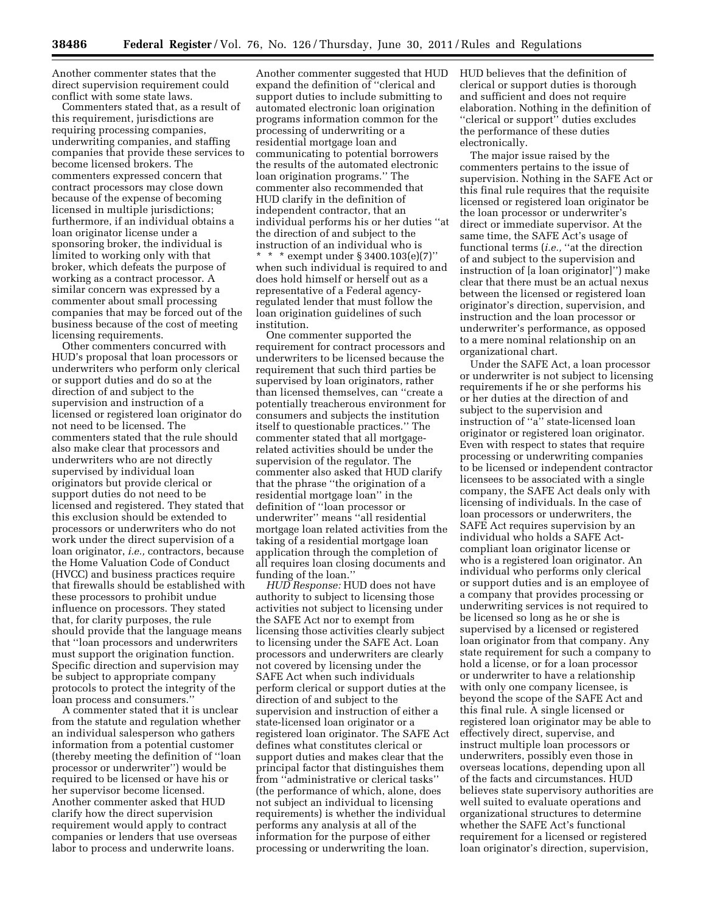Another commenter states that the direct supervision requirement could conflict with some state laws.

Commenters stated that, as a result of this requirement, jurisdictions are requiring processing companies, underwriting companies, and staffing companies that provide these services to become licensed brokers. The commenters expressed concern that contract processors may close down because of the expense of becoming licensed in multiple jurisdictions; furthermore, if an individual obtains a loan originator license under a sponsoring broker, the individual is limited to working only with that broker, which defeats the purpose of working as a contract processor. A similar concern was expressed by a commenter about small processing companies that may be forced out of the business because of the cost of meeting licensing requirements.

Other commenters concurred with HUD's proposal that loan processors or underwriters who perform only clerical or support duties and do so at the direction of and subject to the supervision and instruction of a licensed or registered loan originator do not need to be licensed. The commenters stated that the rule should also make clear that processors and underwriters who are not directly supervised by individual loan originators but provide clerical or support duties do not need to be licensed and registered. They stated that this exclusion should be extended to processors or underwriters who do not work under the direct supervision of a loan originator, *i.e.,* contractors, because the Home Valuation Code of Conduct (HVCC) and business practices require that firewalls should be established with these processors to prohibit undue influence on processors. They stated that, for clarity purposes, the rule should provide that the language means that ''loan processors and underwriters must support the origination function. Specific direction and supervision may be subject to appropriate company protocols to protect the integrity of the loan process and consumers.''

A commenter stated that it is unclear from the statute and regulation whether an individual salesperson who gathers information from a potential customer (thereby meeting the definition of ''loan processor or underwriter'') would be required to be licensed or have his or her supervisor become licensed. Another commenter asked that HUD clarify how the direct supervision requirement would apply to contract companies or lenders that use overseas labor to process and underwrite loans.

Another commenter suggested that HUD expand the definition of ''clerical and support duties to include submitting to automated electronic loan origination programs information common for the processing of underwriting or a residential mortgage loan and communicating to potential borrowers the results of the automated electronic loan origination programs.'' The commenter also recommended that HUD clarify in the definition of independent contractor, that an individual performs his or her duties ''at the direction of and subject to the instruction of an individual who is * * * exempt under § 3400.103(e)(7)'' when such individual is required to and does hold himself or herself out as a representative of a Federal agency-regulated lender that must follow the loan origination guidelines of such institution.

One commenter supported the requirement for contract processors and underwriters to be licensed because the requirement that such third parties be supervised by loan originators, rather than licensed themselves, can ''create a potentially treacherous environment for consumers and subjects the institution itself to questionable practices.'' The commenter stated that all mortgage-related activities should be under the supervision of the regulator. The commenter also asked that HUD clarify that the phrase ''the origination of a residential mortgage loan'' in the definition of ''loan processor or underwriter'' means ''all residential mortgage loan related activities from the taking of a residential mortgage loan application through the completion of all requires loan closing documents and funding of the loan.''

*HUD Response:* HUD does not have authority to subject to licensing those activities not subject to licensing under the SAFE Act nor to exempt from licensing those activities clearly subject to licensing under the SAFE Act. Loan processors and underwriters are clearly not covered by licensing under the SAFE Act when such individuals perform clerical or support duties at the direction of and subject to the supervision and instruction of either a state-licensed loan originator or a registered loan originator. The SAFE Act defines what constitutes clerical or support duties and makes clear that the principal factor that distinguishes them from ''administrative or clerical tasks'' (the performance of which, alone, does not subject an individual to licensing requirements) is whether the individual performs any analysis at all of the information for the purpose of either processing or underwriting the loan. HUD believes that the definition of clerical or support duties is thorough and sufficient and does not require elaboration. Nothing in the definition of ''clerical or support'' duties excludes the performance of these duties electronically.

The major issue raised by the commenters pertains to the issue of supervision. Nothing in the SAFE Act or this final rule requires that the requisite licensed or registered loan originator be the loan processor or underwriter's direct or immediate supervisor. At the same time, the SAFE Act's usage of functional terms (*i.e.,* ''at the direction of and subject to the supervision and instruction of [a loan originator]'') make clear that there must be an actual nexus between the licensed or registered loan originator's direction, supervision, and instruction and the loan processor or underwriter's performance, as opposed to a mere nominal relationship on an organizational chart.

Under the SAFE Act, a loan processor or underwriter is not subject to licensing requirements if he or she performs his or her duties at the direction of and subject to the supervision and instruction of ''a'' state-licensed loan originator or registered loan originator. Even with respect to states that require processing or underwriting companies to be licensed or independent contractor licensees to be associated with a single company, the SAFE Act deals only with licensing of individuals. In the case of loan processors or underwriters, the SAFE Act requires supervision by an individual who holds a SAFE Act-compliant loan originator license or who is a registered loan originator. An individual who performs only clerical or support duties and is an employee of a company that provides processing or underwriting services is not required to be licensed so long as he or she is supervised by a licensed or registered loan originator from that company. Any state requirement for such a company to hold a license, or for a loan processor or underwriter to have a relationship with only one company licensee, is beyond the scope of the SAFE Act and this final rule. A single licensed or registered loan originator may be able to effectively direct, supervise, and instruct multiple loan processors or underwriters, possibly even those in overseas locations, depending upon all of the facts and circumstances. HUD believes state supervisory authorities are well suited to evaluate operations and organizational structures to determine whether the SAFE Act's functional requirement for a licensed or registered loan originator's direction, supervision,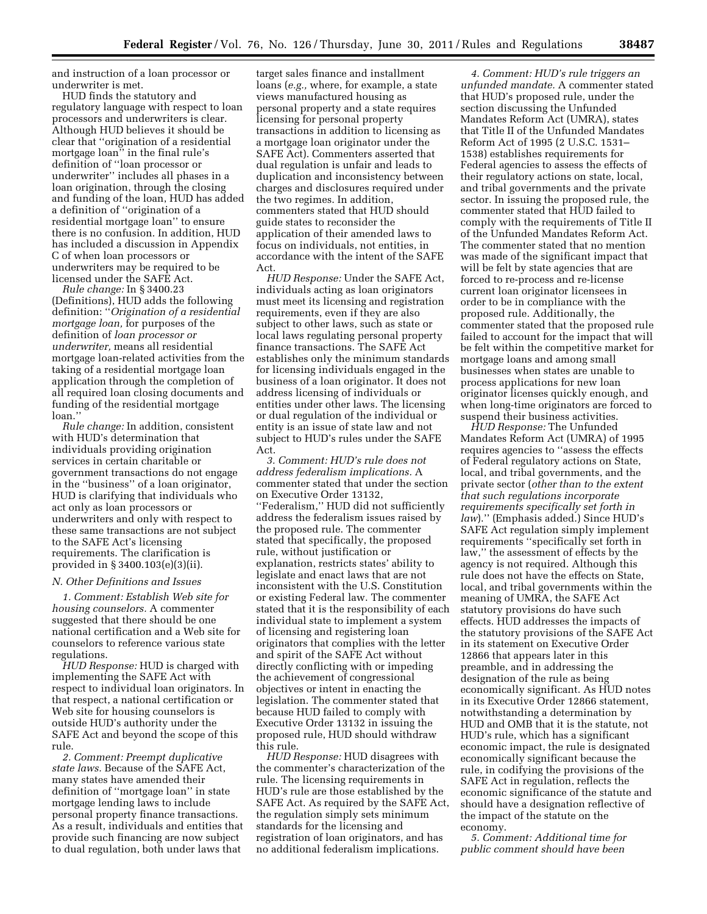and instruction of a loan processor or underwriter is met.

HUD finds the statutory and regulatory language with respect to loan processors and underwriters is clear. Although HUD believes it should be clear that "origination of a residential mortgage loan" in the final rule's definition of "loan processor or underwriter" includes all phases in a loan origination, through the closing and funding of the loan, HUD has added a definition of "origination of a residential mortgage loan" to ensure there is no confusion. In addition, HUD has included a discussion in Appendix C of when loan processors or underwriters may be required to be licensed under the SAFE Act.

*Rule change:* In § 3400.23 (Definitions), HUD adds the following definition: "*Origination of a residential mortgage loan,* for purposes of the definition of *loan processor or underwriter,* means all residential mortgage loan-related activities from the taking of a residential mortgage loan application through the completion of all required loan closing documents and funding of the residential mortgage loan."

*Rule change:* In addition, consistent with HUD's determination that individuals providing origination services in certain charitable or government transactions do not engage in the "business" of a loan originator, HUD is clarifying that individuals who act only as loan processors or underwriters and only with respect to these same transactions are not subject to the SAFE Act's licensing requirements. The clarification is provided in § 3400.103(e)(3)(ii).

*N. Other Definitions and Issues*

*1. Comment: Establish Web site for housing counselors.* A commenter suggested that there should be one national certification and a Web site for counselors to reference various state regulations.

*HUD Response:* HUD is charged with implementing the SAFE Act with respect to individual loan originators. In that respect, a national certification or Web site for housing counselors is outside HUD's authority under the SAFE Act and beyond the scope of this rule.

*2. Comment: Preempt duplicative state laws.* Because of the SAFE Act, many states have amended their definition of "mortgage loan" in state mortgage lending laws to include personal property finance transactions. As a result, individuals and entities that provide such financing are now subject to dual regulation, both under laws that target sales finance and installment loans (*e.g.,* where, for example, a state views manufactured housing as personal property and a state requires licensing for personal property transactions in addition to licensing as a mortgage loan originator under the SAFE Act). Commenters asserted that dual regulation is unfair and leads to duplication and inconsistency between charges and disclosures required under the two regimes. In addition, commenters stated that HUD should guide states to reconsider the application of their amended laws to focus on individuals, not entities, in accordance with the intent of the SAFE Act.

*HUD Response:* Under the SAFE Act, individuals acting as loan originators must meet its licensing and registration requirements, even if they are also subject to other laws, such as state or local laws regulating personal property finance transactions. The SAFE Act establishes only the minimum standards for licensing individuals engaged in the business of a loan originator. It does not address licensing of individuals or entities under other laws. The licensing or dual regulation of the individual or entity is an issue of state law and not subject to HUD's rules under the SAFE Act.

*3. Comment: HUD's rule does not address federalism implications.* A commenter stated that under the section on Executive Order 13132, "Federalism," HUD did not sufficiently address the federalism issues raised by the proposed rule. The commenter stated that specifically, the proposed rule, without justification or explanation, restricts states' ability to legislate and enact laws that are not inconsistent with the U.S. Constitution or existing Federal law. The commenter stated that it is the responsibility of each individual state to implement a system of licensing and registering loan originators that complies with the letter and spirit of the SAFE Act without directly conflicting with or impeding the achievement of congressional objectives or intent in enacting the legislation. The commenter stated that because HUD failed to comply with Executive Order 13132 in issuing the proposed rule, HUD should withdraw this rule.

*HUD Response:* HUD disagrees with the commenter's characterization of the rule. The licensing requirements in HUD's rule are those established by the SAFE Act. As required by the SAFE Act, the regulation simply sets minimum standards for the licensing and registration of loan originators, and has no additional federalism implications.

*4. Comment: HUD's rule triggers an unfunded mandate.* A commenter stated that HUD's proposed rule, under the section discussing the Unfunded Mandates Reform Act (UMRA), states that Title II of the Unfunded Mandates Reform Act of 1995 (2 U.S.C. 1531–1538) establishes requirements for Federal agencies to assess the effects of their regulatory actions on state, local, and tribal governments and the private sector. In issuing the proposed rule, the commenter stated that HUD failed to comply with the requirements of Title II of the Unfunded Mandates Reform Act. The commenter stated that no mention was made of the significant impact that will be felt by state agencies that are forced to re-process and re-license current loan originator licensees in order to be in compliance with the proposed rule. Additionally, the commenter stated that the proposed rule failed to account for the impact that will be felt within the competitive market for mortgage loans and among small businesses when states are unable to process applications for new loan originator licenses quickly enough, and when long-time originators are forced to suspend their business activities.

*HUD Response:* The Unfunded Mandates Reform Act (UMRA) of 1995 requires agencies to "assess the effects of Federal regulatory actions on State, local, and tribal governments, and the private sector (*other than to the extent that such regulations incorporate requirements specifically set forth in law*)." (Emphasis added.) Since HUD's SAFE Act regulation simply implement requirements "specifically set forth in law," the assessment of effects by the agency is not required. Although this rule does not have the effects on State, local, and tribal governments within the meaning of UMRA, the SAFE Act statutory provisions do have such effects. HUD addresses the impacts of the statutory provisions of the SAFE Act in its statement on Executive Order 12866 that appears later in this preamble, and in addressing the designation of the rule as being economically significant. As HUD notes in its Executive Order 12866 statement, notwithstanding a determination by HUD and OMB that it is the statute, not HUD's rule, which has a significant economic impact, the rule is designated economically significant because the rule, in codifying the provisions of the SAFE Act in regulation, reflects the economic significance of the statute and should have a designation reflective of the impact of the statute on the economy.

*5. Comment: Additional time for public comment should have been*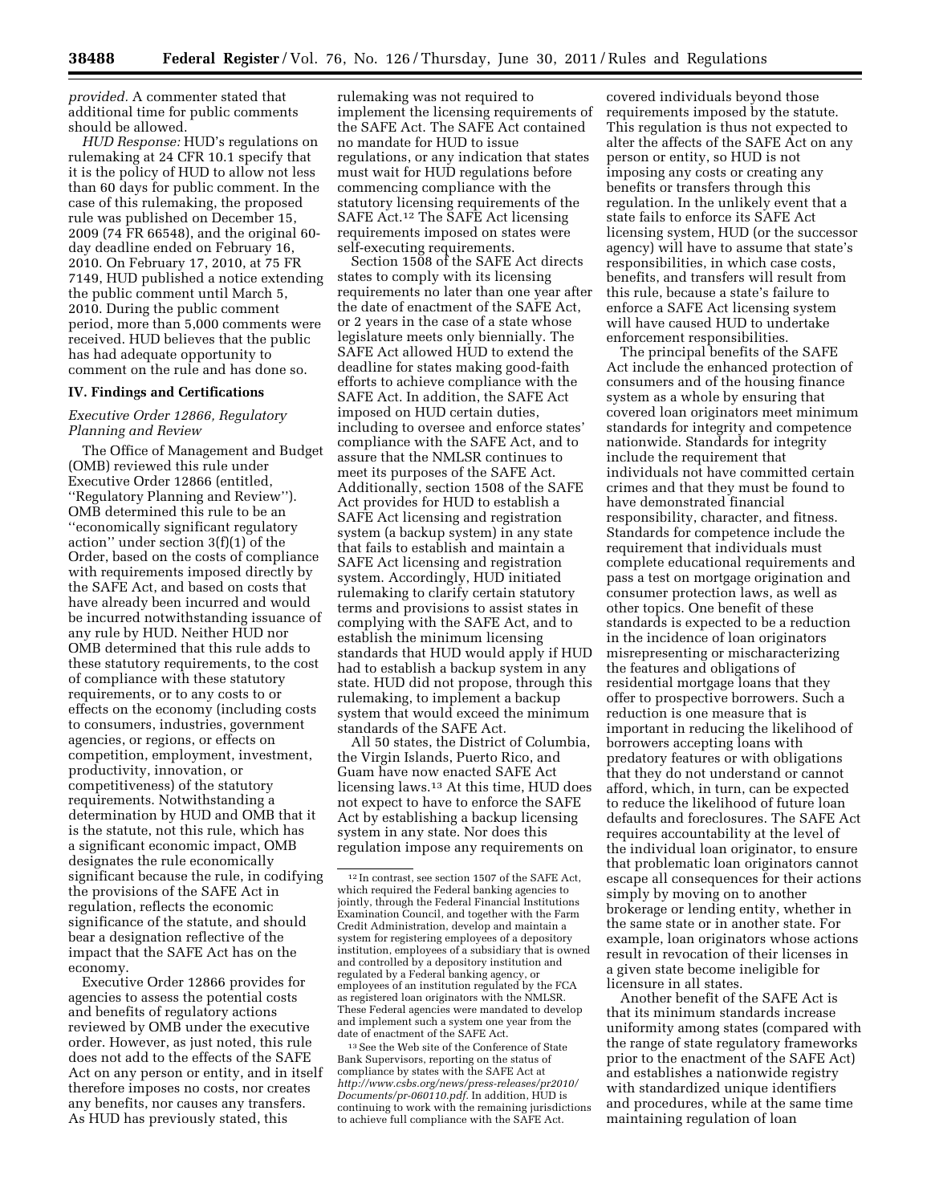*provided.* A commenter stated that additional time for public comments should be allowed.

*HUD Response:* HUD's regulations on rulemaking at 24 CFR 10.1 specify that it is the policy of HUD to allow not less than 60 days for public comment. In the case of this rulemaking, the proposed rule was published on December 15, 2009 (74 FR 66548), and the original 60-day deadline ended on February 16, 2010. On February 17, 2010, at 75 FR 7149, HUD published a notice extending the public comment until March 5, 2010. During the public comment period, more than 5,000 comments were received. HUD believes that the public has had adequate opportunity to comment on the rule and has done so.

## IV. Findings and Certifications

### *Executive Order 12866, Regulatory Planning and Review*

The Office of Management and Budget (OMB) reviewed this rule under Executive Order 12866 (entitled, ''Regulatory Planning and Review''). OMB determined this rule to be an ''economically significant regulatory action'' under section 3(f)(1) of the Order, based on the costs of compliance with requirements imposed directly by the SAFE Act, and based on costs that have already been incurred and would be incurred notwithstanding issuance of any rule by HUD. Neither HUD nor OMB determined that this rule adds to these statutory requirements, to the cost of compliance with these statutory requirements, or to any costs to or effects on the economy (including costs to consumers, industries, government agencies, or regions, or effects on competition, employment, investment, productivity, innovation, or competitiveness) of the statutory requirements. Notwithstanding a determination by HUD and OMB that it is the statute, not this rule, which has a significant economic impact, OMB designates the rule economically significant because the rule, in codifying the provisions of the SAFE Act in regulation, reflects the economic significance of the statute, and should bear a designation reflective of the impact that the SAFE Act has on the economy.

Executive Order 12866 provides for agencies to assess the potential costs and benefits of regulatory actions reviewed by OMB under the executive order. However, as just noted, this rule does not add to the effects of the SAFE Act on any person or entity, and in itself therefore imposes no costs, nor creates any benefits, nor causes any transfers. As HUD has previously stated, this rulemaking was not required to implement the licensing requirements of the SAFE Act. The SAFE Act contained no mandate for HUD to issue regulations, or any indication that states must wait for HUD regulations before commencing compliance with the statutory licensing requirements of the SAFE Act.[12] The SAFE Act licensing requirements imposed on states were self-executing requirements.

Section 1508 of the SAFE Act directs states to comply with its licensing requirements no later than one year after the date of enactment of the SAFE Act, or 2 years in the case of a state whose legislature meets only biennially. The SAFE Act allowed HUD to extend the deadline for states making good-faith efforts to achieve compliance with the SAFE Act. In addition, the SAFE Act imposed on HUD certain duties, including to oversee and enforce states' compliance with the SAFE Act, and to assure that the NMLSR continues to meet its purposes of the SAFE Act. Additionally, section 1508 of the SAFE Act provides for HUD to establish a SAFE Act licensing and registration system (a backup system) in any state that fails to establish and maintain a SAFE Act licensing and registration system. Accordingly, HUD initiated rulemaking to clarify certain statutory terms and provisions to assist states in complying with the SAFE Act, and to establish the minimum licensing standards that HUD would apply if HUD had to establish a backup system in any state. HUD did not propose, through this rulemaking, to implement a backup system that would exceed the minimum standards of the SAFE Act.

All 50 states, the District of Columbia, the Virgin Islands, Puerto Rico, and Guam have now enacted SAFE Act licensing laws.[13] At this time, HUD does not expect to have to enforce the SAFE Act by establishing a backup licensing system in any state. Nor does this regulation impose any requirements on covered individuals beyond those requirements imposed by the statute. This regulation is thus not expected to alter the affects of the SAFE Act on any person or entity, so HUD is not imposing any costs or creating any benefits or transfers through this regulation. In the unlikely event that a state fails to enforce its SAFE Act licensing system, HUD (or the successor agency) will have to assume that state's responsibilities, in which case costs, benefits, and transfers will result from this rule, because a state's failure to enforce a SAFE Act licensing system will have caused HUD to undertake enforcement responsibilities.

The principal benefits of the SAFE Act include the enhanced protection of consumers and of the housing finance system as a whole by ensuring that covered loan originators meet minimum standards for integrity and competence nationwide. Standards for integrity include the requirement that individuals not have committed certain crimes and that they must be found to have demonstrated financial responsibility, character, and fitness. Standards for competence include the requirement that individuals must complete educational requirements and pass a test on mortgage origination and consumer protection laws, as well as other topics. One benefit of these standards is expected to be a reduction in the incidence of loan originators misrepresenting or mischaracterizing the features and obligations of residential mortgage loans that they offer to prospective borrowers. Such a reduction is one measure that is important in reducing the likelihood of borrowers accepting loans with predatory features or with obligations that they do not understand or cannot afford, which, in turn, can be expected to reduce the likelihood of future loan defaults and foreclosures. The SAFE Act requires accountability at the level of the individual loan originator, to ensure that problematic loan originators cannot escape all consequences for their actions simply by moving on to another brokerage or lending entity, whether in the same state or in another state. For example, loan originators whose actions result in revocation of their licenses in a given state become ineligible for licensure in all states.

Another benefit of the SAFE Act is that its minimum standards increase uniformity among states (compared with the range of state regulatory frameworks prior to the enactment of the SAFE Act) and establishes a nationwide registry with standardized unique identifiers and procedures, while at the same time maintaining regulation of loan

---

[12] In contrast, see section 1507 of the SAFE Act, which required the Federal banking agencies to jointly, through the Federal Financial Institutions Examination Council, and together with the Farm Credit Administration, develop and maintain a system for registering employees of a depository institution, employees of a subsidiary that is owned and controlled by a depository institution and regulated by a Federal banking agency, or employees of an institution regulated by the FCA as registered loan originators with the NMLSR. These Federal agencies were mandated to develop and implement such a system one year from the date of enactment of the SAFE Act.

[13] See the Web site of the Conference of State Bank Supervisors, reporting on the status of compliance by states with the SAFE Act at *http://www.csbs.org/news/press-releases/pr2010/Documents/pr-060110.pdf*. In addition, HUD is continuing to work with the remaining jurisdictions to achieve full compliance with the SAFE Act.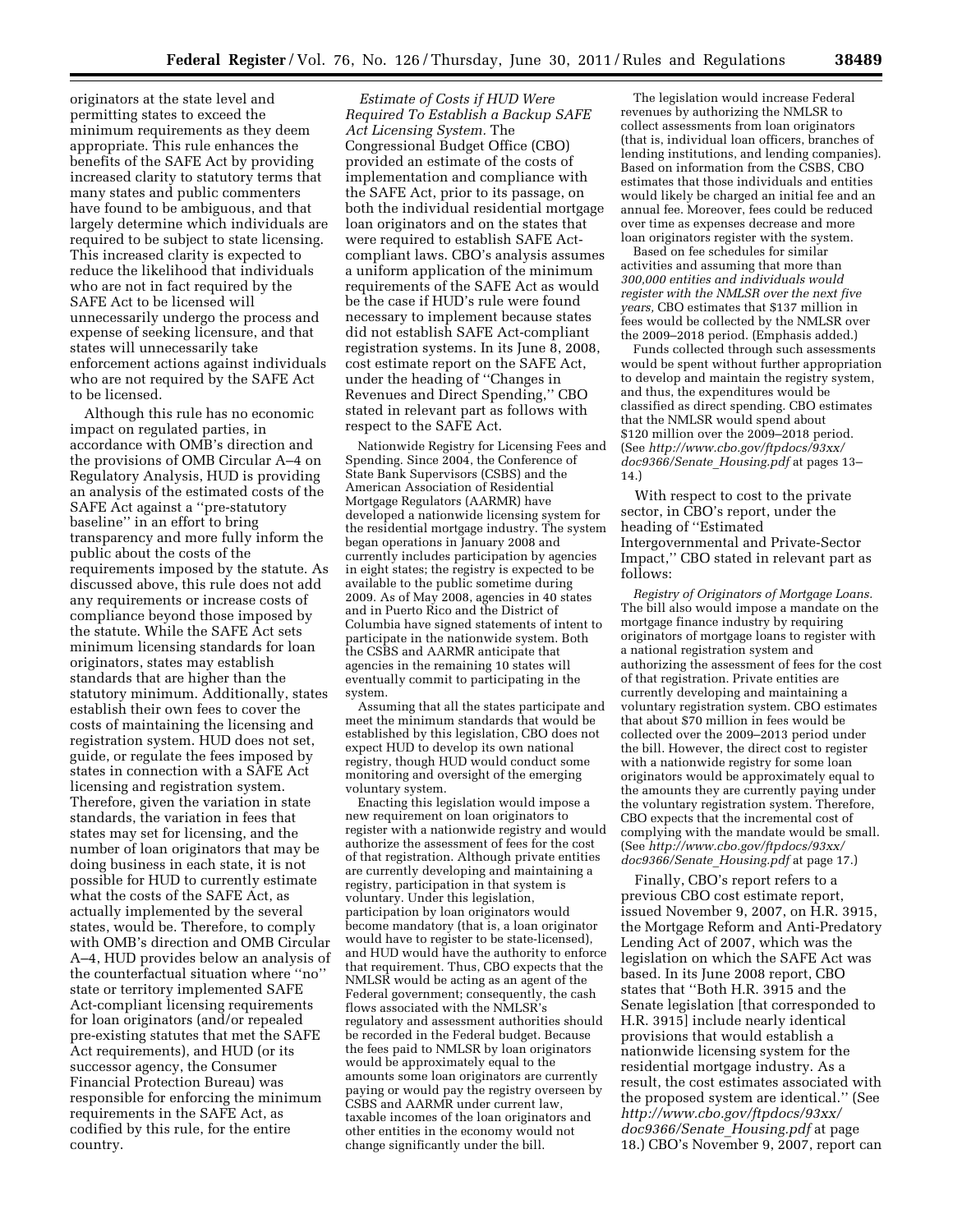originators at the state level and permitting states to exceed the minimum requirements as they deem appropriate. This rule enhances the benefits of the SAFE Act by providing increased clarity to statutory terms that many states and public commenters have found to be ambiguous, and that largely determine which individuals are required to be subject to state licensing. This increased clarity is expected to reduce the likelihood that individuals who are not in fact required by the SAFE Act to be licensed will unnecessarily undergo the process and expense of seeking licensure, and that states will unnecessarily take enforcement actions against individuals who are not required by the SAFE Act to be licensed.

Although this rule has no economic impact on regulated parties, in accordance with OMB's direction and the provisions of OMB Circular A–4 on Regulatory Analysis, HUD is providing an analysis of the estimated costs of the SAFE Act against a ''pre-statutory baseline'' in an effort to bring transparency and more fully inform the public about the costs of the requirements imposed by the statute. As discussed above, this rule does not add any requirements or increase costs of compliance beyond those imposed by the statute. While the SAFE Act sets minimum licensing standards for loan originators, states may establish standards that are higher than the statutory minimum. Additionally, states establish their own fees to cover the costs of maintaining the licensing and registration system. HUD does not set, guide, or regulate the fees imposed by states in connection with a SAFE Act licensing and registration system. Therefore, given the variation in state standards, the variation in fees that states may set for licensing, and the number of loan originators that may be doing business in each state, it is not possible for HUD to currently estimate what the costs of the SAFE Act, as actually implemented by the several states, would be. Therefore, to comply with OMB's direction and OMB Circular A–4, HUD provides below an analysis of the counterfactual situation where ''no'' state or territory implemented SAFE Act-compliant licensing requirements for loan originators (and/or repealed pre-existing statutes that met the SAFE Act requirements), and HUD (or its successor agency, the Consumer Financial Protection Bureau) was responsible for enforcing the minimum requirements in the SAFE Act, as codified by this rule, for the entire country.

*Estimate of Costs if HUD Were Required To Establish a Backup SAFE Act Licensing System.* The Congressional Budget Office (CBO) provided an estimate of the costs of implementation and compliance with the SAFE Act, prior to its passage, on both the individual residential mortgage loan originators and on the states that were required to establish SAFE Act-compliant laws. CBO's analysis assumes a uniform application of the minimum requirements of the SAFE Act as would be the case if HUD's rule were found necessary to implement because states did not establish SAFE Act-compliant registration systems. In its June 8, 2008, cost estimate report on the SAFE Act, under the heading of ''Changes in Revenues and Direct Spending,'' CBO stated in relevant part as follows with respect to the SAFE Act.

> Nationwide Registry for Licensing Fees and Spending. Since 2004, the Conference of State Bank Supervisors (CSBS) and the American Association of Residential Mortgage Regulators (AARMR) have developed a nationwide licensing system for the residential mortgage industry. The system began operations in January 2008 and currently includes participation by agencies in eight states; the registry is expected to be available to the public sometime during 2009. As of May 2008, agencies in 40 states and in Puerto Rico and the District of Columbia have signed statements of intent to participate in the nationwide system. Both the CSBS and AARMR anticipate that agencies in the remaining 10 states will eventually commit to participating in the system.
>
> Assuming that all the states participate and meet the minimum standards that would be established by this legislation, CBO does not expect HUD to develop its own national registry, though HUD would conduct some monitoring and oversight of the emerging voluntary system.
>
> Enacting this legislation would impose a new requirement on loan originators to register with a nationwide registry and would authorize the assessment of fees for the cost of that registration. Although private entities are currently developing and maintaining a registry, participation in that system is voluntary. Under this legislation, participation by loan originators would become mandatory (that is, a loan originator would have to register to be state-licensed), and HUD would have the authority to enforce that requirement. Thus, CBO expects that the NMLSR would be acting as an agent of the Federal government; consequently, the cash flows associated with the NMLSR's regulatory and assessment authorities should be recorded in the Federal budget. Because the fees paid to NMLSR by loan originators would be approximately equal to the amounts some loan originators are currently paying or would pay the registry overseen by CSBS and AARMR under current law, taxable incomes of the loan originators and other entities in the economy would not change significantly under the bill.
>
> The legislation would increase Federal revenues by authorizing the NMLSR to collect assessments from loan originators (that is, individual loan officers, branches of lending institutions, and lending companies). Based on information from the CSBS, CBO estimates that those individuals and entities would likely be charged an initial fee and an annual fee. Moreover, fees could be reduced over time as expenses decrease and more loan originators register with the system.
>
> Based on fee schedules for similar activities and assuming that more than *300,000 entities and individuals would register with the NMLSR over the next five years,* CBO estimates that $137 million in fees would be collected by the NMLSR over the 2009–2018 period. (Emphasis added.)
>
> Funds collected through such assessments would be spent without further appropriation to develop and maintain the registry system, and thus, the expenditures would be classified as direct spending. CBO estimates that the NMLSR would spend about $120 million over the 2009–2018 period. (See *http://www.cbo.gov/ftpdocs/93xx/doc9366/Senate_Housing.pdf* at pages 13–14.)

With respect to cost to the private sector, in CBO's report, under the heading of ''Estimated Intergovernmental and Private-Sector Impact,'' CBO stated in relevant part as follows:

> *Registry of Originators of Mortgage Loans.* The bill also would impose a mandate on the mortgage finance industry by requiring originators of mortgage loans to register with a national registration system and authorizing the assessment of fees for the cost of that registration. Private entities are currently developing and maintaining a voluntary registration system. CBO estimates that about $70 million in fees would be collected over the 2009–2013 period under the bill. However, the direct cost to register with a nationwide registry for some loan originators would be approximately equal to the amounts they are currently paying under the voluntary registration system. Therefore, CBO expects that the incremental cost of complying with the mandate would be small. (See *http://www.cbo.gov/ftpdocs/93xx/doc9366/Senate_Housing.pdf* at page 17.)

Finally, CBO's report refers to a previous CBO cost estimate report, issued November 9, 2007, on H.R. 3915, the Mortgage Reform and Anti-Predatory Lending Act of 2007, which was the legislation on which the SAFE Act was based. In its June 2008 report, CBO states that ''Both H.R. 3915 and the Senate legislation [that corresponded to H.R. 3915] include nearly identical provisions that would establish a nationwide licensing system for the residential mortgage industry. As a result, the cost estimates associated with the proposed system are identical.'' (See *http://www.cbo.gov/ftpdocs/93xx/doc9366/Senate_Housing.pdf* at page 18.) CBO's November 9, 2007, report can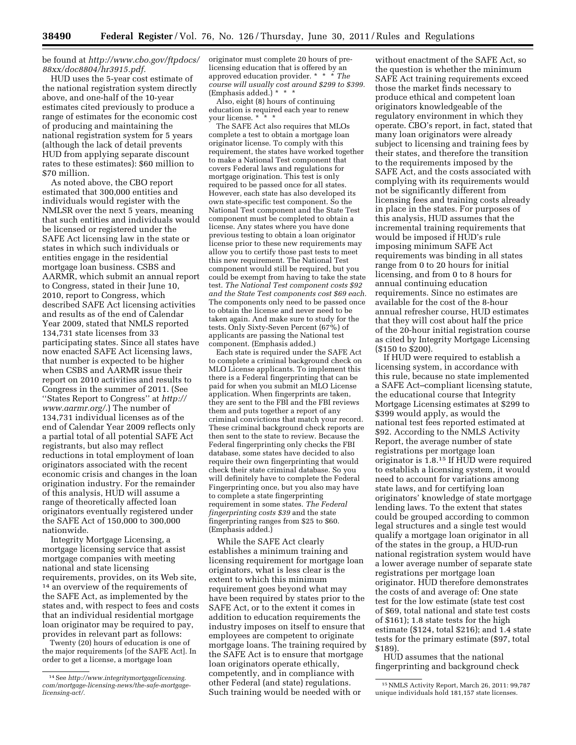be found at *http://www.cbo.gov/ftpdocs/88xx/doc8804/hr3915.pdf.*

HUD uses the 5-year cost estimate of the national registration system directly above, and one-half of the 10-year estimates cited previously to produce a range of estimates for the economic cost of producing and maintaining the national registration system for 5 years (although the lack of detail prevents HUD from applying separate discount rates to these estimates): $60 million to $70 million.

As noted above, the CBO report estimated that 300,000 entities and individuals would register with the NMLSR over the next 5 years, meaning that such entities and individuals would be licensed or registered under the SAFE Act licensing law in the state or states in which such individuals or entities engage in the residential mortgage loan business. CSBS and AARMR, which submit an annual report to Congress, stated in their June 10, 2010, report to Congress, which described SAFE Act licensing activities and results as of the end of Calendar Year 2009, stated that NMLS reported 134,731 state licenses from 33 participating states. Since all states have now enacted SAFE Act licensing laws, that number is expected to be higher when CSBS and AARMR issue their report on 2010 activities and results to Congress in the summer of 2011. (See ''States Report to Congress'' at *http://www.aarmr.org/.*) The number of 134,731 individual licenses as of the end of Calendar Year 2009 reflects only a partial total of all potential SAFE Act registrants, but also may reflect reductions in total employment of loan originators associated with the recent economic crisis and changes in the loan origination industry. For the remainder of this analysis, HUD will assume a range of theoretically affected loan originators eventually registered under the SAFE Act of 150,000 to 300,000 nationwide.

Integrity Mortgage Licensing, a mortgage licensing service that assist mortgage companies with meeting national and state licensing requirements, provides, on its Web site,[14] an overview of the requirements of the SAFE Act, as implemented by the states and, with respect to fees and costs that an individual residential mortgage loan originator may be required to pay, provides in relevant part as follows:

Twenty (20) hours of education is one of the major requirements [of the SAFE Act]. In order to get a license, a mortgage loan originator must complete 20 hours of pre-licensing education that is offered by an approved education provider. * * * *The course will usually cost around $299 to $399.* (Emphasis added.) * * *

Also, eight (8) hours of continuing education is required each year to renew your license. * * *

The SAFE Act also requires that MLOs complete a test to obtain a mortgage loan originator license. To comply with this requirement, the states have worked together to make a National Test component that covers Federal laws and regulations for mortgage origination. This test is only required to be passed once for all states. However, each state has also developed its own state-specific test component. So the National Test component and the State Test component must be completed to obtain a license. Any states where you have done previous testing to obtain a loan originator license prior to these new requirements may allow you to certify those past tests to meet this new requirement. The National Test component would still be required, but you could be exempt from having to take the state test. *The National Test component costs $92 and the State Test components cost $69 each.* The components only need to be passed once to obtain the license and never need to be taken again. And make sure to study for the tests. Only Sixty-Seven Percent (67%) of applicants are passing the National test component. (Emphasis added.)

Each state is required under the SAFE Act to complete a criminal background check on MLO License applicants. To implement this there is a Federal fingerprinting that can be paid for when you submit an MLO License application. When fingerprints are taken, they are sent to the FBI and the FBI reviews them and puts together a report of any criminal convictions that match your record. These criminal background check reports are then sent to the state to review. Because the Federal fingerprinting only checks the FBI database, some states have decided to also require their own fingerprinting that would check their state criminal database. So you will definitely have to complete the Federal Fingerprinting once, but you also may have to complete a state fingerprinting requirement in some states. *The Federal fingerprinting costs $39* and the state fingerprinting ranges from $25 to $60. (Emphasis added.)

While the SAFE Act clearly establishes a minimum training and licensing requirement for mortgage loan originators, what is less clear is the extent to which this minimum requirement goes beyond what may have been required by states prior to the SAFE Act, or to the extent it comes in addition to education requirements the industry imposes on itself to ensure that employees are competent to originate mortgage loans. The training required by the SAFE Act is to ensure that mortgage loan originators operate ethically, competently, and in compliance with other Federal (and state) regulations. Such training would be needed with or without enactment of the SAFE Act, so the question is whether the minimum SAFE Act training requirements exceed those the market finds necessary to produce ethical and competent loan originators knowledgeable of the regulatory environment in which they operate. CBO's report, in fact, stated that many loan originators were already subject to licensing and training fees by their states, and therefore the transition to the requirements imposed by the SAFE Act, and the costs associated with complying with its requirements would not be significantly different from licensing fees and training costs already in place in the states. For purposes of this analysis, HUD assumes that the incremental training requirements that would be imposed if HUD's rule imposing minimum SAFE Act requirements was binding in all states range from 0 to 20 hours for initial licensing, and from 0 to 8 hours for annual continuing education requirements. Since no estimates are available for the cost of the 8-hour annual refresher course, HUD estimates that they will cost about half the price of the 20-hour initial registration course as cited by Integrity Mortgage Licensing ($150 to $200).

If HUD were required to establish a licensing system, in accordance with this rule, because no state implemented a SAFE Act–compliant licensing statute, the educational course that Integrity Mortgage Licensing estimates at $299 to $399 would apply, as would the national test fees reported estimated at $92. According to the NMLS Activity Report, the average number of state registrations per mortgage loan originator is 1.8.[15] If HUD were required to establish a licensing system, it would need to account for variations among state laws, and for certifying loan originators' knowledge of state mortgage lending laws. To the extent that states could be grouped according to common legal structures and a single test would qualify a mortgage loan originator in all of the states in the group, a HUD-run national registration system would have a lower average number of separate state registrations per mortgage loan originator. HUD therefore demonstrates the costs of and average of: One state test for the low estimate (state test cost of $69, total national and state test costs of $161); 1.8 state tests for the high estimate ($124, total $216); and 1.4 state tests for the primary estimate ($97, total $189).

HUD assumes that the national fingerprinting and background check

[14] See *http://www.integritymortgagelicensing.com/mortgage-licensing-news/the-safe-mortgage-licensing-act/.*

[15] NMLS Activity Report, March 26, 2011: 99,787 unique individuals hold 181,157 state licenses.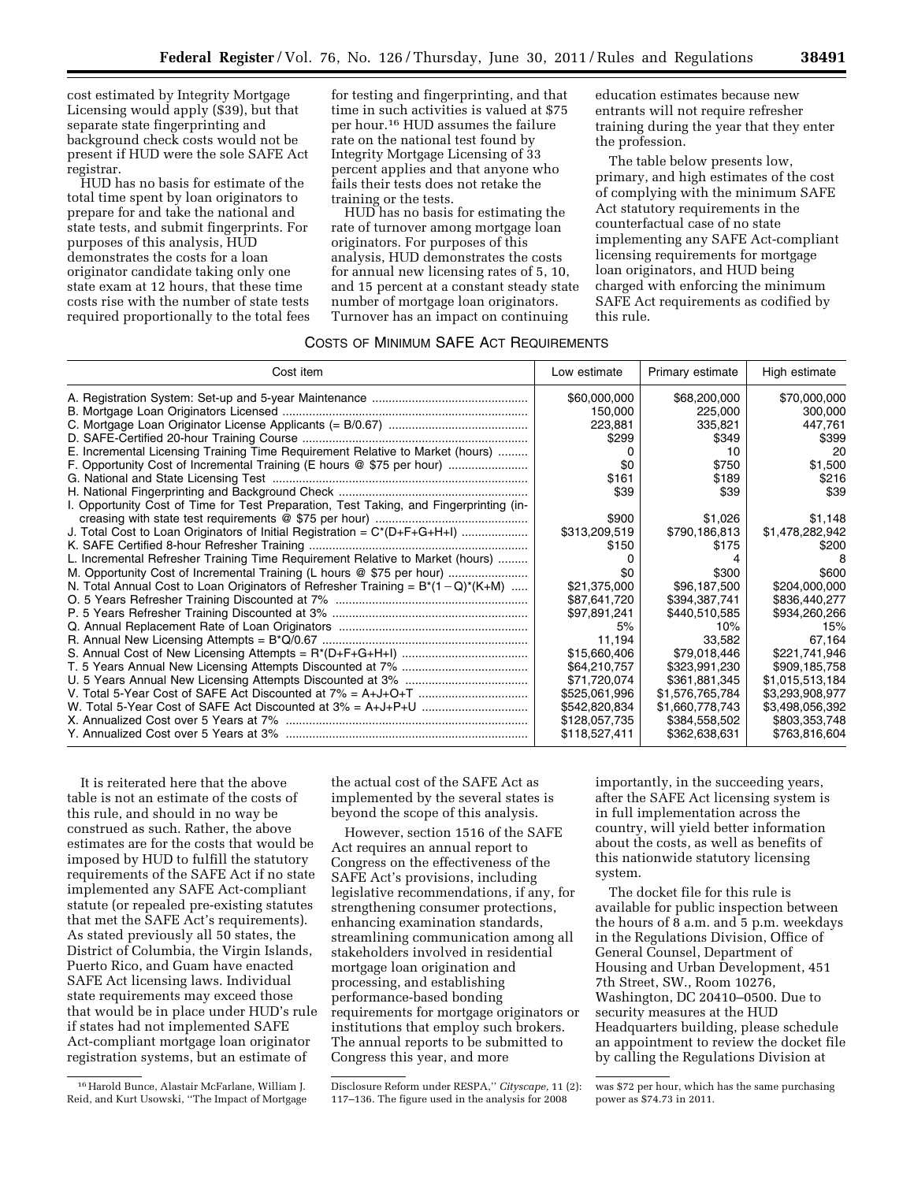cost estimated by Integrity Mortgage Licensing would apply ($39), but that separate state fingerprinting and background check costs would not be present if HUD were the sole SAFE Act registrar.

HUD has no basis for estimate of the total time spent by loan originators to prepare for and take the national and state tests, and submit fingerprints. For purposes of this analysis, HUD demonstrates the costs for a loan originator candidate taking only one state exam at 12 hours, that these time costs rise with the number of state tests required proportionally to the total fees for testing and fingerprinting, and that time in such activities is valued at $75 per hour.[16] HUD assumes the failure rate on the national test found by Integrity Mortgage Licensing of 33 percent applies and that anyone who fails their tests does not retake the training or the tests.

HUD has no basis for estimating the rate of turnover among mortgage loan originators. For purposes of this analysis, HUD demonstrates the costs for annual new licensing rates of 5, 10, and 15 percent at a constant steady state number of mortgage loan originators. Turnover has an impact on continuing education estimates because new entrants will not require refresher training during the year that they enter the profession.

The table below presents low, primary, and high estimates of the cost of complying with the minimum SAFE Act statutory requirements in the counterfactual case of no state implementing any SAFE Act-compliant licensing requirements for mortgage loan originators, and HUD being charged with enforcing the minimum SAFE Act requirements as codified by this rule.

COSTS OF MINIMUM SAFE ACT REQUIREMENTS

| Cost item | Low estimate | Primary estimate | High estimate |
|---|---|---|---|
| A. Registration System: Set-up and 5-year Maintenance | $60,000,000 | $68,200,000 | $70,000,000 |
| B. Mortgage Loan Originators Licensed | 150,000 | 225,000 | 300,000 |
| C. Mortgage Loan Originator License Applicants (= B/0.67) | 223,881 | 335,821 | 447,761 |
| D. SAFE-Certified 20-hour Training Course | $299 | $349 | $399 |
| E. Incremental Licensing Training Time Requirement Relative to Market (hours) | 0 | 10 | 20 |
| F. Opportunity Cost of Incremental Training (E hours @ $75 per hour) | $0 | $750 | $1,500 |
| G. National and State Licensing Test | $161 | $189 | $216 |
| H. National Fingerprinting and Background Check | $39 | $39 | $39 |
| I. Opportunity Cost of Time for Test Preparation, Test Taking, and Fingerprinting (increasing with state test requirements @ $75 per hour) | $900 | $1,026 | $1,148 |
| J. Total Cost to Loan Originators of Initial Registration = C*(D+F+G+H+I) | $313,209,519 | $790,186,813 | $1,478,282,942 |
| K. SAFE Certified 8-hour Refresher Training | $150 | $175 | $200 |
| L. Incremental Refresher Training Time Requirement Relative to Market (hours) | 0 | 4 | 8 |
| M. Opportunity Cost of Incremental Training (L hours @ $75 per hour) | $0 | $300 | $600 |
| N. Total Annual Cost to Loan Originators of Refresher Training = B*(1 − Q)*(K+M) | $21,375,000 | $96,187,500 | $204,000,000 |
| O. 5 Years Refresher Training Discounted at 7% | $87,641,720 | $394,387,741 | $836,440,277 |
| P. 5 Years Refresher Training Discounted at 3% | $97,891,241 | $440,510,585 | $934,260,266 |
| Q. Annual Replacement Rate of Loan Originators | 5% | 10% | 15% |
| R. Annual New Licensing Attempts = B*Q/0.67 | 11,194 | 33,582 | 67,164 |
| S. Annual Cost of New Licensing Attempts = R*(D+F+G+H+I) | $15,660,406 | $79,018,446 | $221,741,946 |
| T. 5 Years Annual New Licensing Attempts Discounted at 7% | $64,210,757 | $323,991,230 | $909,185,758 |
| U. 5 Years Annual New Licensing Attempts Discounted at 3% | $71,720,074 | $361,881,345 | $1,015,513,184 |
| V. Total 5-Year Cost of SAFE Act Discounted at 7% = A+J+O+T | $525,061,996 | $1,576,765,784 | $3,293,908,977 |
| W. Total 5-Year Cost of SAFE Act Discounted at 3% = A+J+P+U | $542,820,834 | $1,660,778,743 | $3,498,056,392 |
| X. Annualized Cost over 5 Years at 7% | $128,057,735 | $384,558,502 | $803,353,748 |
| Y. Annualized Cost over 5 Years at 3% | $118,527,411 | $362,638,631 | $763,816,604 |

It is reiterated here that the above table is not an estimate of the costs of this rule, and should in no way be construed as such. Rather, the above estimates are for the costs that would be imposed by HUD to fulfill the statutory requirements of the SAFE Act if no state implemented any SAFE Act-compliant statute (or repealed pre-existing statutes that met the SAFE Act's requirements). As stated previously all 50 states, the District of Columbia, the Virgin Islands, Puerto Rico, and Guam have enacted SAFE Act licensing laws. Individual state requirements may exceed those that would be in place under HUD's rule if states had not implemented SAFE Act-compliant mortgage loan originator registration systems, but an estimate of the actual cost of the SAFE Act as implemented by the several states is beyond the scope of this analysis.

However, section 1516 of the SAFE Act requires an annual report to Congress on the effectiveness of the SAFE Act's provisions, including legislative recommendations, if any, for strengthening consumer protections, enhancing examination standards, streamlining communication among all stakeholders involved in residential mortgage loan origination and processing, and establishing performance-based bonding requirements for mortgage originators or institutions that employ such brokers. The annual reports to be submitted to Congress this year, and more importantly, in the succeeding years, after the SAFE Act licensing system is in full implementation across the country, will yield better information about the costs, as well as benefits of this nationwide statutory licensing system.

The docket file for this rule is available for public inspection between the hours of 8 a.m. and 5 p.m. weekdays in the Regulations Division, Office of General Counsel, Department of Housing and Urban Development, 451 7th Street, SW., Room 10276, Washington, DC 20410–0500. Due to security measures at the HUD Headquarters building, please schedule an appointment to review the docket file by calling the Regulations Division at

[16] Harold Bunce, Alastair McFarlane, William J. Reid, and Kurt Usowski, "The Impact of Mortgage Disclosure Reform under RESPA," *Cityscape*, 11 (2): 117–136. The figure used in the analysis for 2008 was $72 per hour, which has the same purchasing power as $74.73 in 2011.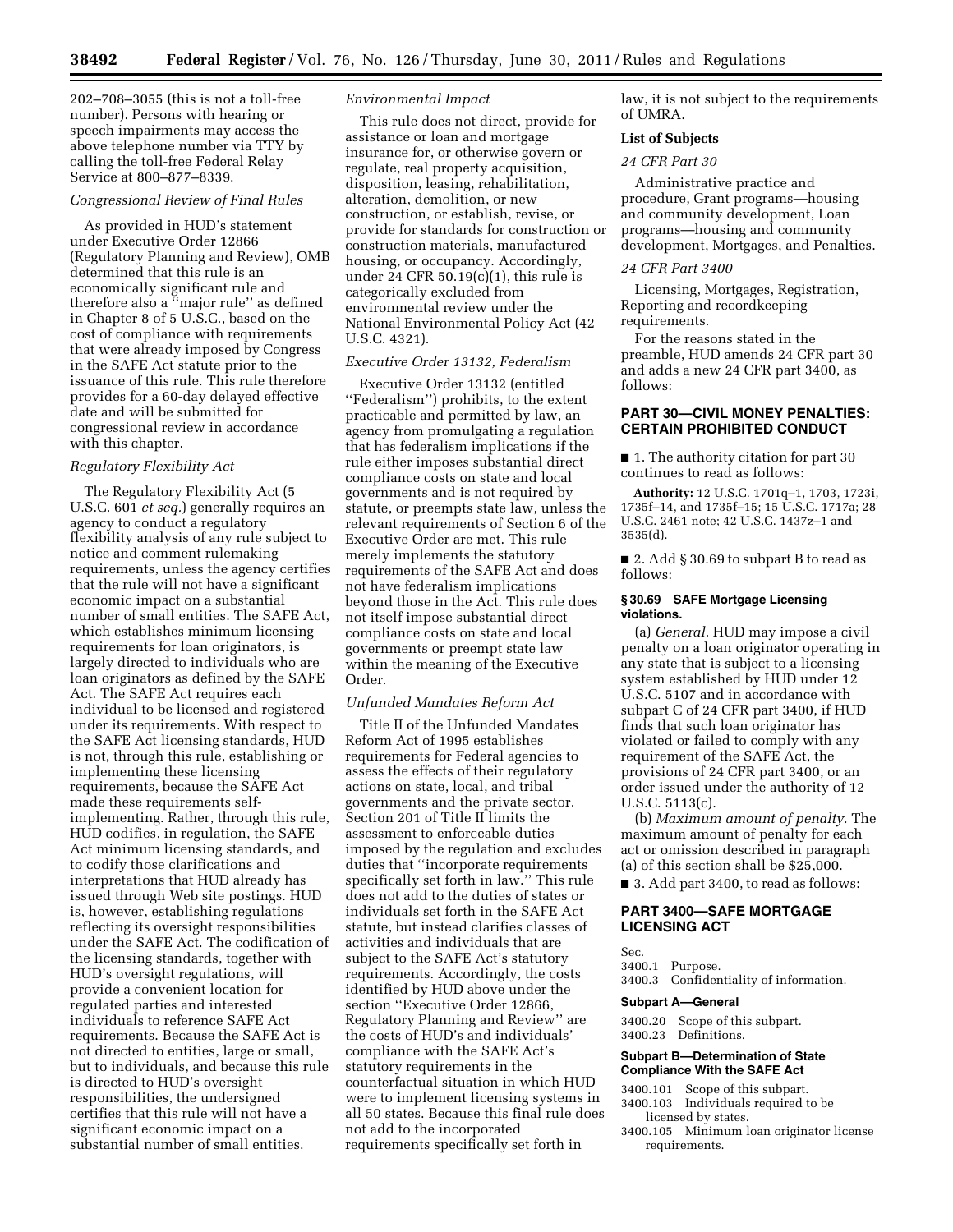202–708–3055 (this is not a toll-free number). Persons with hearing or speech impairments may access the above telephone number via TTY by calling the toll-free Federal Relay Service at 800–877–8339.

*Congressional Review of Final Rules*

As provided in HUD's statement under Executive Order 12866 (Regulatory Planning and Review), OMB determined that this rule is an economically significant rule and therefore also a ''major rule'' as defined in Chapter 8 of 5 U.S.C., based on the cost of compliance with requirements that were already imposed by Congress in the SAFE Act statute prior to the issuance of this rule. This rule therefore provides for a 60-day delayed effective date and will be submitted for congressional review in accordance with this chapter.

*Regulatory Flexibility Act*

The Regulatory Flexibility Act (5 U.S.C. 601 *et seq.*) generally requires an agency to conduct a regulatory flexibility analysis of any rule subject to notice and comment rulemaking requirements, unless the agency certifies that the rule will not have a significant economic impact on a substantial number of small entities. The SAFE Act, which establishes minimum licensing requirements for loan originators, is largely directed to individuals who are loan originators as defined by the SAFE Act. The SAFE Act requires each individual to be licensed and registered under its requirements. With respect to the SAFE Act licensing standards, HUD is not, through this rule, establishing or implementing these licensing requirements, because the SAFE Act made these requirements self-implementing. Rather, through this rule, HUD codifies, in regulation, the SAFE Act minimum licensing standards, and to codify those clarifications and interpretations that HUD already has issued through Web site postings. HUD is, however, establishing regulations reflecting its oversight responsibilities under the SAFE Act. The codification of the licensing standards, together with HUD's oversight regulations, will provide a convenient location for regulated parties and interested individuals to reference SAFE Act requirements. Because the SAFE Act is not directed to entities, large or small, but to individuals, and because this rule is directed to HUD's oversight responsibilities, the undersigned certifies that this rule will not have a significant economic impact on a substantial number of small entities.

*Environmental Impact*

This rule does not direct, provide for assistance or loan and mortgage insurance for, or otherwise govern or regulate, real property acquisition, disposition, leasing, rehabilitation, alteration, demolition, or new construction, or establish, revise, or provide for standards for construction or construction materials, manufactured housing, or occupancy. Accordingly, under 24 CFR 50.19(c)(1), this rule is categorically excluded from environmental review under the National Environmental Policy Act (42 U.S.C. 4321).

*Executive Order 13132, Federalism*

Executive Order 13132 (entitled ''Federalism'') prohibits, to the extent practicable and permitted by law, an agency from promulgating a regulation that has federalism implications if the rule either imposes substantial direct compliance costs on state and local governments and is not required by statute, or preempts state law, unless the relevant requirements of Section 6 of the Executive Order are met. This rule merely implements the statutory requirements of the SAFE Act and does not have federalism implications beyond those in the Act. This rule does not itself impose substantial direct compliance costs on state and local governments or preempt state law within the meaning of the Executive Order.

*Unfunded Mandates Reform Act*

Title II of the Unfunded Mandates Reform Act of 1995 establishes requirements for Federal agencies to assess the effects of their regulatory actions on state, local, and tribal governments and the private sector. Section 201 of Title II limits the assessment to enforceable duties imposed by the regulation and excludes duties that ''incorporate requirements specifically set forth in law.'' This rule does not add to the duties of states or individuals set forth in the SAFE Act statute, but instead clarifies classes of activities and individuals that are subject to the SAFE Act's statutory requirements. Accordingly, the costs identified by HUD above under the section ''Executive Order 12866, Regulatory Planning and Review'' are the costs of HUD's and individuals' compliance with the SAFE Act's statutory requirements in the counterfactual situation in which HUD were to implement licensing systems in all 50 states. Because this final rule does not add to the incorporated requirements specifically set forth in law, it is not subject to the requirements of UMRA.

**List of Subjects**

*24 CFR Part 30*

Administrative practice and procedure, Grant programs—housing and community development, Loan programs—housing and community development, Mortgages, and Penalties.

*24 CFR Part 3400*

Licensing, Mortgages, Registration, Reporting and recordkeeping requirements.

For the reasons stated in the preamble, HUD amends 24 CFR part 30 and adds a new 24 CFR part 3400, as follows:

## PART 30—CIVIL MONEY PENALTIES: CERTAIN PROHIBITED CONDUCT

■ 1. The authority citation for part 30 continues to read as follows:

**Authority:** 12 U.S.C. 1701q–1, 1703, 1723i, 1735f–14, and 1735f–15; 15 U.S.C. 1717a; 28 U.S.C. 2461 note; 42 U.S.C. 1437z–1 and 3535(d).

■ 2. Add § 30.69 to subpart B to read as follows:

### § 30.69 SAFE Mortgage Licensing violations.

(a) *General.* HUD may impose a civil penalty on a loan originator operating in any state that is subject to a licensing system established by HUD under 12 U.S.C. 5107 and in accordance with subpart C of 24 CFR part 3400, if HUD finds that such loan originator has violated or failed to comply with any requirement of the SAFE Act, the provisions of 24 CFR part 3400, or an order issued under the authority of 12 U.S.C. 5113(c).

(b) *Maximum amount of penalty.* The maximum amount of penalty for each act or omission described in paragraph (a) of this section shall be $25,000.

■ 3. Add part 3400, to read as follows:

## PART 3400—SAFE MORTGAGE LICENSING ACT

Sec.
3400.1 Purpose.
3400.3 Confidentiality of information.

**Subpart A—General**

3400.20 Scope of this subpart.
3400.23 Definitions.

**Subpart B—Determination of State Compliance With the SAFE Act**

3400.101 Scope of this subpart.
3400.103 Individuals required to be licensed by states.
3400.105 Minimum loan originator license requirements.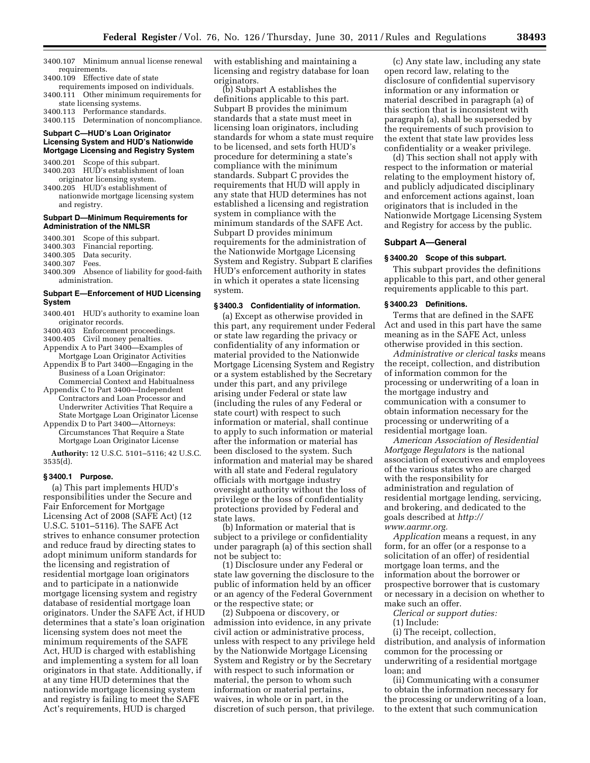3400.107 Minimum annual license renewal requirements.
3400.109 Effective date of state requirements imposed on individuals.
3400.111 Other minimum requirements for state licensing systems.
3400.113 Performance standards.
3400.115 Determination of noncompliance.

#### Subpart C—HUD's Loan Originator Licensing System and HUD's Nationwide Mortgage Licensing and Registry System

3400.201 Scope of this subpart.
3400.203 HUD's establishment of loan originator licensing system.
3400.205 HUD's establishment of nationwide mortgage licensing system and registry.

#### Subpart D—Minimum Requirements for Administration of the NMLSR

3400.301 Scope of this subpart.
3400.303 Financial reporting.
3400.305 Data security.
3400.307 Fees.
3400.309 Absence of liability for good-faith administration.

#### Subpart E—Enforcement of HUD Licensing System

3400.401 HUD's authority to examine loan originator records.
3400.403 Enforcement proceedings.
3400.405 Civil money penalties.
Appendix A to Part 3400—Examples of Mortgage Loan Originator Activities
Appendix B to Part 3400—Engaging in the Business of a Loan Originator: Commercial Context and Habitualness
Appendix C to Part 3400—Independent Contractors and Loan Processor and Underwriter Activities That Require a State Mortgage Loan Originator License
Appendix D to Part 3400—Attorneys: Circumstances That Require a State Mortgage Loan Originator License

**Authority:** 12 U.S.C. 5101–5116; 42 U.S.C. 3535(d).

#### § 3400.1 Purpose.

(a) This part implements HUD's responsibilities under the Secure and Fair Enforcement for Mortgage Licensing Act of 2008 (SAFE Act) (12 U.S.C. 5101–5116). The SAFE Act strives to enhance consumer protection and reduce fraud by directing states to adopt minimum uniform standards for the licensing and registration of residential mortgage loan originators and to participate in a nationwide mortgage licensing system and registry database of residential mortgage loan originators. Under the SAFE Act, if HUD determines that a state's loan origination licensing system does not meet the minimum requirements of the SAFE Act, HUD is charged with establishing and implementing a system for all loan originators in that state. Additionally, if at any time HUD determines that the nationwide mortgage licensing system and registry is failing to meet the SAFE Act's requirements, HUD is charged with establishing and maintaining a licensing and registry database for loan originators.

(b) Subpart A establishes the definitions applicable to this part. Subpart B provides the minimum standards that a state must meet in licensing loan originators, including standards for whom a state must require to be licensed, and sets forth HUD's procedure for determining a state's compliance with the minimum standards. Subpart C provides the requirements that HUD will apply in any state that HUD determines has not established a licensing and registration system in compliance with the minimum standards of the SAFE Act. Subpart D provides minimum requirements for the administration of the Nationwide Mortgage Licensing System and Registry. Subpart E clarifies HUD's enforcement authority in states in which it operates a state licensing system.

#### § 3400.3 Confidentiality of information.

(a) Except as otherwise provided in this part, any requirement under Federal or state law regarding the privacy or confidentiality of any information or material provided to the Nationwide Mortgage Licensing System and Registry or a system established by the Secretary under this part, and any privilege arising under Federal or state law (including the rules of any Federal or state court) with respect to such information or material, shall continue to apply to such information or material after the information or material has been disclosed to the system. Such information and material may be shared with all state and Federal regulatory officials with mortgage industry oversight authority without the loss of privilege or the loss of confidentiality protections provided by Federal and state laws.

(b) Information or material that is subject to a privilege or confidentiality under paragraph (a) of this section shall not be subject to:

(1) Disclosure under any Federal or state law governing the disclosure to the public of information held by an officer or an agency of the Federal Government or the respective state; or

(2) Subpoena or discovery, or admission into evidence, in any private civil action or administrative process, unless with respect to any privilege held by the Nationwide Mortgage Licensing System and Registry or by the Secretary with respect to such information or material, the person to whom such information or material pertains, waives, in whole or in part, in the discretion of such person, that privilege.

(c) Any state law, including any state open record law, relating to the disclosure of confidential supervisory information or any information or material described in paragraph (a) of this section that is inconsistent with paragraph (a), shall be superseded by the requirements of such provision to the extent that state law provides less confidentiality or a weaker privilege.

(d) This section shall not apply with respect to the information or material relating to the employment history of, and publicly adjudicated disciplinary and enforcement actions against, loan originators that is included in the Nationwide Mortgage Licensing System and Registry for access by the public.

### Subpart A—General

#### § 3400.20 Scope of this subpart.

This subpart provides the definitions applicable to this part, and other general requirements applicable to this part.

#### § 3400.23 Definitions.

Terms that are defined in the SAFE Act and used in this part have the same meaning as in the SAFE Act, unless otherwise provided in this section.

*Administrative or clerical tasks* means the receipt, collection, and distribution of information common for the processing or underwriting of a loan in the mortgage industry and communication with a consumer to obtain information necessary for the processing or underwriting of a residential mortgage loan.

*American Association of Residential Mortgage Regulators* is the national association of executives and employees of the various states who are charged with the responsibility for administration and regulation of residential mortgage lending, servicing, and brokering, and dedicated to the goals described at *http://www.aarmr.org.*

*Application* means a request, in any form, for an offer (or a response to a solicitation of an offer) of residential mortgage loan terms, and the information about the borrower or prospective borrower that is customary or necessary in a decision on whether to make such an offer.

*Clerical or support duties:*

(1) Include:

(i) The receipt, collection, distribution, and analysis of information common for the processing or underwriting of a residential mortgage loan; and

(ii) Communicating with a consumer to obtain the information necessary for the processing or underwriting of a loan, to the extent that such communication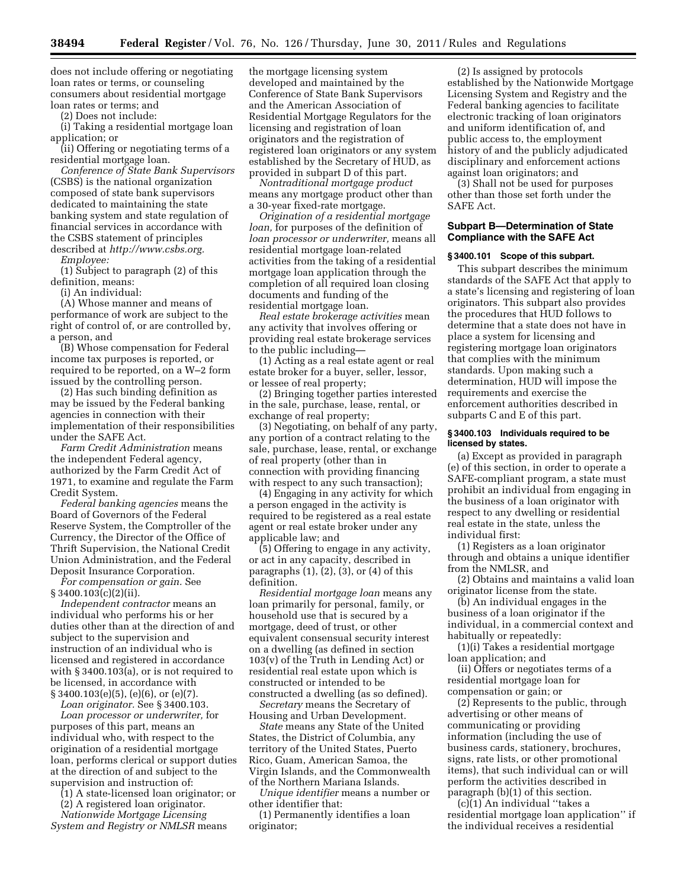does not include offering or negotiating loan rates or terms, or counseling consumers about residential mortgage loan rates or terms; and

(2) Does not include:

(i) Taking a residential mortgage loan application; or

(ii) Offering or negotiating terms of a residential mortgage loan.

*Conference of State Bank Supervisors* (CSBS) is the national organization composed of state bank supervisors dedicated to maintaining the state banking system and state regulation of financial services in accordance with the CSBS statement of principles described at *http://www.csbs.org.*

*Employee:*

(1) Subject to paragraph (2) of this definition, means:

(i) An individual:

(A) Whose manner and means of performance of work are subject to the right of control of, or are controlled by, a person, and

(B) Whose compensation for Federal income tax purposes is reported, or required to be reported, on a W–2 form issued by the controlling person.

(2) Has such binding definition as may be issued by the Federal banking agencies in connection with their implementation of their responsibilities under the SAFE Act.

*Farm Credit Administration* means the independent Federal agency, authorized by the Farm Credit Act of 1971, to examine and regulate the Farm Credit System.

*Federal banking agencies* means the Board of Governors of the Federal Reserve System, the Comptroller of the Currency, the Director of the Office of Thrift Supervision, the National Credit Union Administration, and the Federal Deposit Insurance Corporation.

*For compensation or gain.* See § 3400.103(c)(2)(ii).

*Independent contractor* means an individual who performs his or her duties other than at the direction of and subject to the supervision and instruction of an individual who is licensed and registered in accordance with § 3400.103(a), or is not required to be licensed, in accordance with § 3400.103(e)(5), (e)(6), or (e)(7).

*Loan originator.* See § 3400.103.

*Loan processor or underwriter,* for purposes of this part, means an individual who, with respect to the origination of a residential mortgage loan, performs clerical or support duties at the direction of and subject to the supervision and instruction of:

(1) A state-licensed loan originator; or

(2) A registered loan originator.

*Nationwide Mortgage Licensing System and Registry or NMLSR* means the mortgage licensing system developed and maintained by the Conference of State Bank Supervisors and the American Association of Residential Mortgage Regulators for the licensing and registration of loan originators and the registration of registered loan originators or any system established by the Secretary of HUD, as provided in subpart D of this part.

*Nontraditional mortgage product* means any mortgage product other than a 30-year fixed-rate mortgage.

*Origination of a residential mortgage loan,* for purposes of the definition of *loan processor or underwriter,* means all residential mortgage loan-related activities from the taking of a residential mortgage loan application through the completion of all required loan closing documents and funding of the residential mortgage loan.

*Real estate brokerage activities* mean any activity that involves offering or providing real estate brokerage services to the public including—

(1) Acting as a real estate agent or real estate broker for a buyer, seller, lessor, or lessee of real property;

(2) Bringing together parties interested in the sale, purchase, lease, rental, or exchange of real property;

(3) Negotiating, on behalf of any party, any portion of a contract relating to the sale, purchase, lease, rental, or exchange of real property (other than in connection with providing financing with respect to any such transaction);

(4) Engaging in any activity for which a person engaged in the activity is required to be registered as a real estate agent or real estate broker under any applicable law; and

(5) Offering to engage in any activity, or act in any capacity, described in paragraphs (1), (2), (3), or (4) of this definition.

*Residential mortgage loan* means any loan primarily for personal, family, or household use that is secured by a mortgage, deed of trust, or other equivalent consensual security interest on a dwelling (as defined in section 103(v) of the Truth in Lending Act) or residential real estate upon which is constructed or intended to be constructed a dwelling (as so defined).

*Secretary* means the Secretary of Housing and Urban Development.

*State* means any State of the United States, the District of Columbia, any territory of the United States, Puerto Rico, Guam, American Samoa, the Virgin Islands, and the Commonwealth of the Northern Mariana Islands.

*Unique identifier* means a number or other identifier that:

(1) Permanently identifies a loan originator;

(2) Is assigned by protocols established by the Nationwide Mortgage Licensing System and Registry and the Federal banking agencies to facilitate electronic tracking of loan originators and uniform identification of, and public access to, the employment history of and the publicly adjudicated disciplinary and enforcement actions against loan originators; and

(3) Shall not be used for purposes other than those set forth under the SAFE Act.

## Subpart B—Determination of State Compliance with the SAFE Act

### § 3400.101 Scope of this subpart.

This subpart describes the minimum standards of the SAFE Act that apply to a state's licensing and registering of loan originators. This subpart also provides the procedures that HUD follows to determine that a state does not have in place a system for licensing and registering mortgage loan originators that complies with the minimum standards. Upon making such a determination, HUD will impose the requirements and exercise the enforcement authorities described in subparts C and E of this part.

### § 3400.103 Individuals required to be licensed by states.

(a) Except as provided in paragraph (e) of this section, in order to operate a SAFE-compliant program, a state must prohibit an individual from engaging in the business of a loan originator with respect to any dwelling or residential real estate in the state, unless the individual first:

(1) Registers as a loan originator through and obtains a unique identifier from the NMLSR, and

(2) Obtains and maintains a valid loan originator license from the state.

(b) An individual engages in the business of a loan originator if the individual, in a commercial context and habitually or repeatedly:

(1)(i) Takes a residential mortgage loan application; and

(ii) Offers or negotiates terms of a residential mortgage loan for compensation or gain; or

(2) Represents to the public, through advertising or other means of communicating or providing information (including the use of business cards, stationery, brochures, signs, rate lists, or other promotional items), that such individual can or will perform the activities described in paragraph (b)(1) of this section.

(c)(1) An individual "takes a residential mortgage loan application" if the individual receives a residential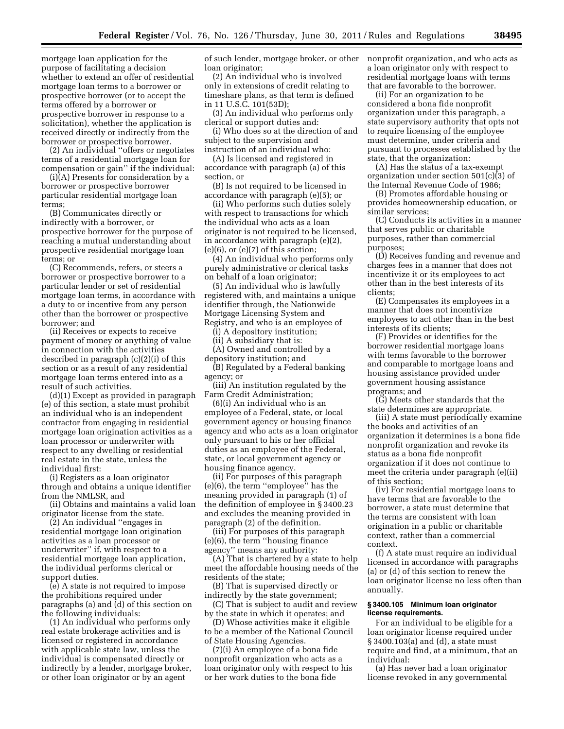mortgage loan application for the purpose of facilitating a decision whether to extend an offer of residential mortgage loan terms to a borrower or prospective borrower (or to accept the terms offered by a borrower or prospective borrower in response to a solicitation), whether the application is received directly or indirectly from the borrower or prospective borrower.

(2) An individual ''offers or negotiates terms of a residential mortgage loan for compensation or gain'' if the individual:

(i)(A) Presents for consideration by a borrower or prospective borrower particular residential mortgage loan terms;

(B) Communicates directly or indirectly with a borrower, or prospective borrower for the purpose of reaching a mutual understanding about prospective residential mortgage loan terms; or

(C) Recommends, refers, or steers a borrower or prospective borrower to a particular lender or set of residential mortgage loan terms, in accordance with a duty to or incentive from any person other than the borrower or prospective borrower; and

(ii) Receives or expects to receive payment of money or anything of value in connection with the activities described in paragraph (c)(2)(i) of this section or as a result of any residential mortgage loan terms entered into as a result of such activities.

(d)(1) Except as provided in paragraph (e) of this section, a state must prohibit an individual who is an independent contractor from engaging in residential mortgage loan origination activities as a loan processor or underwriter with respect to any dwelling or residential real estate in the state, unless the individual first:

(i) Registers as a loan originator through and obtains a unique identifier from the NMLSR, and

(ii) Obtains and maintains a valid loan originator license from the state.

(2) An individual ''engages in residential mortgage loan origination activities as a loan processor or underwriter'' if, with respect to a residential mortgage loan application, the individual performs clerical or support duties.

(e) A state is not required to impose the prohibitions required under paragraphs (a) and (d) of this section on the following individuals:

(1) An individual who performs only real estate brokerage activities and is licensed or registered in accordance with applicable state law, unless the individual is compensated directly or indirectly by a lender, mortgage broker, or other loan originator or by an agent of such lender, mortgage broker, or other loan originator;

(2) An individual who is involved only in extensions of credit relating to timeshare plans, as that term is defined in 11 U.S.C. 101(53D);

(3) An individual who performs only clerical or support duties and:

(i) Who does so at the direction of and subject to the supervision and instruction of an individual who:

(A) Is licensed and registered in accordance with paragraph (a) of this section, or

(B) Is not required to be licensed in accordance with paragraph (e)(5); or

(ii) Who performs such duties solely with respect to transactions for which the individual who acts as a loan originator is not required to be licensed, in accordance with paragraph (e)(2), (e)(6), or (e)(7) of this section;

(4) An individual who performs only purely administrative or clerical tasks on behalf of a loan originator;

(5) An individual who is lawfully registered with, and maintains a unique identifier through, the Nationwide Mortgage Licensing System and Registry, and who is an employee of

(i) A depository institution;

(ii) A subsidiary that is:

(A) Owned and controlled by a depository institution; and

(B) Regulated by a Federal banking agency; or

(iii) An institution regulated by the Farm Credit Administration;

(6)(i) An individual who is an employee of a Federal, state, or local government agency or housing finance agency and who acts as a loan originator only pursuant to his or her official duties as an employee of the Federal, state, or local government agency or housing finance agency.

(ii) For purposes of this paragraph (e)(6), the term ''employee'' has the meaning provided in paragraph (1) of the definition of employee in § 3400.23 and excludes the meaning provided in paragraph (2) of the definition.

(iii) For purposes of this paragraph (e)(6), the term ''housing finance agency'' means any authority:

(A) That is chartered by a state to help meet the affordable housing needs of the residents of the state;

(B) That is supervised directly or indirectly by the state government;

(C) That is subject to audit and review by the state in which it operates; and

(D) Whose activities make it eligible to be a member of the National Council of State Housing Agencies.

(7)(i) An employee of a bona fide nonprofit organization who acts as a loan originator only with respect to his or her work duties to the bona fide nonprofit organization, and who acts as a loan originator only with respect to residential mortgage loans with terms that are favorable to the borrower.

(ii) For an organization to be considered a bona fide nonprofit organization under this paragraph, a state supervisory authority that opts not to require licensing of the employee must determine, under criteria and pursuant to processes established by the state, that the organization:

(A) Has the status of a tax-exempt organization under section 501(c)(3) of the Internal Revenue Code of 1986;

(B) Promotes affordable housing or provides homeownership education, or similar services;

(C) Conducts its activities in a manner that serves public or charitable purposes, rather than commercial purposes;

(D) Receives funding and revenue and charges fees in a manner that does not incentivize it or its employees to act other than in the best interests of its clients;

(E) Compensates its employees in a manner that does not incentivize employees to act other than in the best interests of its clients;

(F) Provides or identifies for the borrower residential mortgage loans with terms favorable to the borrower and comparable to mortgage loans and housing assistance provided under government housing assistance programs; and

(G) Meets other standards that the state determines are appropriate.

(iii) A state must periodically examine the books and activities of an organization it determines is a bona fide nonprofit organization and revoke its status as a bona fide nonprofit organization if it does not continue to meet the criteria under paragraph (e)(ii) of this section;

(iv) For residential mortgage loans to have terms that are favorable to the borrower, a state must determine that the terms are consistent with loan origination in a public or charitable context, rather than a commercial context.

(f) A state must require an individual licensed in accordance with paragraphs (a) or (d) of this section to renew the loan originator license no less often than annually.

**§ 3400.105 Minimum loan originator license requirements.**

For an individual to be eligible for a loan originator license required under § 3400.103(a) and (d), a state must require and find, at a minimum, that an individual:

(a) Has never had a loan originator license revoked in any governmental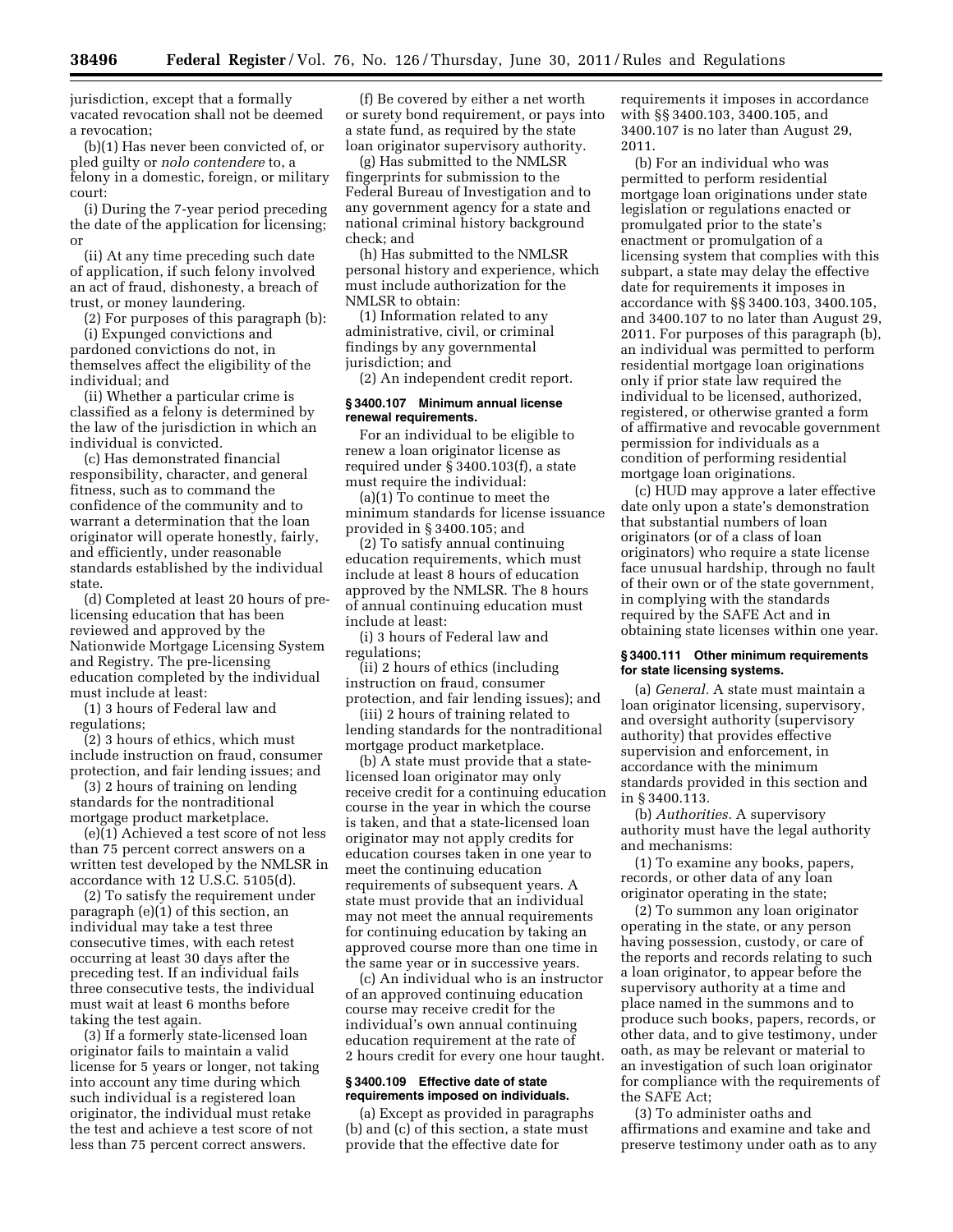jurisdiction, except that a formally vacated revocation shall not be deemed a revocation;

(b)(1) Has never been convicted of, or pled guilty or *nolo contendere* to, a felony in a domestic, foreign, or military court:

(i) During the 7-year period preceding the date of the application for licensing; or

(ii) At any time preceding such date of application, if such felony involved an act of fraud, dishonesty, a breach of trust, or money laundering.

(2) For purposes of this paragraph (b):

(i) Expunged convictions and pardoned convictions do not, in themselves affect the eligibility of the individual; and

(ii) Whether a particular crime is classified as a felony is determined by the law of the jurisdiction in which an individual is convicted.

(c) Has demonstrated financial responsibility, character, and general fitness, such as to command the confidence of the community and to warrant a determination that the loan originator will operate honestly, fairly, and efficiently, under reasonable standards established by the individual state.

(d) Completed at least 20 hours of pre-licensing education that has been reviewed and approved by the Nationwide Mortgage Licensing System and Registry. The pre-licensing education completed by the individual must include at least:

(1) 3 hours of Federal law and regulations;

(2) 3 hours of ethics, which must include instruction on fraud, consumer protection, and fair lending issues; and

(3) 2 hours of training on lending standards for the nontraditional mortgage product marketplace.

(e)(1) Achieved a test score of not less than 75 percent correct answers on a written test developed by the NMLSR in accordance with 12 U.S.C. 5105(d).

(2) To satisfy the requirement under paragraph (e)(1) of this section, an individual may take a test three consecutive times, with each retest occurring at least 30 days after the preceding test. If an individual fails three consecutive tests, the individual must wait at least 6 months before taking the test again.

(3) If a formerly state-licensed loan originator fails to maintain a valid license for 5 years or longer, not taking into account any time during which such individual is a registered loan originator, the individual must retake the test and achieve a test score of not less than 75 percent correct answers.

(f) Be covered by either a net worth or surety bond requirement, or pays into a state fund, as required by the state loan originator supervisory authority.

(g) Has submitted to the NMLSR fingerprints for submission to the Federal Bureau of Investigation and to any government agency for a state and national criminal history background check; and

(h) Has submitted to the NMLSR personal history and experience, which must include authorization for the NMLSR to obtain:

(1) Information related to any administrative, civil, or criminal findings by any governmental jurisdiction; and

(2) An independent credit report.

### § 3400.107 Minimum annual license renewal requirements.

For an individual to be eligible to renew a loan originator license as required under § 3400.103(f), a state must require the individual:

(a)(1) To continue to meet the minimum standards for license issuance provided in § 3400.105; and

(2) To satisfy annual continuing education requirements, which must include at least 8 hours of education approved by the NMLSR. The 8 hours of annual continuing education must include at least:

(i) 3 hours of Federal law and regulations;

(ii) 2 hours of ethics (including instruction on fraud, consumer protection, and fair lending issues); and

(iii) 2 hours of training related to lending standards for the nontraditional mortgage product marketplace.

(b) A state must provide that a state-licensed loan originator may only receive credit for a continuing education course in the year in which the course is taken, and that a state-licensed loan originator may not apply credits for education courses taken in one year to meet the continuing education requirements of subsequent years. A state must provide that an individual may not meet the annual requirements for continuing education by taking an approved course more than one time in the same year or in successive years.

(c) An individual who is an instructor of an approved continuing education course may receive credit for the individual's own annual continuing education requirement at the rate of 2 hours credit for every one hour taught.

### § 3400.109 Effective date of state requirements imposed on individuals.

(a) Except as provided in paragraphs (b) and (c) of this section, a state must provide that the effective date for requirements it imposes in accordance with §§ 3400.103, 3400.105, and 3400.107 is no later than August 29, 2011.

(b) For an individual who was permitted to perform residential mortgage loan originations under state legislation or regulations enacted or promulgated prior to the state's enactment or promulgation of a licensing system that complies with this subpart, a state may delay the effective date for requirements it imposes in accordance with §§ 3400.103, 3400.105, and 3400.107 to no later than August 29, 2011. For purposes of this paragraph (b), an individual was permitted to perform residential mortgage loan originations only if prior state law required the individual to be licensed, authorized, registered, or otherwise granted a form of affirmative and revocable government permission for individuals as a condition of performing residential mortgage loan originations.

(c) HUD may approve a later effective date only upon a state's demonstration that substantial numbers of loan originators (or of a class of loan originators) who require a state license face unusual hardship, through no fault of their own or of the state government, in complying with the standards required by the SAFE Act and in obtaining state licenses within one year.

### § 3400.111 Other minimum requirements for state licensing systems.

(a) *General.* A state must maintain a loan originator licensing, supervisory, and oversight authority (supervisory authority) that provides effective supervision and enforcement, in accordance with the minimum standards provided in this section and in § 3400.113.

(b) *Authorities.* A supervisory authority must have the legal authority and mechanisms:

(1) To examine any books, papers, records, or other data of any loan originator operating in the state;

(2) To summon any loan originator operating in the state, or any person having possession, custody, or care of the reports and records relating to such a loan originator, to appear before the supervisory authority at a time and place named in the summons and to produce such books, papers, records, or other data, and to give testimony, under oath, as may be relevant or material to an investigation of such loan originator for compliance with the requirements of the SAFE Act;

(3) To administer oaths and affirmations and examine and take and preserve testimony under oath as to any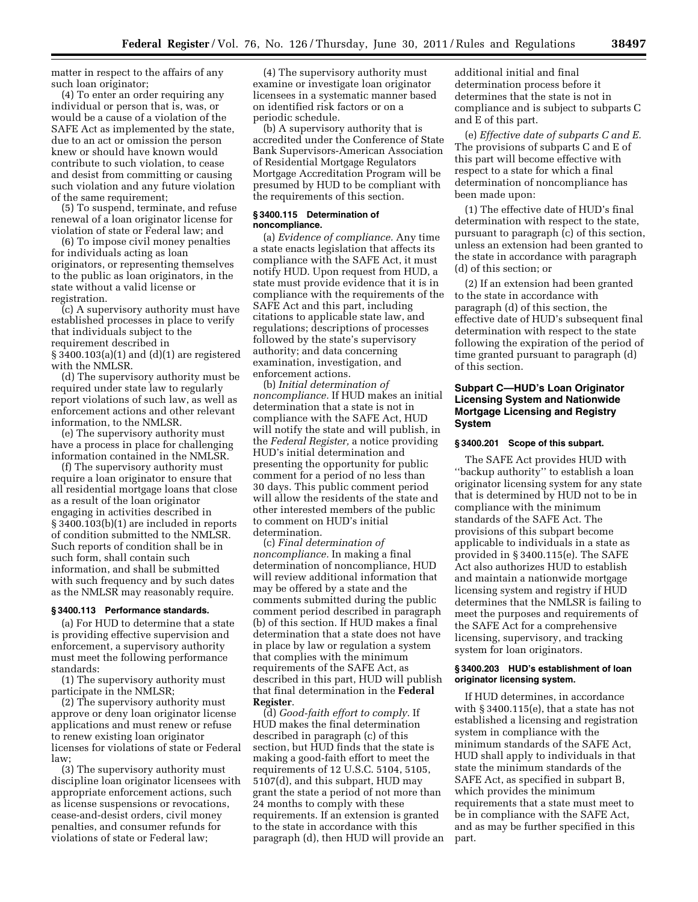matter in respect to the affairs of any such loan originator;

(4) To enter an order requiring any individual or person that is, was, or would be a cause of a violation of the SAFE Act as implemented by the state, due to an act or omission the person knew or should have known would contribute to such violation, to cease and desist from committing or causing such violation and any future violation of the same requirement;

(5) To suspend, terminate, and refuse renewal of a loan originator license for violation of state or Federal law; and

(6) To impose civil money penalties for individuals acting as loan originators, or representing themselves to the public as loan originators, in the state without a valid license or registration.

(c) A supervisory authority must have established processes in place to verify that individuals subject to the requirement described in § 3400.103(a)(1) and (d)(1) are registered with the NMLSR.

(d) The supervisory authority must be required under state law to regularly report violations of such law, as well as enforcement actions and other relevant information, to the NMLSR.

(e) The supervisory authority must have a process in place for challenging information contained in the NMLSR.

(f) The supervisory authority must require a loan originator to ensure that all residential mortgage loans that close as a result of the loan originator engaging in activities described in § 3400.103(b)(1) are included in reports of condition submitted to the NMLSR. Such reports of condition shall be in such form, shall contain such information, and shall be submitted with such frequency and by such dates as the NMLSR may reasonably require.

#### § 3400.113 Performance standards.

(a) For HUD to determine that a state is providing effective supervision and enforcement, a supervisory authority must meet the following performance standards:

(1) The supervisory authority must participate in the NMLSR;

(2) The supervisory authority must approve or deny loan originator license applications and must renew or refuse to renew existing loan originator licenses for violations of state or Federal law;

(3) The supervisory authority must discipline loan originator licensees with appropriate enforcement actions, such as license suspensions or revocations, cease-and-desist orders, civil money penalties, and consumer refunds for violations of state or Federal law;

(4) The supervisory authority must examine or investigate loan originator licensees in a systematic manner based on identified risk factors or on a periodic schedule.

(b) A supervisory authority that is accredited under the Conference of State Bank Supervisors-American Association of Residential Mortgage Regulators Mortgage Accreditation Program will be presumed by HUD to be compliant with the requirements of this section.

#### § 3400.115 Determination of noncompliance.

(a) *Evidence of compliance.* Any time a state enacts legislation that affects its compliance with the SAFE Act, it must notify HUD. Upon request from HUD, a state must provide evidence that it is in compliance with the requirements of the SAFE Act and this part, including citations to applicable state law, and regulations; descriptions of processes followed by the state's supervisory authority; and data concerning examination, investigation, and enforcement actions.

(b) *Initial determination of noncompliance.* If HUD makes an initial determination that a state is not in compliance with the SAFE Act, HUD will notify the state and will publish, in the *Federal Register,* a notice providing HUD's initial determination and presenting the opportunity for public comment for a period of no less than 30 days. This public comment period will allow the residents of the state and other interested members of the public to comment on HUD's initial determination.

(c) *Final determination of noncompliance.* In making a final determination of noncompliance, HUD will review additional information that may be offered by a state and the comments submitted during the public comment period described in paragraph (b) of this section. If HUD makes a final determination that a state does not have in place by law or regulation a system that complies with the minimum requirements of the SAFE Act, as described in this part, HUD will publish that final determination in the **Federal Register**.

(d) *Good-faith effort to comply.* If HUD makes the final determination described in paragraph (c) of this section, but HUD finds that the state is making a good-faith effort to meet the requirements of 12 U.S.C. 5104, 5105, 5107(d), and this subpart, HUD may grant the state a period of not more than 24 months to comply with these requirements. If an extension is granted to the state in accordance with this paragraph (d), then HUD will provide an additional initial and final determination process before it determines that the state is not in compliance and is subject to subparts C and E of this part.

(e) *Effective date of subparts C and E.* The provisions of subparts C and E of this part will become effective with respect to a state for which a final determination of noncompliance has been made upon:

(1) The effective date of HUD's final determination with respect to the state, pursuant to paragraph (c) of this section, unless an extension had been granted to the state in accordance with paragraph (d) of this section; or

(2) If an extension had been granted to the state in accordance with paragraph (d) of this section, the effective date of HUD's subsequent final determination with respect to the state following the expiration of the period of time granted pursuant to paragraph (d) of this section.

### Subpart C—HUD's Loan Originator Licensing System and Nationwide Mortgage Licensing and Registry System

#### § 3400.201 Scope of this subpart.

The SAFE Act provides HUD with "backup authority" to establish a loan originator licensing system for any state that is determined by HUD not to be in compliance with the minimum standards of the SAFE Act. The provisions of this subpart become applicable to individuals in a state as provided in § 3400.115(e). The SAFE Act also authorizes HUD to establish and maintain a nationwide mortgage licensing system and registry if HUD determines that the NMLSR is failing to meet the purposes and requirements of the SAFE Act for a comprehensive licensing, supervisory, and tracking system for loan originators.

#### § 3400.203 HUD's establishment of loan originator licensing system.

If HUD determines, in accordance with § 3400.115(e), that a state has not established a licensing and registration system in compliance with the minimum standards of the SAFE Act, HUD shall apply to individuals in that state the minimum standards of the SAFE Act, as specified in subpart B, which provides the minimum requirements that a state must meet to be in compliance with the SAFE Act, and as may be further specified in this part.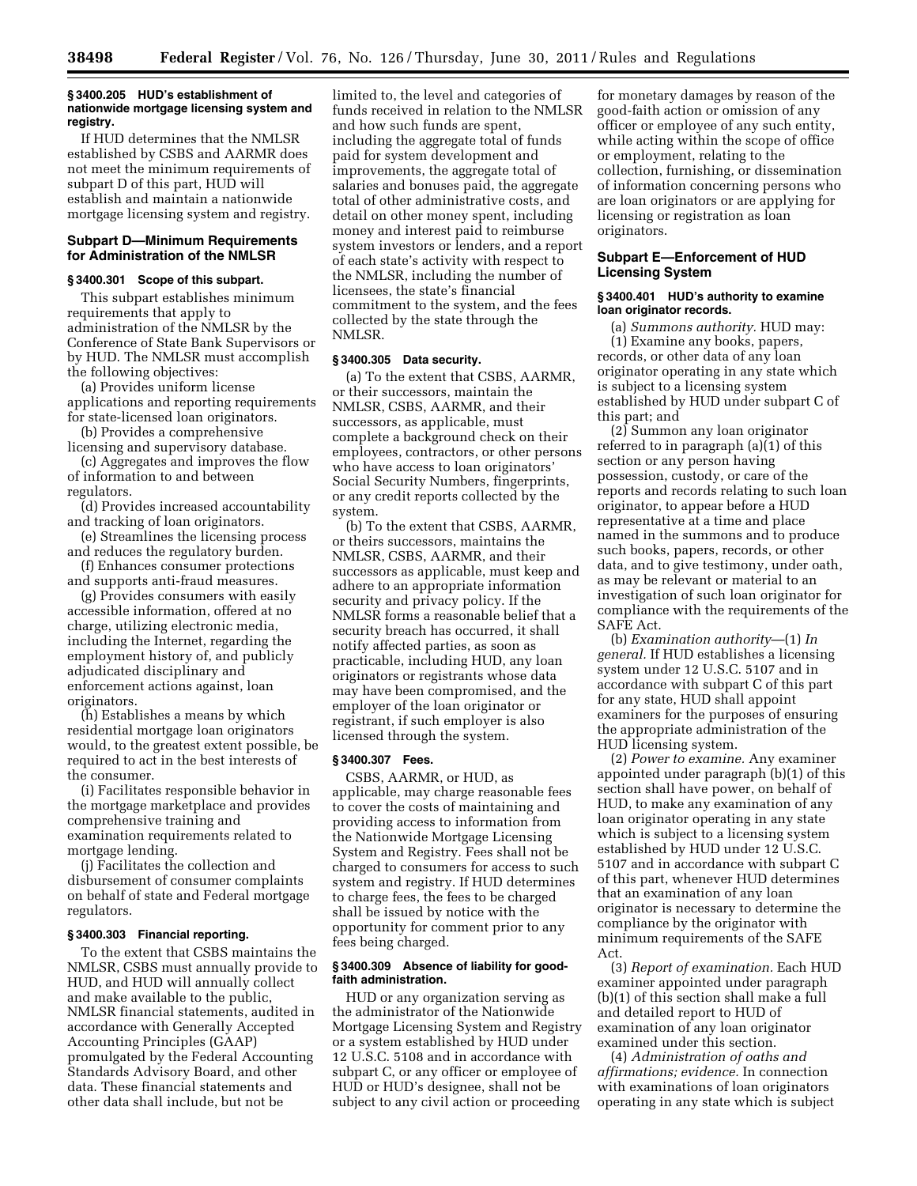### § 3400.205 HUD's establishment of nationwide mortgage licensing system and registry.

If HUD determines that the NMLSR established by CSBS and AARMR does not meet the minimum requirements of subpart D of this part, HUD will establish and maintain a nationwide mortgage licensing system and registry.

## Subpart D—Minimum Requirements for Administration of the NMLSR

### § 3400.301 Scope of this subpart.

This subpart establishes minimum requirements that apply to administration of the NMLSR by the Conference of State Bank Supervisors or by HUD. The NMLSR must accomplish the following objectives:

(a) Provides uniform license applications and reporting requirements for state-licensed loan originators.

(b) Provides a comprehensive licensing and supervisory database.

(c) Aggregates and improves the flow of information to and between regulators.

(d) Provides increased accountability and tracking of loan originators.

(e) Streamlines the licensing process and reduces the regulatory burden.

(f) Enhances consumer protections and supports anti-fraud measures.

(g) Provides consumers with easily accessible information, offered at no charge, utilizing electronic media, including the Internet, regarding the employment history of, and publicly adjudicated disciplinary and enforcement actions against, loan originators.

(h) Establishes a means by which residential mortgage loan originators would, to the greatest extent possible, be required to act in the best interests of the consumer.

(i) Facilitates responsible behavior in the mortgage marketplace and provides comprehensive training and examination requirements related to mortgage lending.

(j) Facilitates the collection and disbursement of consumer complaints on behalf of state and Federal mortgage regulators.

### § 3400.303 Financial reporting.

To the extent that CSBS maintains the NMLSR, CSBS must annually provide to HUD, and HUD will annually collect and make available to the public, NMLSR financial statements, audited in accordance with Generally Accepted Accounting Principles (GAAP) promulgated by the Federal Accounting Standards Advisory Board, and other data. These financial statements and other data shall include, but not be limited to, the level and categories of funds received in relation to the NMLSR and how such funds are spent, including the aggregate total of funds paid for system development and improvements, the aggregate total of salaries and bonuses paid, the aggregate total of other administrative costs, and detail on other money spent, including money and interest paid to reimburse system investors or lenders, and a report of each state's activity with respect to the NMLSR, including the number of licensees, the state's financial commitment to the system, and the fees collected by the state through the NMLSR.

### § 3400.305 Data security.

(a) To the extent that CSBS, AARMR, or their successors, maintain the NMLSR, CSBS, AARMR, and their successors, as applicable, must complete a background check on their employees, contractors, or other persons who have access to loan originators' Social Security Numbers, fingerprints, or any credit reports collected by the system.

(b) To the extent that CSBS, AARMR, or theirs successors, maintains the NMLSR, CSBS, AARMR, and their successors as applicable, must keep and adhere to an appropriate information security and privacy policy. If the NMLSR forms a reasonable belief that a security breach has occurred, it shall notify affected parties, as soon as practicable, including HUD, any loan originators or registrants whose data may have been compromised, and the employer of the loan originator or registrant, if such employer is also licensed through the system.

### § 3400.307 Fees.

CSBS, AARMR, or HUD, as applicable, may charge reasonable fees to cover the costs of maintaining and providing access to information from the Nationwide Mortgage Licensing System and Registry. Fees shall not be charged to consumers for access to such system and registry. If HUD determines to charge fees, the fees to be charged shall be issued by notice with the opportunity for comment prior to any fees being charged.

### § 3400.309 Absence of liability for good-faith administration.

HUD or any organization serving as the administrator of the Nationwide Mortgage Licensing System and Registry or a system established by HUD under 12 U.S.C. 5108 and in accordance with subpart C, or any officer or employee of HUD or HUD's designee, shall not be subject to any civil action or proceeding for monetary damages by reason of the good-faith action or omission of any officer or employee of any such entity, while acting within the scope of office or employment, relating to the collection, furnishing, or dissemination of information concerning persons who are loan originators or are applying for licensing or registration as loan originators.

## Subpart E—Enforcement of HUD Licensing System

### § 3400.401 HUD's authority to examine loan originator records.

(a) *Summons authority.* HUD may:

(1) Examine any books, papers, records, or other data of any loan originator operating in any state which is subject to a licensing system established by HUD under subpart C of this part; and

(2) Summon any loan originator referred to in paragraph (a)(1) of this section or any person having possession, custody, or care of the reports and records relating to such loan originator, to appear before a HUD representative at a time and place named in the summons and to produce such books, papers, records, or other data, and to give testimony, under oath, as may be relevant or material to an investigation of such loan originator for compliance with the requirements of the SAFE Act.

(b) *Examination authority*—(1) *In general.* If HUD establishes a licensing system under 12 U.S.C. 5107 and in accordance with subpart C of this part for any state, HUD shall appoint examiners for the purposes of ensuring the appropriate administration of the HUD licensing system.

(2) *Power to examine.* Any examiner appointed under paragraph (b)(1) of this section shall have power, on behalf of HUD, to make any examination of any loan originator operating in any state which is subject to a licensing system established by HUD under 12 U.S.C. 5107 and in accordance with subpart C of this part, whenever HUD determines that an examination of any loan originator is necessary to determine the compliance by the originator with minimum requirements of the SAFE Act.

(3) *Report of examination.* Each HUD examiner appointed under paragraph (b)(1) of this section shall make a full and detailed report to HUD of examination of any loan originator examined under this section.

(4) *Administration of oaths and affirmations; evidence.* In connection with examinations of loan originators operating in any state which is subject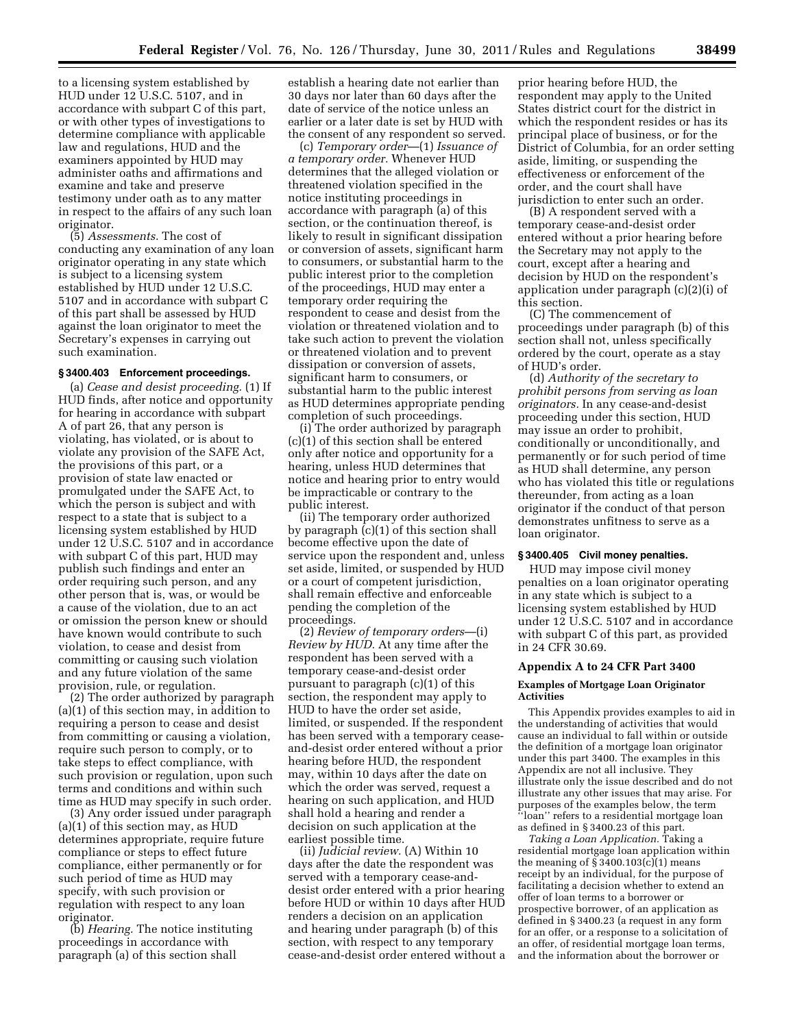to a licensing system established by HUD under 12 U.S.C. 5107, and in accordance with subpart C of this part, or with other types of investigations to determine compliance with applicable law and regulations, HUD and the examiners appointed by HUD may administer oaths and affirmations and examine and take and preserve testimony under oath as to any matter in respect to the affairs of any such loan originator.

(5) *Assessments.* The cost of conducting any examination of any loan originator operating in any state which is subject to a licensing system established by HUD under 12 U.S.C. 5107 and in accordance with subpart C of this part shall be assessed by HUD against the loan originator to meet the Secretary's expenses in carrying out such examination.

**§ 3400.403 Enforcement proceedings.**

(a) *Cease and desist proceeding.* (1) If HUD finds, after notice and opportunity for hearing in accordance with subpart A of part 26, that any person is violating, has violated, or is about to violate any provision of the SAFE Act, the provisions of this part, or a provision of state law enacted or promulgated under the SAFE Act, to which the person is subject and with respect to a state that is subject to a licensing system established by HUD under 12 U.S.C. 5107 and in accordance with subpart C of this part, HUD may publish such findings and enter an order requiring such person, and any other person that is, was, or would be a cause of the violation, due to an act or omission the person knew or should have known would contribute to such violation, to cease and desist from committing or causing such violation and any future violation of the same provision, rule, or regulation.

(2) The order authorized by paragraph (a)(1) of this section may, in addition to requiring a person to cease and desist from committing or causing a violation, require such person to comply, or to take steps to effect compliance, with such provision or regulation, upon such terms and conditions and within such time as HUD may specify in such order.

(3) Any order issued under paragraph (a)(1) of this section may, as HUD determines appropriate, require future compliance or steps to effect future compliance, either permanently or for such period of time as HUD may specify, with such provision or regulation with respect to any loan originator.

(b) *Hearing.* The notice instituting proceedings in accordance with paragraph (a) of this section shall establish a hearing date not earlier than 30 days nor later than 60 days after the date of service of the notice unless an earlier or a later date is set by HUD with the consent of any respondent so served.

(c) *Temporary order*—(1) *Issuance of a temporary order.* Whenever HUD determines that the alleged violation or threatened violation specified in the notice instituting proceedings in accordance with paragraph (a) of this section, or the continuation thereof, is likely to result in significant dissipation or conversion of assets, significant harm to consumers, or substantial harm to the public interest prior to the completion of the proceedings, HUD may enter a temporary order requiring the respondent to cease and desist from the violation or threatened violation and to take such action to prevent the violation or threatened violation and to prevent dissipation or conversion of assets, significant harm to consumers, or substantial harm to the public interest as HUD determines appropriate pending completion of such proceedings.

(i) The order authorized by paragraph (c)(1) of this section shall be entered only after notice and opportunity for a hearing, unless HUD determines that notice and hearing prior to entry would be impracticable or contrary to the public interest.

(ii) The temporary order authorized by paragraph (c)(1) of this section shall become effective upon the date of service upon the respondent and, unless set aside, limited, or suspended by HUD or a court of competent jurisdiction, shall remain effective and enforceable pending the completion of the proceedings.

(2) *Review of temporary orders*—(i) *Review by HUD.* At any time after the respondent has been served with a temporary cease-and-desist order pursuant to paragraph (c)(1) of this section, the respondent may apply to HUD to have the order set aside, limited, or suspended. If the respondent has been served with a temporary cease-and-desist order entered without a prior hearing before HUD, the respondent may, within 10 days after the date on which the order was served, request a hearing on such application, and HUD shall hold a hearing and render a decision on such application at the earliest possible time.

(ii) *Judicial review.* (A) Within 10 days after the date the respondent was served with a temporary cease-and-desist order entered with a prior hearing before HUD or within 10 days after HUD renders a decision on an application and hearing under paragraph (b) of this section, with respect to any temporary cease-and-desist order entered without a prior hearing before HUD, the respondent may apply to the United States district court for the district in which the respondent resides or has its principal place of business, or for the District of Columbia, for an order setting aside, limiting, or suspending the effectiveness or enforcement of the order, and the court shall have jurisdiction to enter such an order.

(B) A respondent served with a temporary cease-and-desist order entered without a prior hearing before the Secretary may not apply to the court, except after a hearing and decision by HUD on the respondent's application under paragraph (c)(2)(i) of this section.

(C) The commencement of proceedings under paragraph (b) of this section shall not, unless specifically ordered by the court, operate as a stay of HUD's order.

(d) *Authority of the secretary to prohibit persons from serving as loan originators.* In any cease-and-desist proceeding under this section, HUD may issue an order to prohibit, conditionally or unconditionally, and permanently or for such period of time as HUD shall determine, any person who has violated this title or regulations thereunder, from acting as a loan originator if the conduct of that person demonstrates unfitness to serve as a loan originator.

**§ 3400.405 Civil money penalties.**

HUD may impose civil money penalties on a loan originator operating in any state which is subject to a licensing system established by HUD under 12 U.S.C. 5107 and in accordance with subpart C of this part, as provided in 24 CFR 30.69.

## Appendix A to 24 CFR Part 3400

**Examples of Mortgage Loan Originator Activities**

This Appendix provides examples to aid in the understanding of activities that would cause an individual to fall within or outside the definition of a mortgage loan originator under this part 3400. The examples in this Appendix are not all inclusive. They illustrate only the issue described and do not illustrate any other issues that may arise. For purposes of the examples below, the term "loan" refers to a residential mortgage loan as defined in § 3400.23 of this part.

*Taking a Loan Application.* Taking a residential mortgage loan application within the meaning of § 3400.103(c)(1) means receipt by an individual, for the purpose of facilitating a decision whether to extend an offer of loan terms to a borrower or prospective borrower, of an application as defined in § 3400.23 (a request in any form for an offer, or a response to a solicitation of an offer, of residential mortgage loan terms, and the information about the borrower or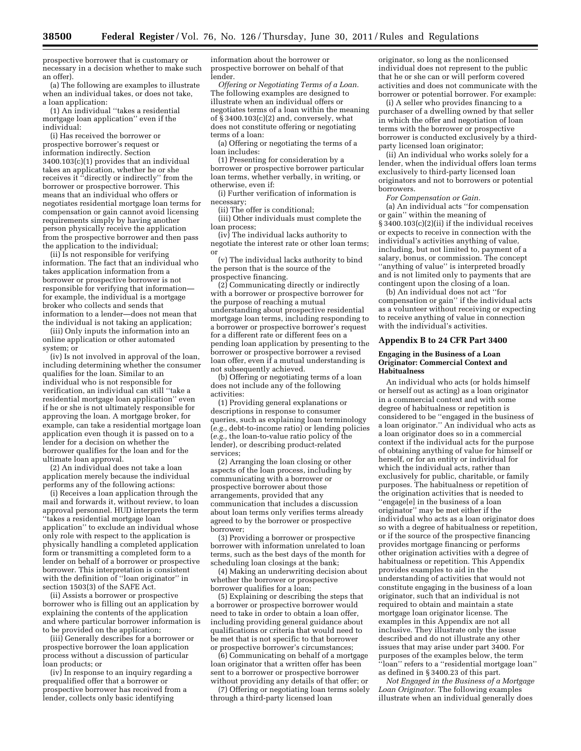prospective borrower that is customary or necessary in a decision whether to make such an offer).

(a) The following are examples to illustrate when an individual takes, or does not take, a loan application:

(1) An individual ''takes a residential mortgage loan application'' even if the individual:

(i) Has received the borrower or prospective borrower's request or information indirectly. Section 3400.103(c)(1) provides that an individual takes an application, whether he or she receives it ''directly or indirectly'' from the borrower or prospective borrower. This means that an individual who offers or negotiates residential mortgage loan terms for compensation or gain cannot avoid licensing requirements simply by having another person physically receive the application from the prospective borrower and then pass the application to the individual;

(ii) Is not responsible for verifying information. The fact that an individual who takes application information from a borrower or prospective borrower is not responsible for verifying that information—for example, the individual is a mortgage broker who collects and sends that information to a lender—does not mean that the individual is not taking an application;

(iii) Only inputs the information into an online application or other automated system; or

(iv) Is not involved in approval of the loan, including determining whether the consumer qualifies for the loan. Similar to an individual who is not responsible for verification, an individual can still ''take a residential mortgage loan application'' even if he or she is not ultimately responsible for approving the loan. A mortgage broker, for example, can take a residential mortgage loan application even though it is passed on to a lender for a decision on whether the borrower qualifies for the loan and for the ultimate loan approval.

(2) An individual does not take a loan application merely because the individual performs any of the following actions:

(i) Receives a loan application through the mail and forwards it, without review, to loan approval personnel. HUD interprets the term ''takes a residential mortgage loan application'' to exclude an individual whose only role with respect to the application is physically handling a completed application form or transmitting a completed form to a lender on behalf of a borrower or prospective borrower. This interpretation is consistent with the definition of ''loan originator'' in section 1503(3) of the SAFE Act.

(ii) Assists a borrower or prospective borrower who is filling out an application by explaining the contents of the application and where particular borrower information is to be provided on the application;

(iii) Generally describes for a borrower or prospective borrower the loan application process without a discussion of particular loan products; or

(iv) In response to an inquiry regarding a prequalified offer that a borrower or prospective borrower has received from a lender, collects only basic identifying information about the borrower or prospective borrower on behalf of that lender.

*Offering or Negotiating Terms of a Loan.* The following examples are designed to illustrate when an individual offers or negotiates terms of a loan within the meaning of § 3400.103(c)(2) and, conversely, what does not constitute offering or negotiating terms of a loan:

(a) Offering or negotiating the terms of a loan includes:

(1) Presenting for consideration by a borrower or prospective borrower particular loan terms, whether verbally, in writing, or otherwise, even if:

(i) Further verification of information is necessary;

(ii) The offer is conditional;

(iii) Other individuals must complete the loan process;

(iv) The individual lacks authority to negotiate the interest rate or other loan terms; or

(v) The individual lacks authority to bind the person that is the source of the prospective financing.

(2) Communicating directly or indirectly with a borrower or prospective borrower for the purpose of reaching a mutual understanding about prospective residential mortgage loan terms, including responding to a borrower or prospective borrower's request for a different rate or different fees on a pending loan application by presenting to the borrower or prospective borrower a revised loan offer, even if a mutual understanding is not subsequently achieved.

(b) Offering or negotiating terms of a loan does not include any of the following activities:

(1) Providing general explanations or descriptions in response to consumer queries, such as explaining loan terminology (*e.g.,* debt-to-income ratio) or lending policies (*e.g.,* the loan-to-value ratio policy of the lender), or describing product-related services;

(2) Arranging the loan closing or other aspects of the loan process, including by communicating with a borrower or prospective borrower about those arrangements, provided that any communication that includes a discussion about loan terms only verifies terms already agreed to by the borrower or prospective borrower;

(3) Providing a borrower or prospective borrower with information unrelated to loan terms, such as the best days of the month for scheduling loan closings at the bank;

(4) Making an underwriting decision about whether the borrower or prospective borrower qualifies for a loan;

(5) Explaining or describing the steps that a borrower or prospective borrower would need to take in order to obtain a loan offer, including providing general guidance about qualifications or criteria that would need to be met that is not specific to that borrower or prospective borrower's circumstances;

(6) Communicating on behalf of a mortgage loan originator that a written offer has been sent to a borrower or prospective borrower without providing any details of that offer; or

(7) Offering or negotiating loan terms solely through a third-party licensed loan originator, so long as the nonlicensed individual does not represent to the public that he or she can or will perform covered activities and does not communicate with the borrower or potential borrower. For example:

(i) A seller who provides financing to a purchaser of a dwelling owned by that seller in which the offer and negotiation of loan terms with the borrower or prospective borrower is conducted exclusively by a third-party licensed loan originator;

(ii) An individual who works solely for a lender, when the individual offers loan terms exclusively to third-party licensed loan originators and not to borrowers or potential borrowers.

*For Compensation or Gain.*

(a) An individual acts ''for compensation or gain'' within the meaning of § 3400.103(c)(2)(ii) if the individual receives or expects to receive in connection with the individual's activities anything of value, including, but not limited to, payment of a salary, bonus, or commission. The concept ''anything of value'' is interpreted broadly and is not limited only to payments that are contingent upon the closing of a loan.

(b) An individual does not act ''for compensation or gain'' if the individual acts as a volunteer without receiving or expecting to receive anything of value in connection with the individual's activities.

## Appendix B to 24 CFR Part 3400

### Engaging in the Business of a Loan Originator: Commercial Context and Habitualness

An individual who acts (or holds himself or herself out as acting) as a loan originator in a commercial context and with some degree of habitualness or repetition is considered to be ''engaged in the business of a loan originator.'' An individual who acts as a loan originator does so in a commercial context if the individual acts for the purpose of obtaining anything of value for himself or herself, or for an entity or individual for which the individual acts, rather than exclusively for public, charitable, or family purposes. The habitualness or repetition of the origination activities that is needed to ''engage[e] in the business of a loan originator'' may be met either if the individual who acts as a loan originator does so with a degree of habitualness or repetition, or if the source of the prospective financing provides mortgage financing or performs other origination activities with a degree of habitualness or repetition. This Appendix provides examples to aid in the understanding of activities that would not constitute engaging in the business of a loan originator, such that an individual is not required to obtain and maintain a state mortgage loan originator license. The examples in this Appendix are not all inclusive. They illustrate only the issue described and do not illustrate any other issues that may arise under part 3400. For purposes of the examples below, the term ''loan'' refers to a ''residential mortgage loan'' as defined in § 3400.23 of this part.

*Not Engaged in the Business of a Mortgage Loan Originator.* The following examples illustrate when an individual generally does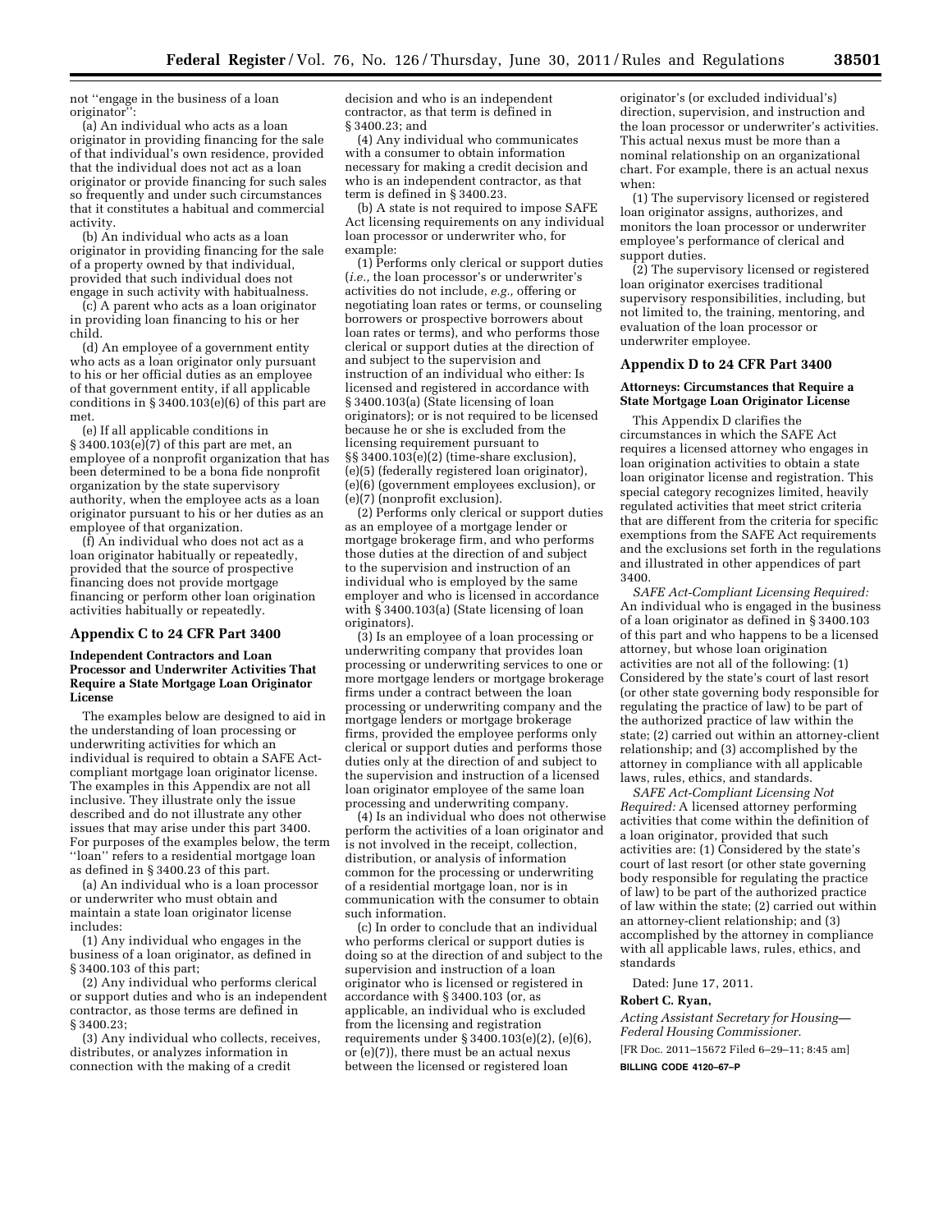not "engage in the business of a loan originator":

(a) An individual who acts as a loan originator in providing financing for the sale of that individual's own residence, provided that the individual does not act as a loan originator or provide financing for such sales so frequently and under such circumstances that it constitutes a habitual and commercial activity.

(b) An individual who acts as a loan originator in providing financing for the sale of a property owned by that individual, provided that such individual does not engage in such activity with habitualness.

(c) A parent who acts as a loan originator in providing loan financing to his or her child.

(d) An employee of a government entity who acts as a loan originator only pursuant to his or her official duties as an employee of that government entity, if all applicable conditions in § 3400.103(e)(6) of this part are met.

(e) If all applicable conditions in § 3400.103(e)(7) of this part are met, an employee of a nonprofit organization that has been determined to be a bona fide nonprofit organization by the state supervisory authority, when the employee acts as a loan originator pursuant to his or her duties as an employee of that organization.

(f) An individual who does not act as a loan originator habitually or repeatedly, provided that the source of prospective financing does not provide mortgage financing or perform other loan origination activities habitually or repeatedly.

## Appendix C to 24 CFR Part 3400

### Independent Contractors and Loan Processor and Underwriter Activities That Require a State Mortgage Loan Originator License

The examples below are designed to aid in the understanding of loan processing or underwriting activities for which an individual is required to obtain a SAFE Act-compliant mortgage loan originator license. The examples in this Appendix are not all inclusive. They illustrate only the issue described and do not illustrate any other issues that may arise under this part 3400. For purposes of the examples below, the term "loan" refers to a residential mortgage loan as defined in § 3400.23 of this part.

(a) An individual who is a loan processor or underwriter who must obtain and maintain a state loan originator license includes:

(1) Any individual who engages in the business of a loan originator, as defined in § 3400.103 of this part;

(2) Any individual who performs clerical or support duties and who is an independent contractor, as those terms are defined in § 3400.23;

(3) Any individual who collects, receives, distributes, or analyzes information in connection with the making of a credit decision and who is an independent contractor, as that term is defined in § 3400.23; and

(4) Any individual who communicates with a consumer to obtain information necessary for making a credit decision and who is an independent contractor, as that term is defined in § 3400.23.

(b) A state is not required to impose SAFE Act licensing requirements on any individual loan processor or underwriter who, for example:

(1) Performs only clerical or support duties (*i.e.,* the loan processor's or underwriter's activities do not include, *e.g.,* offering or negotiating loan rates or terms, or counseling borrowers or prospective borrowers about loan rates or terms), and who performs those clerical or support duties at the direction of and subject to the supervision and instruction of an individual who either: Is licensed and registered in accordance with § 3400.103(a) (State licensing of loan originators); or is not required to be licensed because he or she is excluded from the licensing requirement pursuant to §§ 3400.103(e)(2) (time-share exclusion), (e)(5) (federally registered loan originator), (e)(6) (government employees exclusion), or (e)(7) (nonprofit exclusion).

(2) Performs only clerical or support duties as an employee of a mortgage lender or mortgage brokerage firm, and who performs those duties at the direction of and subject to the supervision and instruction of an individual who is employed by the same employer and who is licensed in accordance with § 3400.103(a) (State licensing of loan originators).

(3) Is an employee of a loan processing or underwriting company that provides loan processing or underwriting services to one or more mortgage lenders or mortgage brokerage firms under a contract between the loan processing or underwriting company and the mortgage lenders or mortgage brokerage firms, provided the employee performs only clerical or support duties and performs those duties only at the direction of and subject to the supervision and instruction of a licensed loan originator employee of the same loan processing and underwriting company.

(4) Is an individual who does not otherwise perform the activities of a loan originator and is not involved in the receipt, collection, distribution, or analysis of information common for the processing or underwriting of a residential mortgage loan, nor is in communication with the consumer to obtain such information.

(c) In order to conclude that an individual who performs clerical or support duties is doing so at the direction of and subject to the supervision and instruction of a loan originator who is licensed or registered in accordance with § 3400.103 (or, as applicable, an individual who is excluded from the licensing and registration requirements under § 3400.103(e)(2), (e)(6), or (e)(7)), there must be an actual nexus between the licensed or registered loan originator's (or excluded individual's) direction, supervision, and instruction and the loan processor or underwriter's activities. This actual nexus must be more than a nominal relationship on an organizational chart. For example, there is an actual nexus when:

(1) The supervisory licensed or registered loan originator assigns, authorizes, and monitors the loan processor or underwriter employee's performance of clerical and support duties.

(2) The supervisory licensed or registered loan originator exercises traditional supervisory responsibilities, including, but not limited to, the training, mentoring, and evaluation of the loan processor or underwriter employee.

## Appendix D to 24 CFR Part 3400

### Attorneys: Circumstances that Require a State Mortgage Loan Originator License

This Appendix D clarifies the circumstances in which the SAFE Act requires a licensed attorney who engages in loan origination activities to obtain a state loan originator license and registration. This special category recognizes limited, heavily regulated activities that meet strict criteria that are different from the criteria for specific exemptions from the SAFE Act requirements and the exclusions set forth in the regulations and illustrated in other appendices of part 3400.

*SAFE Act-Compliant Licensing Required:* An individual who is engaged in the business of a loan originator as defined in § 3400.103 of this part and who happens to be a licensed attorney, but whose loan origination activities are not all of the following: (1) Considered by the state's court of last resort (or other state governing body responsible for regulating the practice of law) to be part of the authorized practice of law within the state; (2) carried out within an attorney-client relationship; and (3) accomplished by the attorney in compliance with all applicable laws, rules, ethics, and standards.

*SAFE Act-Compliant Licensing Not Required:* A licensed attorney performing activities that come within the definition of a loan originator, provided that such activities are: (1) Considered by the state's court of last resort (or other state governing body responsible for regulating the practice of law) to be part of the authorized practice of law within the state; (2) carried out within an attorney-client relationship; and (3) accomplished by the attorney in compliance with all applicable laws, rules, ethics, and standards

Dated: June 17, 2011.

**Robert C. Ryan,**

*Acting Assistant Secretary for Housing—Federal Housing Commissioner.*

[FR Doc. 2011–15672 Filed 6–29–11; 8:45 am]

**BILLING CODE 4120–67–P**